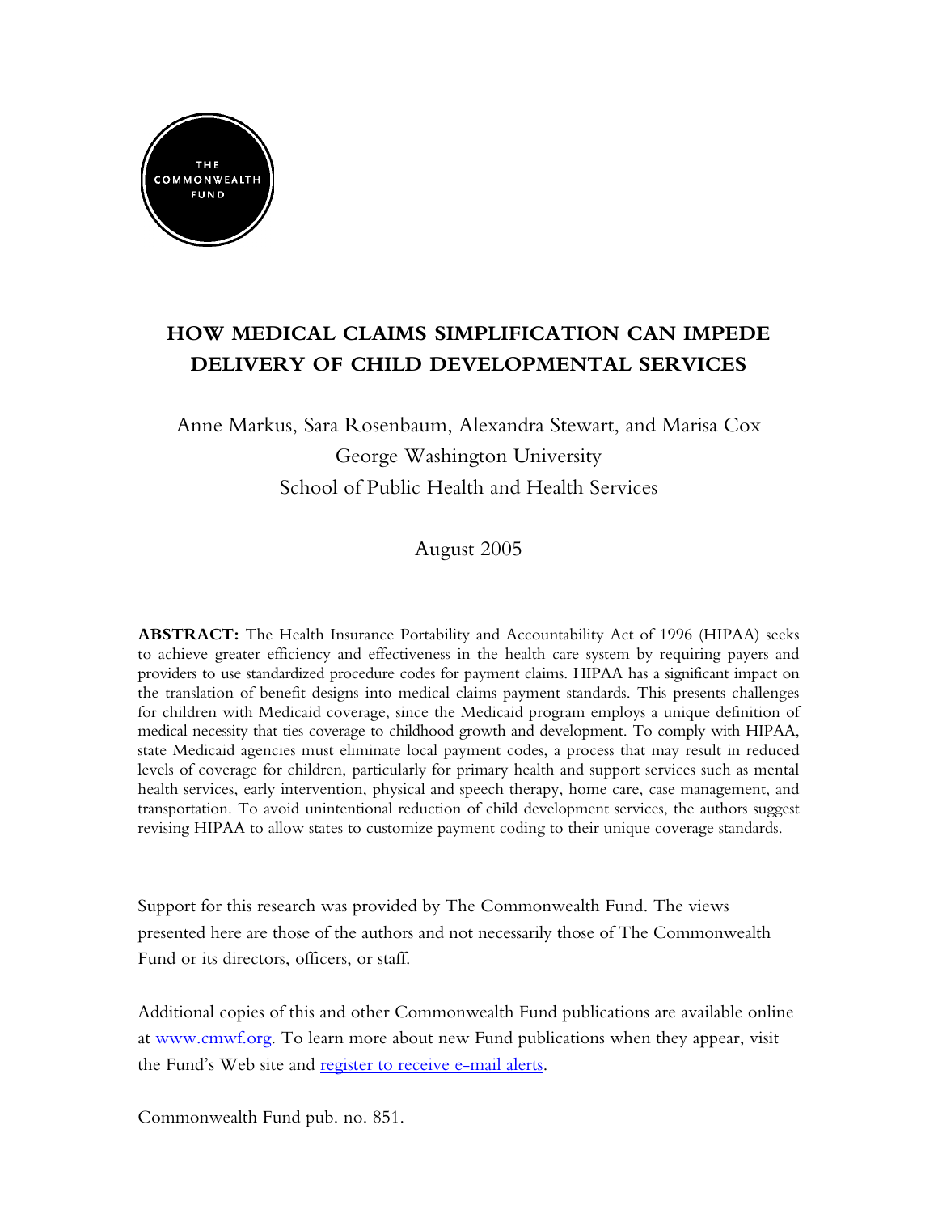THE COMMONWEALTH FUND

# HOW MEDICAL CLAIMS SIMPLIFICATION CAN IMPEDE DELIVERY OF CHILD DEVELOPMENTAL SERVICES

Anne Markus, Sara Rosenbaum, Alexandra Stewart, and Marisa Cox
George Washington University
School of Public Health and Health Services

August 2005

**ABSTRACT:** The Health Insurance Portability and Accountability Act of 1996 (HIPAA) seeks to achieve greater efficiency and effectiveness in the health care system by requiring payers and providers to use standardized procedure codes for payment claims. HIPAA has a significant impact on the translation of benefit designs into medical claims payment standards. This presents challenges for children with Medicaid coverage, since the Medicaid program employs a unique definition of medical necessity that ties coverage to childhood growth and development. To comply with HIPAA, state Medicaid agencies must eliminate local payment codes, a process that may result in reduced levels of coverage for children, particularly for primary health and support services such as mental health services, early intervention, physical and speech therapy, home care, case management, and transportation. To avoid unintentional reduction of child development services, the authors suggest revising HIPAA to allow states to customize payment coding to their unique coverage standards.

Support for this research was provided by The Commonwealth Fund. The views presented here are those of the authors and not necessarily those of The Commonwealth Fund or its directors, officers, or staff.

Additional copies of this and other Commonwealth Fund publications are available online at [www.cmwf.org](http://www.cmwf.org). To learn more about new Fund publications when they appear, visit the Fund's Web site and register to receive e-mail alerts.

Commonwealth Fund pub. no. 851.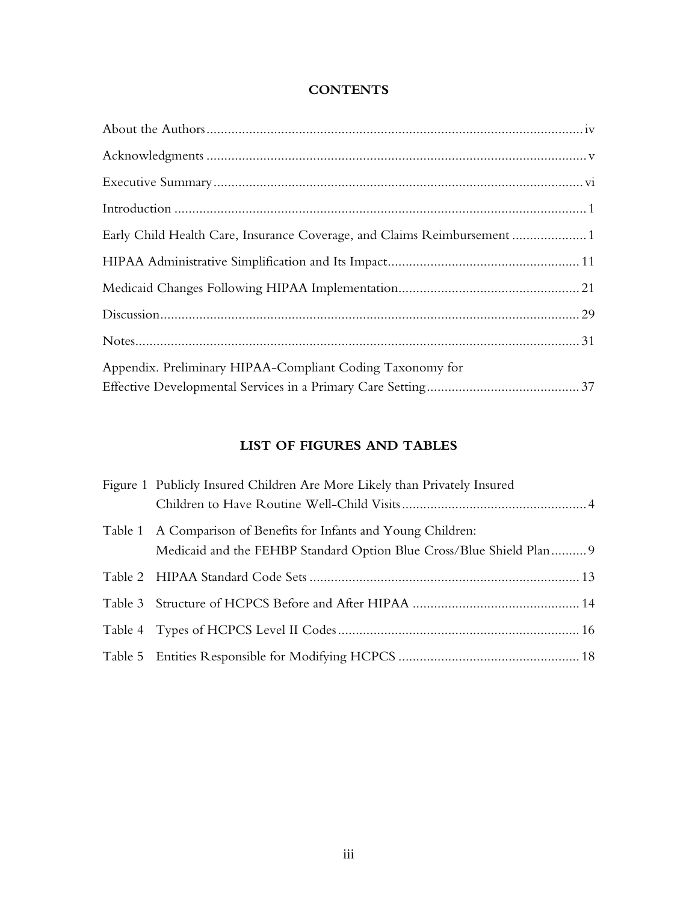## CONTENTS

About the Authors .......... iv

Acknowledgments .......... v

Executive Summary .......... vi

Introduction .......... 1

Early Child Health Care, Insurance Coverage, and Claims Reimbursement .......... 1

HIPAA Administrative Simplification and Its Impact .......... 11

Medicaid Changes Following HIPAA Implementation .......... 21

Discussion .......... 29

Notes .......... 31

Appendix. Preliminary HIPAA-Compliant Coding Taxonomy for Effective Developmental Services in a Primary Care Setting .......... 37

## LIST OF FIGURES AND TABLES

Figure 1 Publicly Insured Children Are More Likely than Privately Insured Children to Have Routine Well-Child Visits .......... 4

Table 1 A Comparison of Benefits for Infants and Young Children: Medicaid and the FEHBP Standard Option Blue Cross/Blue Shield Plan .......... 9

Table 2 HIPAA Standard Code Sets .......... 13

Table 3 Structure of HCPCS Before and After HIPAA .......... 14

Table 4 Types of HCPCS Level II Codes .......... 16

Table 5 Entities Responsible for Modifying HCPCS .......... 18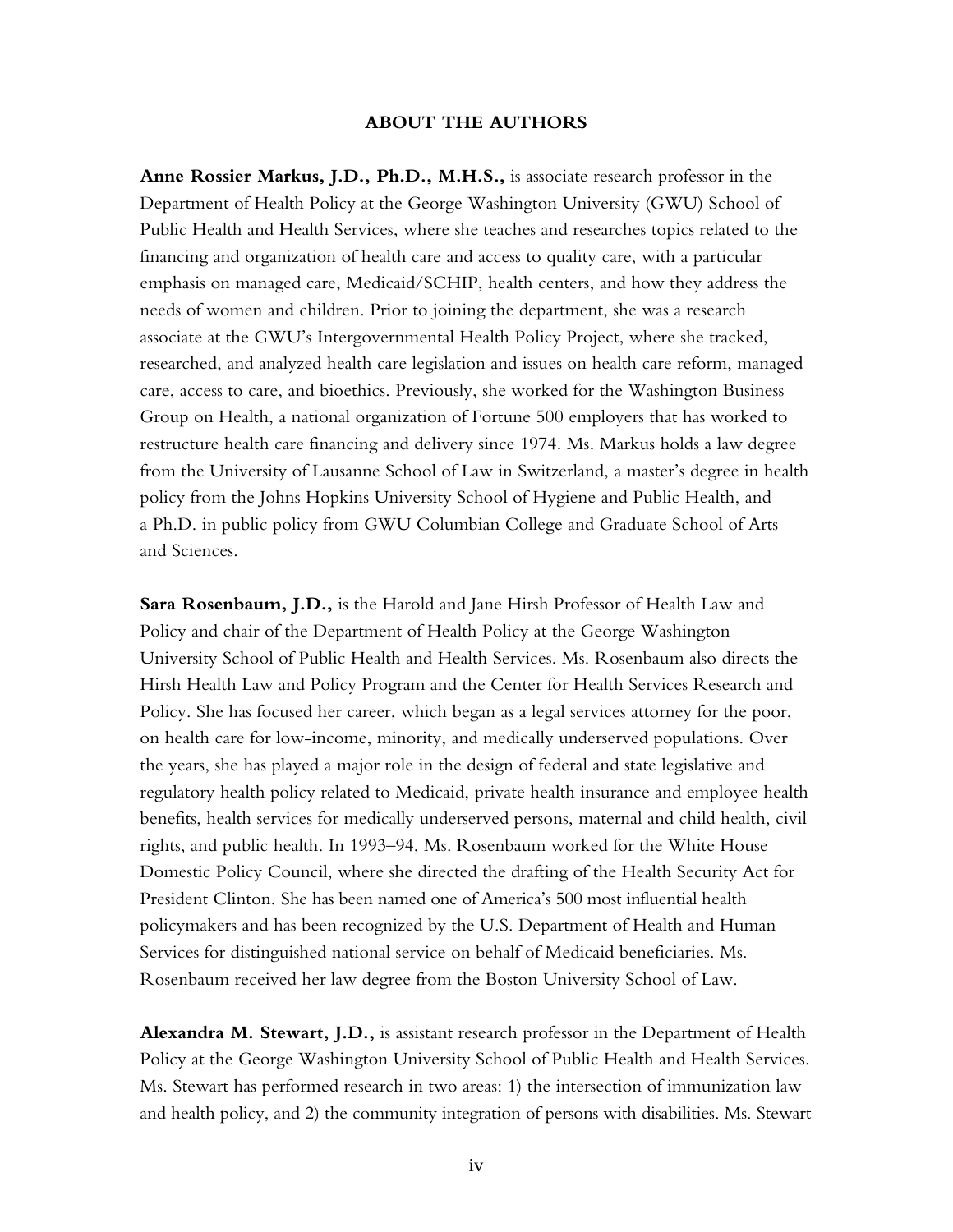## ABOUT THE AUTHORS

**Anne Rossier Markus, J.D., Ph.D., M.H.S.,** is associate research professor in the Department of Health Policy at the George Washington University (GWU) School of Public Health and Health Services, where she teaches and researches topics related to the financing and organization of health care and access to quality care, with a particular emphasis on managed care, Medicaid/SCHIP, health centers, and how they address the needs of women and children. Prior to joining the department, she was a research associate at the GWU's Intergovernmental Health Policy Project, where she tracked, researched, and analyzed health care legislation and issues on health care reform, managed care, access to care, and bioethics. Previously, she worked for the Washington Business Group on Health, a national organization of Fortune 500 employers that has worked to restructure health care financing and delivery since 1974. Ms. Markus holds a law degree from the University of Lausanne School of Law in Switzerland, a master's degree in health policy from the Johns Hopkins University School of Hygiene and Public Health, and a Ph.D. in public policy from GWU Columbian College and Graduate School of Arts and Sciences.

**Sara Rosenbaum, J.D.,** is the Harold and Jane Hirsh Professor of Health Law and Policy and chair of the Department of Health Policy at the George Washington University School of Public Health and Health Services. Ms. Rosenbaum also directs the Hirsh Health Law and Policy Program and the Center for Health Services Research and Policy. She has focused her career, which began as a legal services attorney for the poor, on health care for low-income, minority, and medically underserved populations. Over the years, she has played a major role in the design of federal and state legislative and regulatory health policy related to Medicaid, private health insurance and employee health benefits, health services for medically underserved persons, maternal and child health, civil rights, and public health. In 1993–94, Ms. Rosenbaum worked for the White House Domestic Policy Council, where she directed the drafting of the Health Security Act for President Clinton. She has been named one of America's 500 most influential health policymakers and has been recognized by the U.S. Department of Health and Human Services for distinguished national service on behalf of Medicaid beneficiaries. Ms. Rosenbaum received her law degree from the Boston University School of Law.

**Alexandra M. Stewart, J.D.,** is assistant research professor in the Department of Health Policy at the George Washington University School of Public Health and Health Services. Ms. Stewart has performed research in two areas: 1) the intersection of immunization law and health policy, and 2) the community integration of persons with disabilities. Ms. Stewart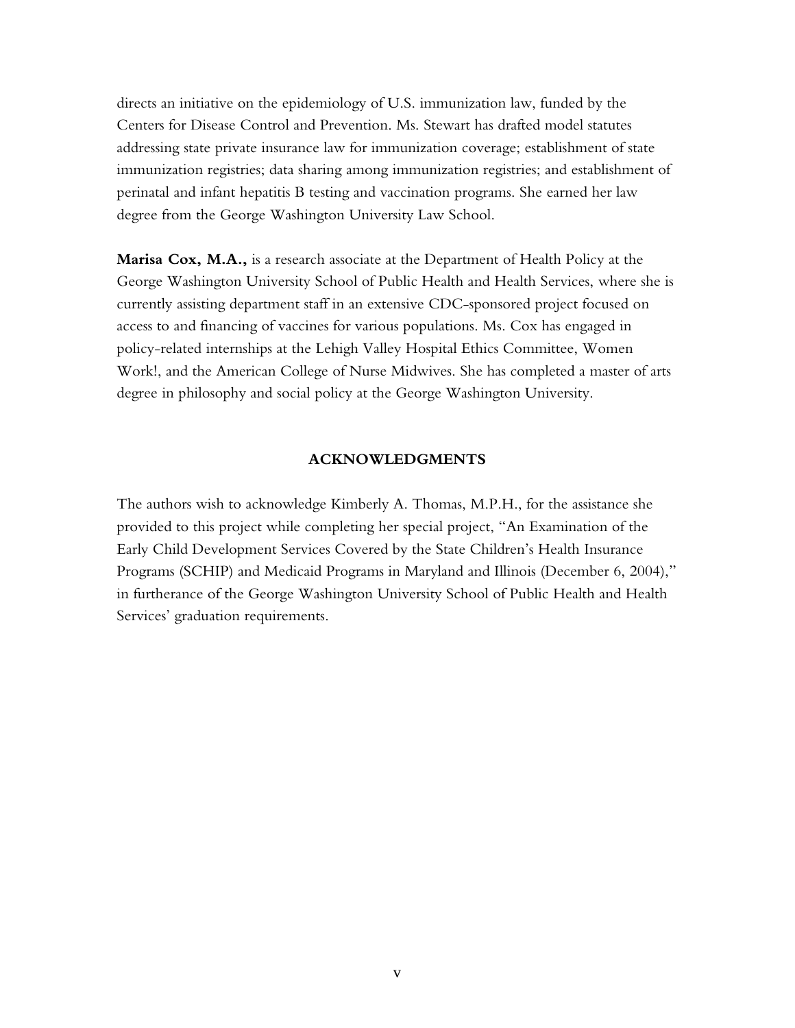directs an initiative on the epidemiology of U.S. immunization law, funded by the Centers for Disease Control and Prevention. Ms. Stewart has drafted model statutes addressing state private insurance law for immunization coverage; establishment of state immunization registries; data sharing among immunization registries; and establishment of perinatal and infant hepatitis B testing and vaccination programs. She earned her law degree from the George Washington University Law School.

**Marisa Cox, M.A.,** is a research associate at the Department of Health Policy at the George Washington University School of Public Health and Health Services, where she is currently assisting department staff in an extensive CDC-sponsored project focused on access to and financing of vaccines for various populations. Ms. Cox has engaged in policy-related internships at the Lehigh Valley Hospital Ethics Committee, Women Work!, and the American College of Nurse Midwives. She has completed a master of arts degree in philosophy and social policy at the George Washington University.

## ACKNOWLEDGMENTS

The authors wish to acknowledge Kimberly A. Thomas, M.P.H., for the assistance she provided to this project while completing her special project, "An Examination of the Early Child Development Services Covered by the State Children's Health Insurance Programs (SCHIP) and Medicaid Programs in Maryland and Illinois (December 6, 2004)," in furtherance of the George Washington University School of Public Health and Health Services' graduation requirements.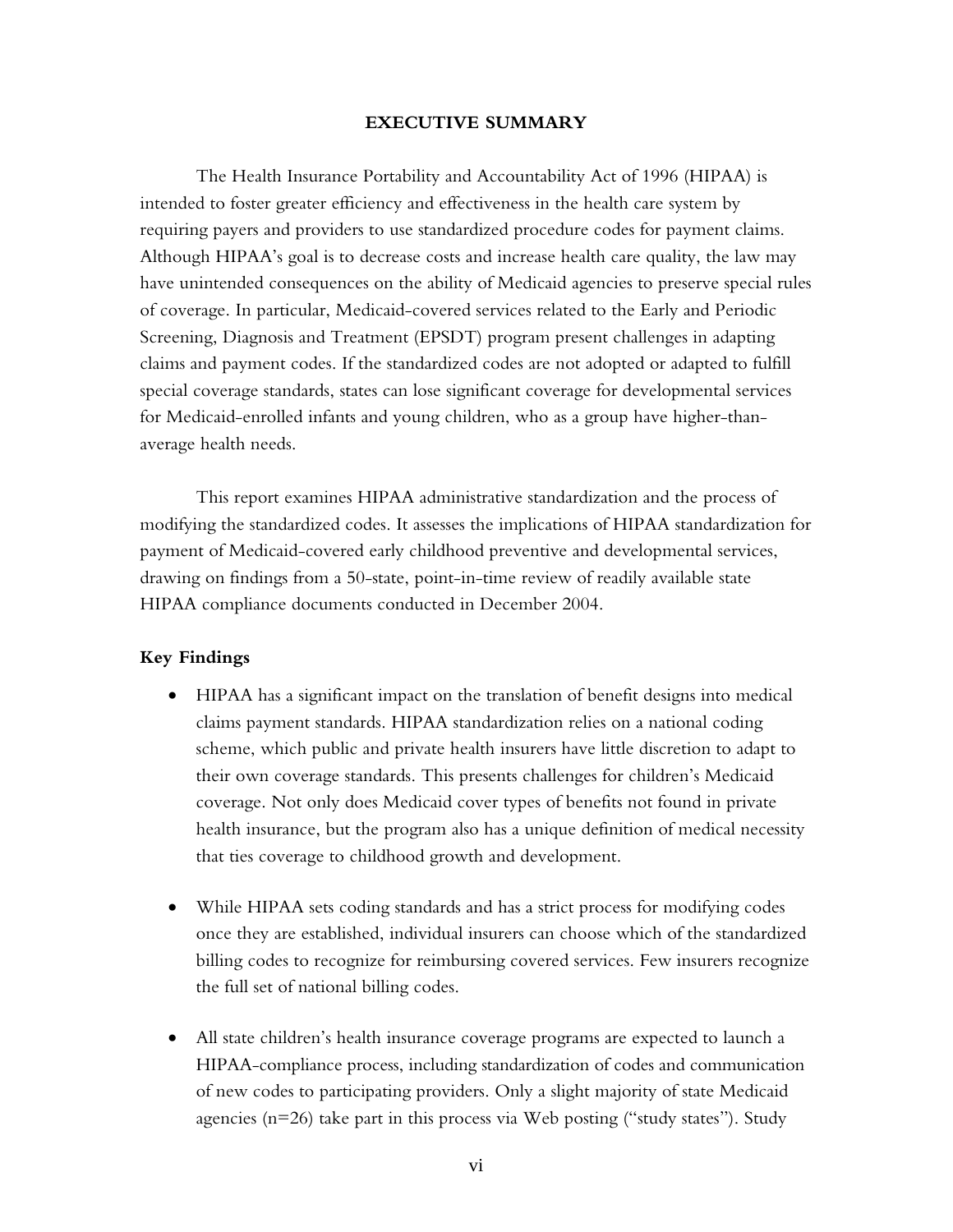## EXECUTIVE SUMMARY

The Health Insurance Portability and Accountability Act of 1996 (HIPAA) is intended to foster greater efficiency and effectiveness in the health care system by requiring payers and providers to use standardized procedure codes for payment claims. Although HIPAA's goal is to decrease costs and increase health care quality, the law may have unintended consequences on the ability of Medicaid agencies to preserve special rules of coverage. In particular, Medicaid-covered services related to the Early and Periodic Screening, Diagnosis and Treatment (EPSDT) program present challenges in adapting claims and payment codes. If the standardized codes are not adopted or adapted to fulfill special coverage standards, states can lose significant coverage for developmental services for Medicaid-enrolled infants and young children, who as a group have higher-than-average health needs.

This report examines HIPAA administrative standardization and the process of modifying the standardized codes. It assesses the implications of HIPAA standardization for payment of Medicaid-covered early childhood preventive and developmental services, drawing on findings from a 50-state, point-in-time review of readily available state HIPAA compliance documents conducted in December 2004.

### Key Findings

- HIPAA has a significant impact on the translation of benefit designs into medical claims payment standards. HIPAA standardization relies on a national coding scheme, which public and private health insurers have little discretion to adapt to their own coverage standards. This presents challenges for children's Medicaid coverage. Not only does Medicaid cover types of benefits not found in private health insurance, but the program also has a unique definition of medical necessity that ties coverage to childhood growth and development.

- While HIPAA sets coding standards and has a strict process for modifying codes once they are established, individual insurers can choose which of the standardized billing codes to recognize for reimbursing covered services. Few insurers recognize the full set of national billing codes.

- All state children's health insurance coverage programs are expected to launch a HIPAA-compliance process, including standardization of codes and communication of new codes to participating providers. Only a slight majority of state Medicaid agencies (n=26) take part in this process via Web posting ("study states"). Study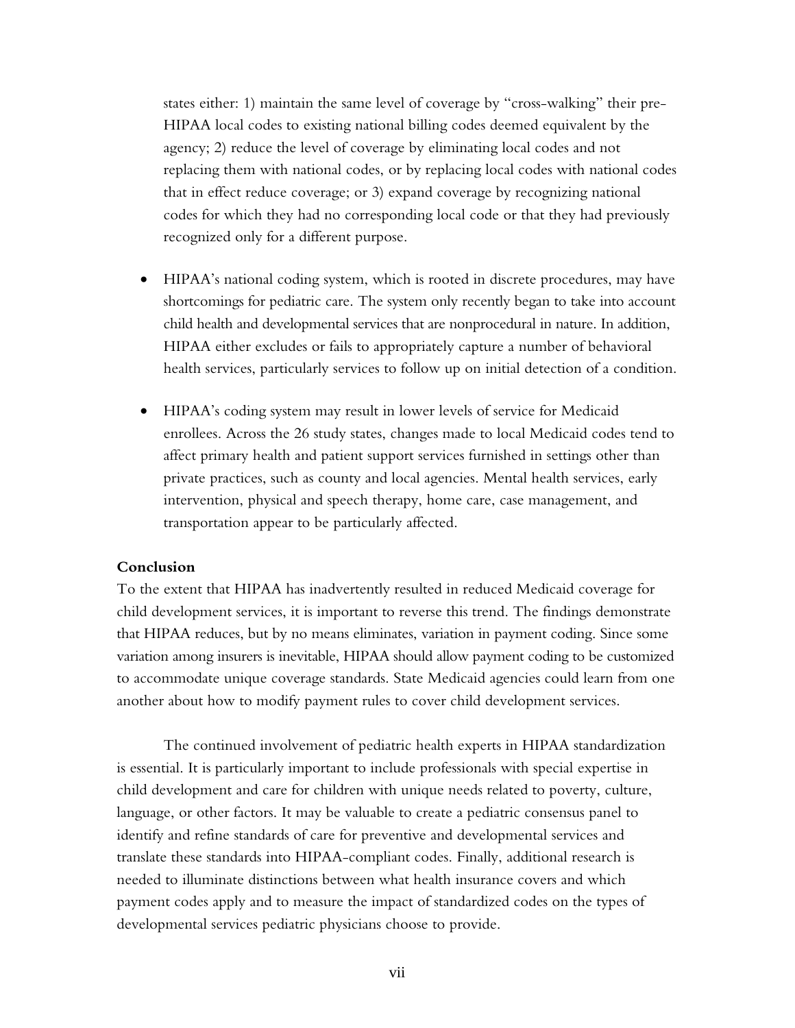states either: 1) maintain the same level of coverage by "cross-walking" their pre-HIPAA local codes to existing national billing codes deemed equivalent by the agency; 2) reduce the level of coverage by eliminating local codes and not replacing them with national codes, or by replacing local codes with national codes that in effect reduce coverage; or 3) expand coverage by recognizing national codes for which they had no corresponding local code or that they had previously recognized only for a different purpose.

- HIPAA's national coding system, which is rooted in discrete procedures, may have shortcomings for pediatric care. The system only recently began to take into account child health and developmental services that are nonprocedural in nature. In addition, HIPAA either excludes or fails to appropriately capture a number of behavioral health services, particularly services to follow up on initial detection of a condition.

- HIPAA's coding system may result in lower levels of service for Medicaid enrollees. Across the 26 study states, changes made to local Medicaid codes tend to affect primary health and patient support services furnished in settings other than private practices, such as county and local agencies. Mental health services, early intervention, physical and speech therapy, home care, case management, and transportation appear to be particularly affected.

**Conclusion**

To the extent that HIPAA has inadvertently resulted in reduced Medicaid coverage for child development services, it is important to reverse this trend. The findings demonstrate that HIPAA reduces, but by no means eliminates, variation in payment coding. Since some variation among insurers is inevitable, HIPAA should allow payment coding to be customized to accommodate unique coverage standards. State Medicaid agencies could learn from one another about how to modify payment rules to cover child development services.

The continued involvement of pediatric health experts in HIPAA standardization is essential. It is particularly important to include professionals with special expertise in child development and care for children with unique needs related to poverty, culture, language, or other factors. It may be valuable to create a pediatric consensus panel to identify and refine standards of care for preventive and developmental services and translate these standards into HIPAA-compliant codes. Finally, additional research is needed to illuminate distinctions between what health insurance covers and which payment codes apply and to measure the impact of standardized codes on the types of developmental services pediatric physicians choose to provide.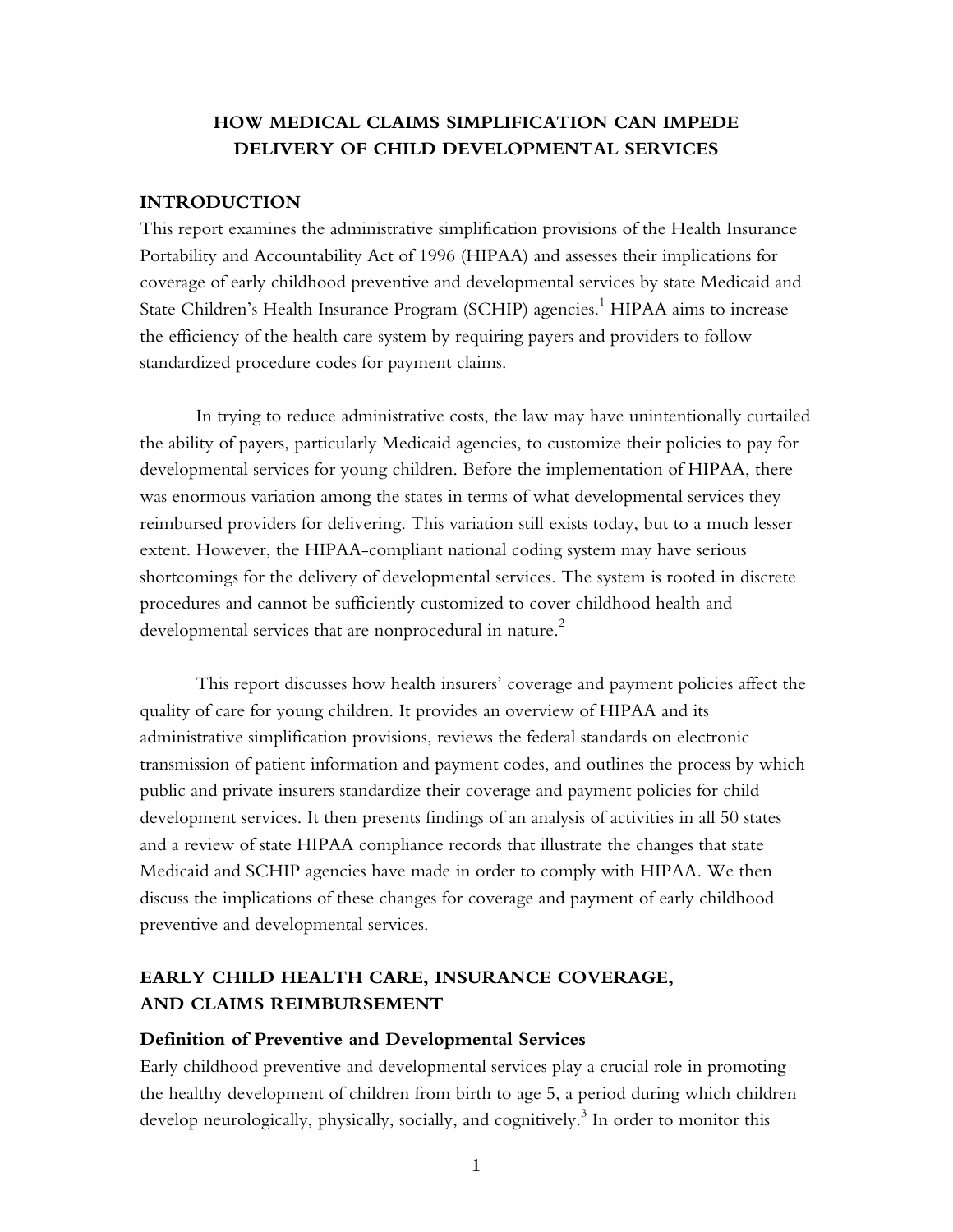# HOW MEDICAL CLAIMS SIMPLIFICATION CAN IMPEDE DELIVERY OF CHILD DEVELOPMENTAL SERVICES

## INTRODUCTION

This report examines the administrative simplification provisions of the Health Insurance Portability and Accountability Act of 1996 (HIPAA) and assesses their implications for coverage of early childhood preventive and developmental services by state Medicaid and State Children's Health Insurance Program (SCHIP) agencies.[1] HIPAA aims to increase the efficiency of the health care system by requiring payers and providers to follow standardized procedure codes for payment claims.

In trying to reduce administrative costs, the law may have unintentionally curtailed the ability of payers, particularly Medicaid agencies, to customize their policies to pay for developmental services for young children. Before the implementation of HIPAA, there was enormous variation among the states in terms of what developmental services they reimbursed providers for delivering. This variation still exists today, but to a much lesser extent. However, the HIPAA-compliant national coding system may have serious shortcomings for the delivery of developmental services. The system is rooted in discrete procedures and cannot be sufficiently customized to cover childhood health and developmental services that are nonprocedural in nature.[2]

This report discusses how health insurers' coverage and payment policies affect the quality of care for young children. It provides an overview of HIPAA and its administrative simplification provisions, reviews the federal standards on electronic transmission of patient information and payment codes, and outlines the process by which public and private insurers standardize their coverage and payment policies for child development services. It then presents findings of an analysis of activities in all 50 states and a review of state HIPAA compliance records that illustrate the changes that state Medicaid and SCHIP agencies have made in order to comply with HIPAA. We then discuss the implications of these changes for coverage and payment of early childhood preventive and developmental services.

## EARLY CHILD HEALTH CARE, INSURANCE COVERAGE, AND CLAIMS REIMBURSEMENT

### Definition of Preventive and Developmental Services

Early childhood preventive and developmental services play a crucial role in promoting the healthy development of children from birth to age 5, a period during which children develop neurologically, physically, socially, and cognitively.[3] In order to monitor this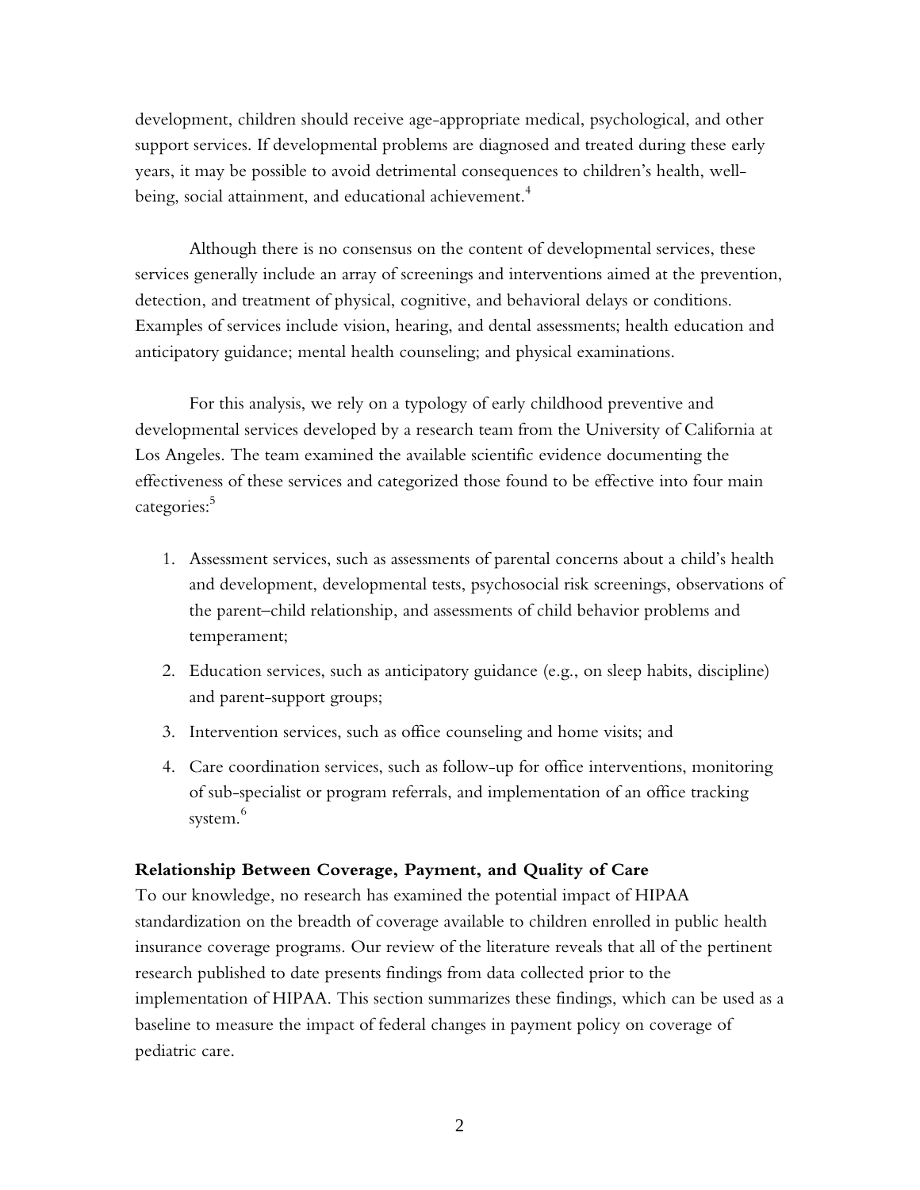development, children should receive age-appropriate medical, psychological, and other support services. If developmental problems are diagnosed and treated during these early years, it may be possible to avoid detrimental consequences to children's health, well-being, social attainment, and educational achievement.[4]

Although there is no consensus on the content of developmental services, these services generally include an array of screenings and interventions aimed at the prevention, detection, and treatment of physical, cognitive, and behavioral delays or conditions. Examples of services include vision, hearing, and dental assessments; health education and anticipatory guidance; mental health counseling; and physical examinations.

For this analysis, we rely on a typology of early childhood preventive and developmental services developed by a research team from the University of California at Los Angeles. The team examined the available scientific evidence documenting the effectiveness of these services and categorized those found to be effective into four main categories:[5]

1. Assessment services, such as assessments of parental concerns about a child's health and development, developmental tests, psychosocial risk screenings, observations of the parent–child relationship, and assessments of child behavior problems and temperament;
2. Education services, such as anticipatory guidance (e.g., on sleep habits, discipline) and parent-support groups;
3. Intervention services, such as office counseling and home visits; and
4. Care coordination services, such as follow-up for office interventions, monitoring of sub-specialist or program referrals, and implementation of an office tracking system.[6]

**Relationship Between Coverage, Payment, and Quality of Care**

To our knowledge, no research has examined the potential impact of HIPAA standardization on the breadth of coverage available to children enrolled in public health insurance coverage programs. Our review of the literature reveals that all of the pertinent research published to date presents findings from data collected prior to the implementation of HIPAA. This section summarizes these findings, which can be used as a baseline to measure the impact of federal changes in payment policy on coverage of pediatric care.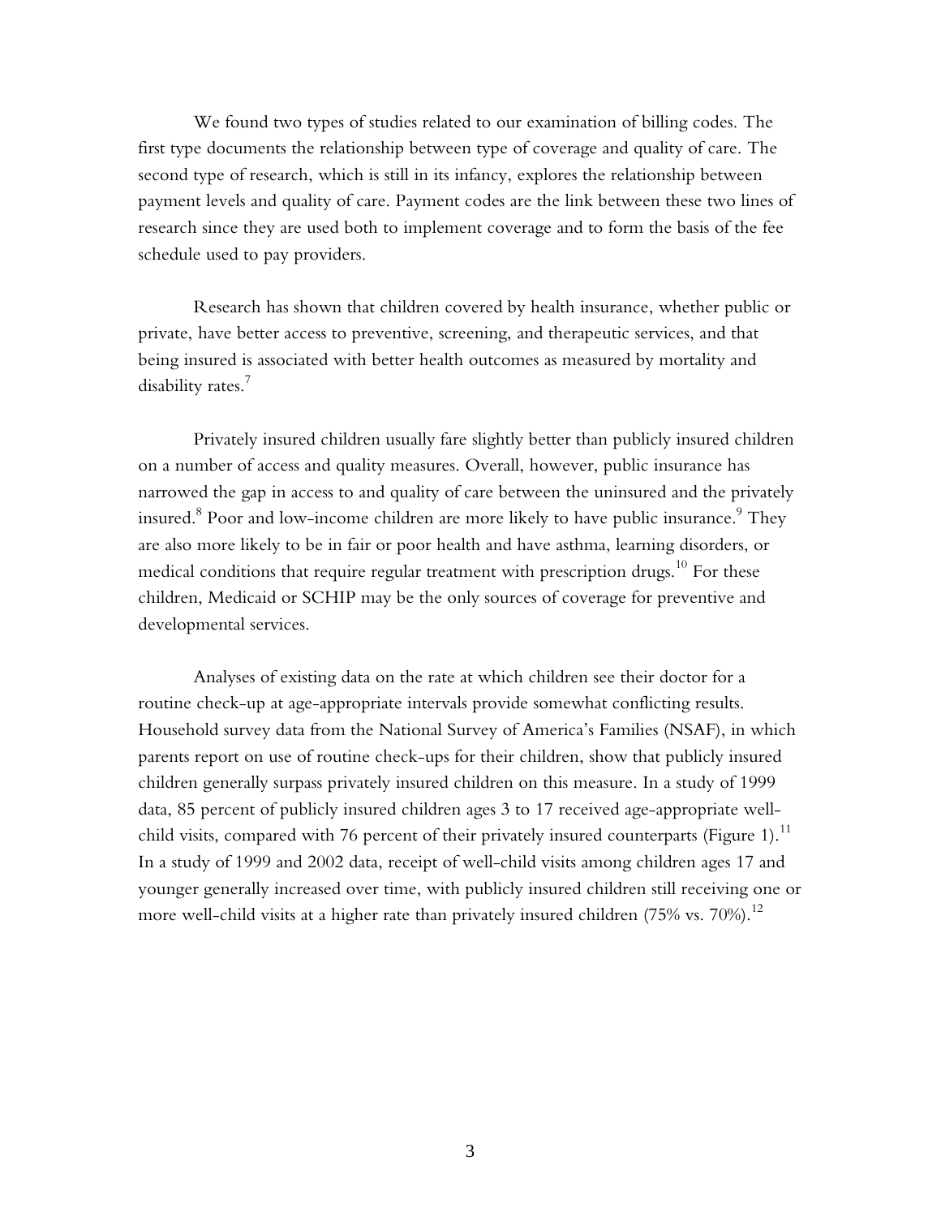We found two types of studies related to our examination of billing codes. The first type documents the relationship between type of coverage and quality of care. The second type of research, which is still in its infancy, explores the relationship between payment levels and quality of care. Payment codes are the link between these two lines of research since they are used both to implement coverage and to form the basis of the fee schedule used to pay providers.

Research has shown that children covered by health insurance, whether public or private, have better access to preventive, screening, and therapeutic services, and that being insured is associated with better health outcomes as measured by mortality and disability rates.[7]

Privately insured children usually fare slightly better than publicly insured children on a number of access and quality measures. Overall, however, public insurance has narrowed the gap in access to and quality of care between the uninsured and the privately insured.[8] Poor and low-income children are more likely to have public insurance.[9] They are also more likely to be in fair or poor health and have asthma, learning disorders, or medical conditions that require regular treatment with prescription drugs.[10] For these children, Medicaid or SCHIP may be the only sources of coverage for preventive and developmental services.

Analyses of existing data on the rate at which children see their doctor for a routine check-up at age-appropriate intervals provide somewhat conflicting results. Household survey data from the National Survey of America's Families (NSAF), in which parents report on use of routine check-ups for their children, show that publicly insured children generally surpass privately insured children on this measure. In a study of 1999 data, 85 percent of publicly insured children ages 3 to 17 received age-appropriate well-child visits, compared with 76 percent of their privately insured counterparts (Figure 1).[11] In a study of 1999 and 2002 data, receipt of well-child visits among children ages 17 and younger generally increased over time, with publicly insured children still receiving one or more well-child visits at a higher rate than privately insured children (75% vs. 70%).[12]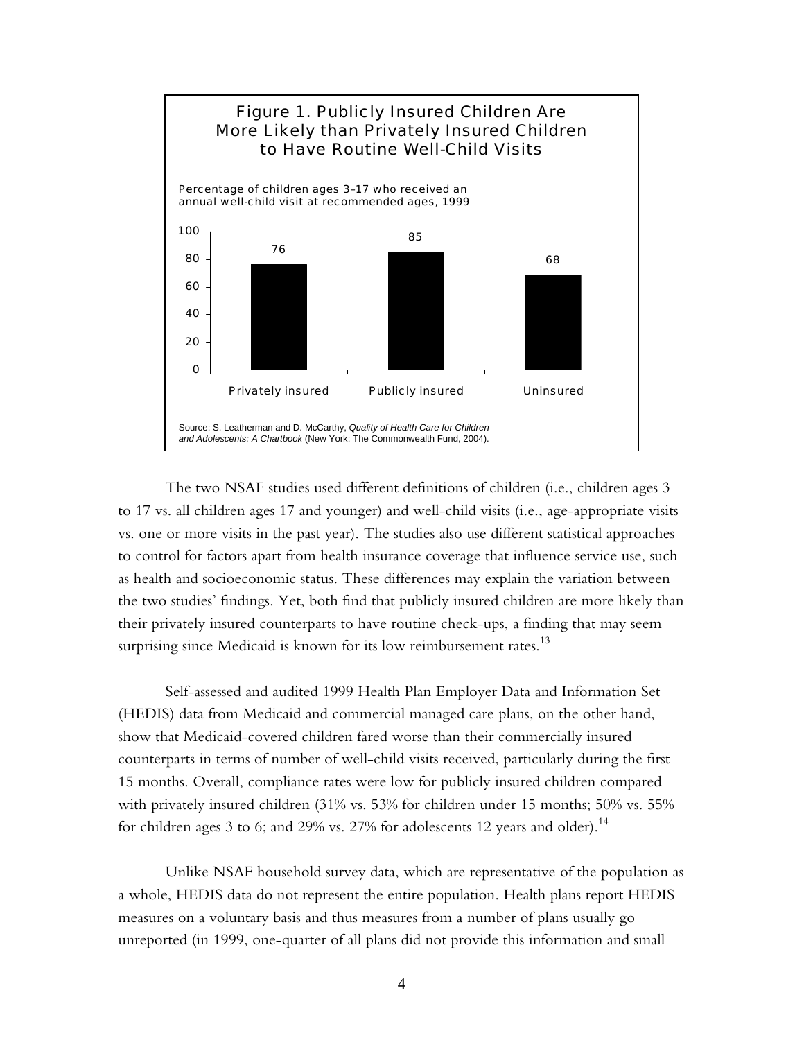**Figure 1. Publicly Insured Children Are More Likely than Privately Insured Children to Have Routine Well-Child Visits**

Percentage of children ages 3–17 who received an annual well-child visit at recommended ages, 1999

| | Privately insured | Publicly insured | Uninsured |
|---|---|---|---|
| Percentage | 76 | 85 | 68 |

Source: S. Leatherman and D. McCarthy, *Quality of Health Care for Children and Adolescents: A Chartbook* (New York: The Commonwealth Fund, 2004).

The two NSAF studies used different definitions of children (i.e., children ages 3 to 17 vs. all children ages 17 and younger) and well-child visits (i.e., age-appropriate visits vs. one or more visits in the past year). The studies also use different statistical approaches to control for factors apart from health insurance coverage that influence service use, such as health and socioeconomic status. These differences may explain the variation between the two studies' findings. Yet, both find that publicly insured children are more likely than their privately insured counterparts to have routine check-ups, a finding that may seem surprising since Medicaid is known for its low reimbursement rates.[13]

Self-assessed and audited 1999 Health Plan Employer Data and Information Set (HEDIS) data from Medicaid and commercial managed care plans, on the other hand, show that Medicaid-covered children fared worse than their commercially insured counterparts in terms of number of well-child visits received, particularly during the first 15 months. Overall, compliance rates were low for publicly insured children compared with privately insured children (31% vs. 53% for children under 15 months; 50% vs. 55% for children ages 3 to 6; and 29% vs. 27% for adolescents 12 years and older).[14]

Unlike NSAF household survey data, which are representative of the population as a whole, HEDIS data do not represent the entire population. Health plans report HEDIS measures on a voluntary basis and thus measures from a number of plans usually go unreported (in 1999, one-quarter of all plans did not provide this information and small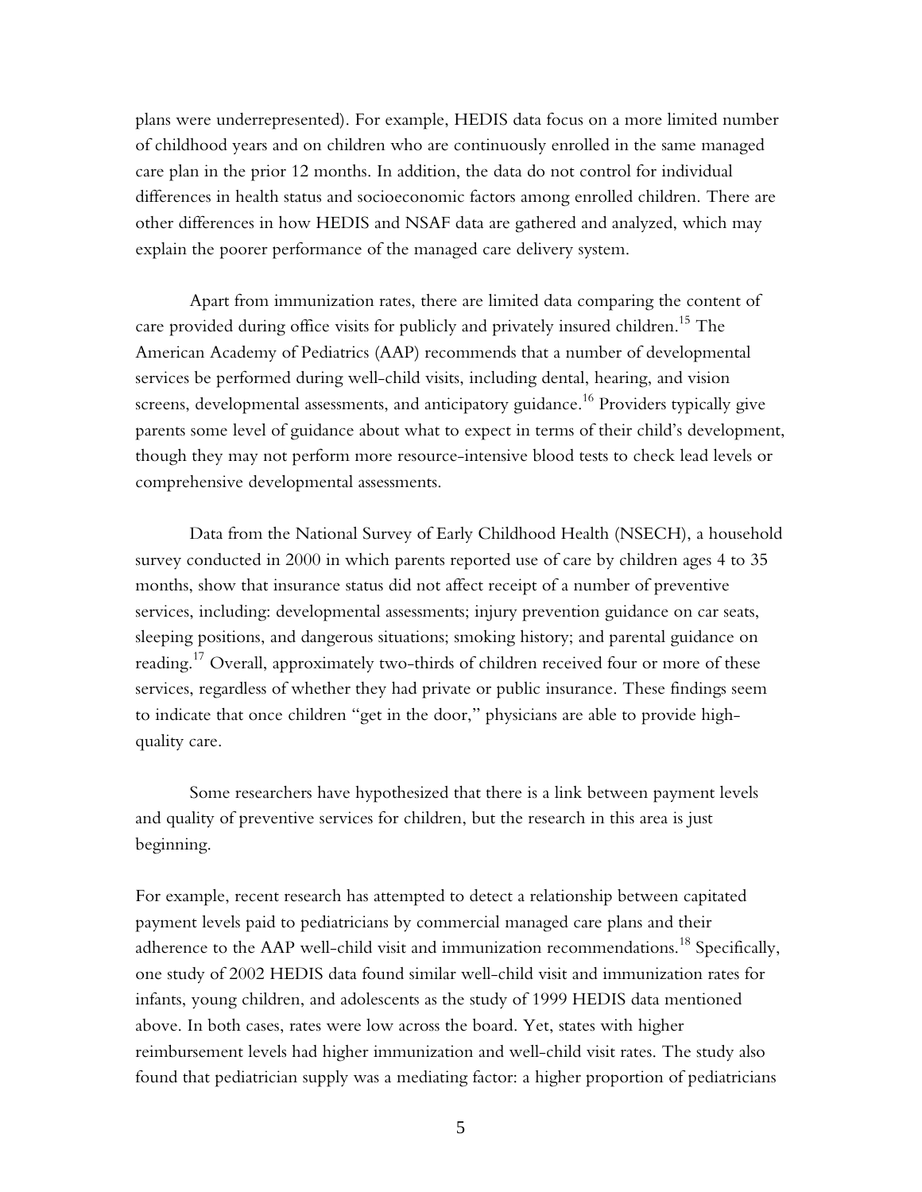plans were underrepresented). For example, HEDIS data focus on a more limited number of childhood years and on children who are continuously enrolled in the same managed care plan in the prior 12 months. In addition, the data do not control for individual differences in health status and socioeconomic factors among enrolled children. There are other differences in how HEDIS and NSAF data are gathered and analyzed, which may explain the poorer performance of the managed care delivery system.

Apart from immunization rates, there are limited data comparing the content of care provided during office visits for publicly and privately insured children.[15] The American Academy of Pediatrics (AAP) recommends that a number of developmental services be performed during well-child visits, including dental, hearing, and vision screens, developmental assessments, and anticipatory guidance.[16] Providers typically give parents some level of guidance about what to expect in terms of their child's development, though they may not perform more resource-intensive blood tests to check lead levels or comprehensive developmental assessments.

Data from the National Survey of Early Childhood Health (NSECH), a household survey conducted in 2000 in which parents reported use of care by children ages 4 to 35 months, show that insurance status did not affect receipt of a number of preventive services, including: developmental assessments; injury prevention guidance on car seats, sleeping positions, and dangerous situations; smoking history; and parental guidance on reading.[17] Overall, approximately two-thirds of children received four or more of these services, regardless of whether they had private or public insurance. These findings seem to indicate that once children "get in the door," physicians are able to provide high-quality care.

Some researchers have hypothesized that there is a link between payment levels and quality of preventive services for children, but the research in this area is just beginning.

For example, recent research has attempted to detect a relationship between capitated payment levels paid to pediatricians by commercial managed care plans and their adherence to the AAP well-child visit and immunization recommendations.[18] Specifically, one study of 2002 HEDIS data found similar well-child visit and immunization rates for infants, young children, and adolescents as the study of 1999 HEDIS data mentioned above. In both cases, rates were low across the board. Yet, states with higher reimbursement levels had higher immunization and well-child visit rates. The study also found that pediatrician supply was a mediating factor: a higher proportion of pediatricians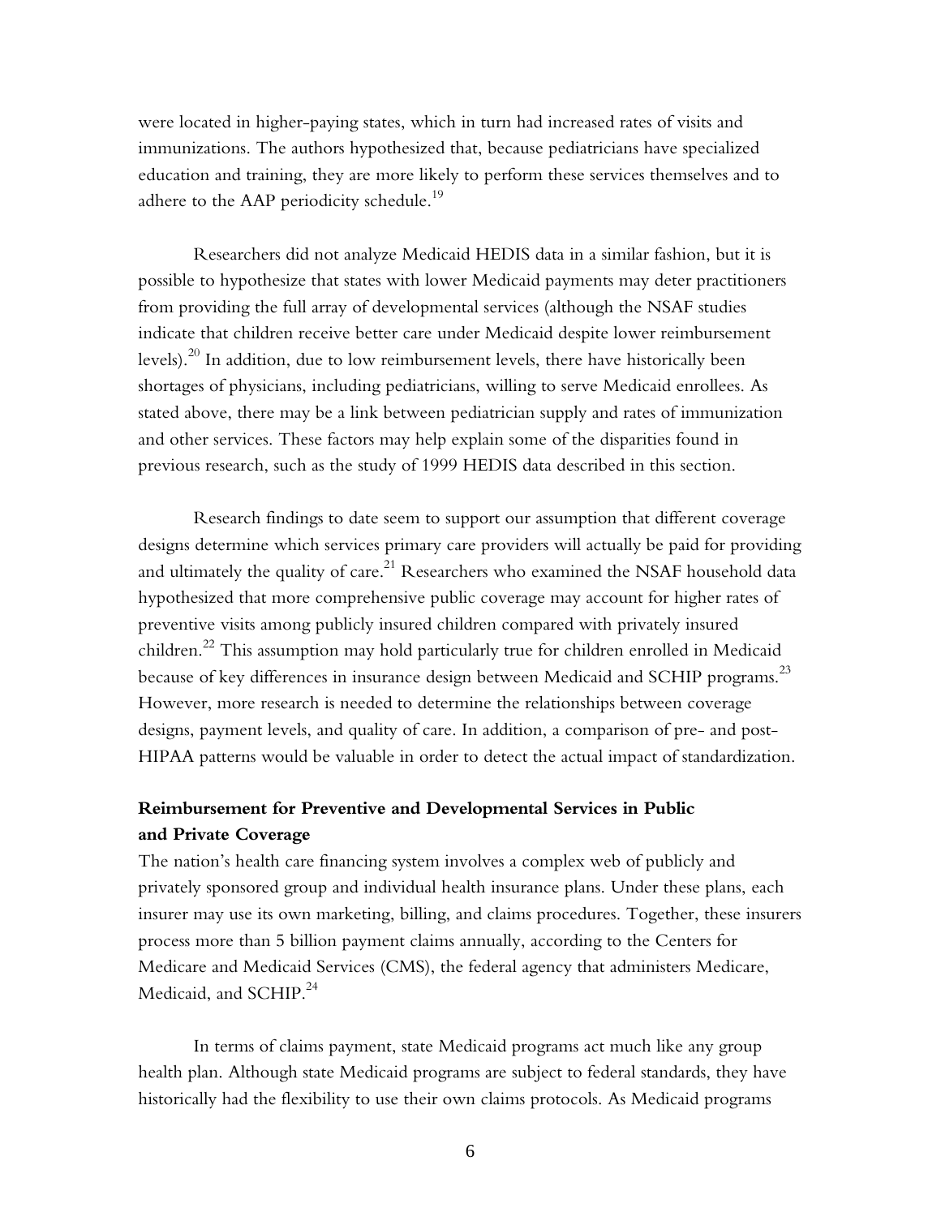were located in higher-paying states, which in turn had increased rates of visits and immunizations. The authors hypothesized that, because pediatricians have specialized education and training, they are more likely to perform these services themselves and to adhere to the AAP periodicity schedule.[19]

Researchers did not analyze Medicaid HEDIS data in a similar fashion, but it is possible to hypothesize that states with lower Medicaid payments may deter practitioners from providing the full array of developmental services (although the NSAF studies indicate that children receive better care under Medicaid despite lower reimbursement levels).[20] In addition, due to low reimbursement levels, there have historically been shortages of physicians, including pediatricians, willing to serve Medicaid enrollees. As stated above, there may be a link between pediatrician supply and rates of immunization and other services. These factors may help explain some of the disparities found in previous research, such as the study of 1999 HEDIS data described in this section.

Research findings to date seem to support our assumption that different coverage designs determine which services primary care providers will actually be paid for providing and ultimately the quality of care.[21] Researchers who examined the NSAF household data hypothesized that more comprehensive public coverage may account for higher rates of preventive visits among publicly insured children compared with privately insured children.[22] This assumption may hold particularly true for children enrolled in Medicaid because of key differences in insurance design between Medicaid and SCHIP programs.[23] However, more research is needed to determine the relationships between coverage designs, payment levels, and quality of care. In addition, a comparison of pre- and post-HIPAA patterns would be valuable in order to detect the actual impact of standardization.

**Reimbursement for Preventive and Developmental Services in Public and Private Coverage**

The nation's health care financing system involves a complex web of publicly and privately sponsored group and individual health insurance plans. Under these plans, each insurer may use its own marketing, billing, and claims procedures. Together, these insurers process more than 5 billion payment claims annually, according to the Centers for Medicare and Medicaid Services (CMS), the federal agency that administers Medicare, Medicaid, and SCHIP.[24]

In terms of claims payment, state Medicaid programs act much like any group health plan. Although state Medicaid programs are subject to federal standards, they have historically had the flexibility to use their own claims protocols. As Medicaid programs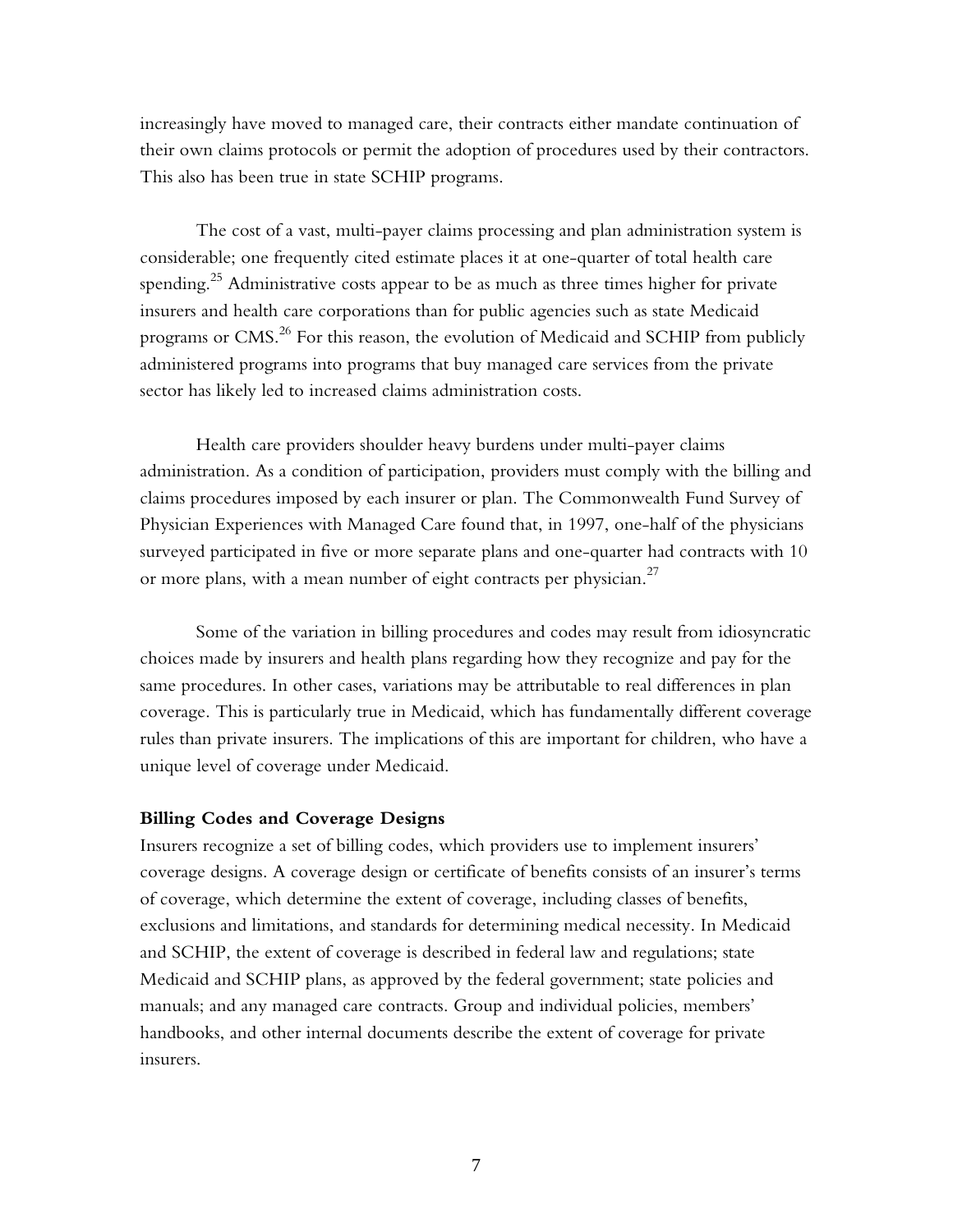increasingly have moved to managed care, their contracts either mandate continuation of their own claims protocols or permit the adoption of procedures used by their contractors. This also has been true in state SCHIP programs.

The cost of a vast, multi-payer claims processing and plan administration system is considerable; one frequently cited estimate places it at one-quarter of total health care spending.[25] Administrative costs appear to be as much as three times higher for private insurers and health care corporations than for public agencies such as state Medicaid programs or CMS.[26] For this reason, the evolution of Medicaid and SCHIP from publicly administered programs into programs that buy managed care services from the private sector has likely led to increased claims administration costs.

Health care providers shoulder heavy burdens under multi-payer claims administration. As a condition of participation, providers must comply with the billing and claims procedures imposed by each insurer or plan. The Commonwealth Fund Survey of Physician Experiences with Managed Care found that, in 1997, one-half of the physicians surveyed participated in five or more separate plans and one-quarter had contracts with 10 or more plans, with a mean number of eight contracts per physician.[27]

Some of the variation in billing procedures and codes may result from idiosyncratic choices made by insurers and health plans regarding how they recognize and pay for the same procedures. In other cases, variations may be attributable to real differences in plan coverage. This is particularly true in Medicaid, which has fundamentally different coverage rules than private insurers. The implications of this are important for children, who have a unique level of coverage under Medicaid.

**Billing Codes and Coverage Designs**

Insurers recognize a set of billing codes, which providers use to implement insurers' coverage designs. A coverage design or certificate of benefits consists of an insurer's terms of coverage, which determine the extent of coverage, including classes of benefits, exclusions and limitations, and standards for determining medical necessity. In Medicaid and SCHIP, the extent of coverage is described in federal law and regulations; state Medicaid and SCHIP plans, as approved by the federal government; state policies and manuals; and any managed care contracts. Group and individual policies, members' handbooks, and other internal documents describe the extent of coverage for private insurers.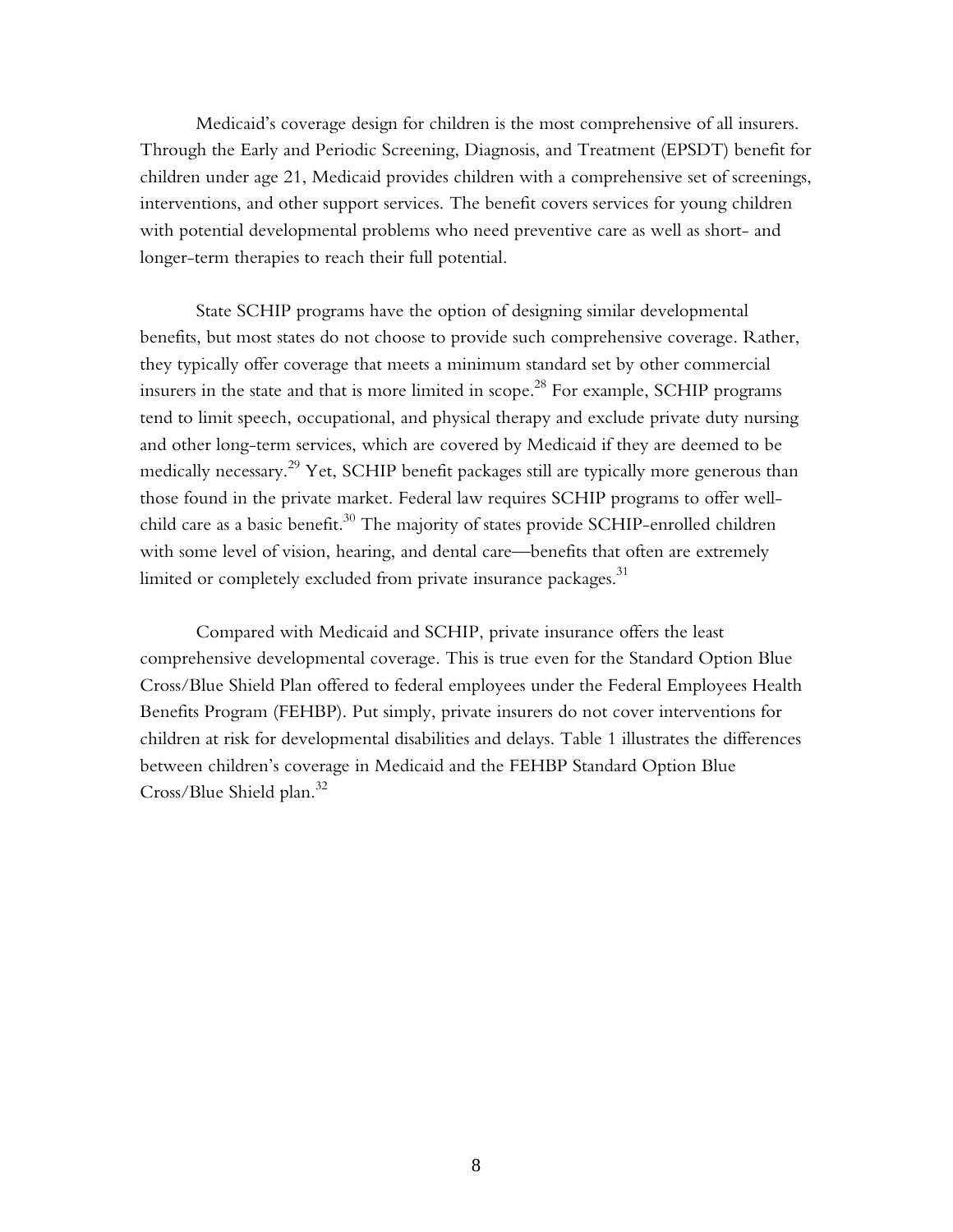Medicaid's coverage design for children is the most comprehensive of all insurers. Through the Early and Periodic Screening, Diagnosis, and Treatment (EPSDT) benefit for children under age 21, Medicaid provides children with a comprehensive set of screenings, interventions, and other support services. The benefit covers services for young children with potential developmental problems who need preventive care as well as short- and longer-term therapies to reach their full potential.

State SCHIP programs have the option of designing similar developmental benefits, but most states do not choose to provide such comprehensive coverage. Rather, they typically offer coverage that meets a minimum standard set by other commercial insurers in the state and that is more limited in scope.[28] For example, SCHIP programs tend to limit speech, occupational, and physical therapy and exclude private duty nursing and other long-term services, which are covered by Medicaid if they are deemed to be medically necessary.[29] Yet, SCHIP benefit packages still are typically more generous than those found in the private market. Federal law requires SCHIP programs to offer well-child care as a basic benefit.[30] The majority of states provide SCHIP-enrolled children with some level of vision, hearing, and dental care—benefits that often are extremely limited or completely excluded from private insurance packages.[31]

Compared with Medicaid and SCHIP, private insurance offers the least comprehensive developmental coverage. This is true even for the Standard Option Blue Cross/Blue Shield Plan offered to federal employees under the Federal Employees Health Benefits Program (FEHBP). Put simply, private insurers do not cover interventions for children at risk for developmental disabilities and delays. Table 1 illustrates the differences between children's coverage in Medicaid and the FEHBP Standard Option Blue Cross/Blue Shield plan.[32]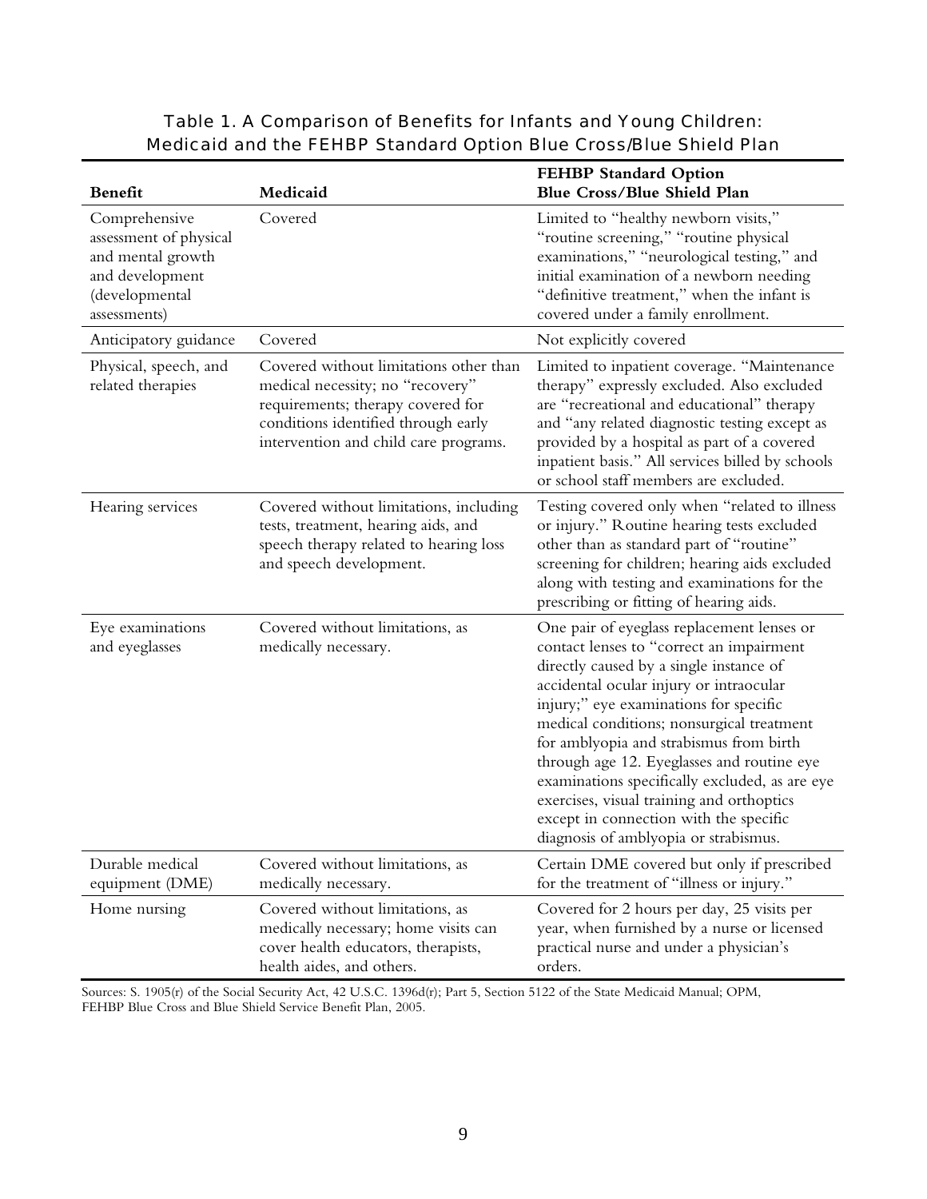**Table 1. A Comparison of Benefits for Infants and Young Children: Medicaid and the FEHBP Standard Option Blue Cross/Blue Shield Plan**

| Benefit | Medicaid | FEHBP Standard Option Blue Cross/Blue Shield Plan |
|---|---|---|
| Comprehensive assessment of physical and mental growth and development (developmental assessments) | Covered | Limited to "healthy newborn visits," "routine screening," "routine physical examinations," "neurological testing," and initial examination of a newborn needing "definitive treatment," when the infant is covered under a family enrollment. |
| Anticipatory guidance | Covered | Not explicitly covered |
| Physical, speech, and related therapies | Covered without limitations other than medical necessity; no "recovery" requirements; therapy covered for conditions identified through early intervention and child care programs. | Limited to inpatient coverage. "Maintenance therapy" expressly excluded. Also excluded are "recreational and educational" therapy and "any related diagnostic testing except as provided by a hospital as part of a covered inpatient basis." All services billed by schools or school staff members are excluded. |
| Hearing services | Covered without limitations, including tests, treatment, hearing aids, and speech therapy related to hearing loss and speech development. | Testing covered only when "related to illness or injury." Routine hearing tests excluded other than as standard part of "routine" screening for children; hearing aids excluded along with testing and examinations for the prescribing or fitting of hearing aids. |
| Eye examinations and eyeglasses | Covered without limitations, as medically necessary. | One pair of eyeglass replacement lenses or contact lenses to "correct an impairment directly caused by a single instance of accidental ocular injury or intraocular injury;" eye examinations for specific medical conditions; nonsurgical treatment for amblyopia and strabismus from birth through age 12. Eyeglasses and routine eye examinations specifically excluded, as are eye exercises, visual training and orthoptics except in connection with the specific diagnosis of amblyopia or strabismus. |
| Durable medical equipment (DME) | Covered without limitations, as medically necessary. | Certain DME covered but only if prescribed for the treatment of "illness or injury." |
| Home nursing | Covered without limitations, as medically necessary; home visits can cover health educators, therapists, health aides, and others. | Covered for 2 hours per day, 25 visits per year, when furnished by a nurse or licensed practical nurse and under a physician's orders. |

Sources: S. 1905(r) of the Social Security Act, 42 U.S.C. 1396d(r); Part 5, Section 5122 of the State Medicaid Manual; OPM, FEHBP Blue Cross and Blue Shield Service Benefit Plan, 2005.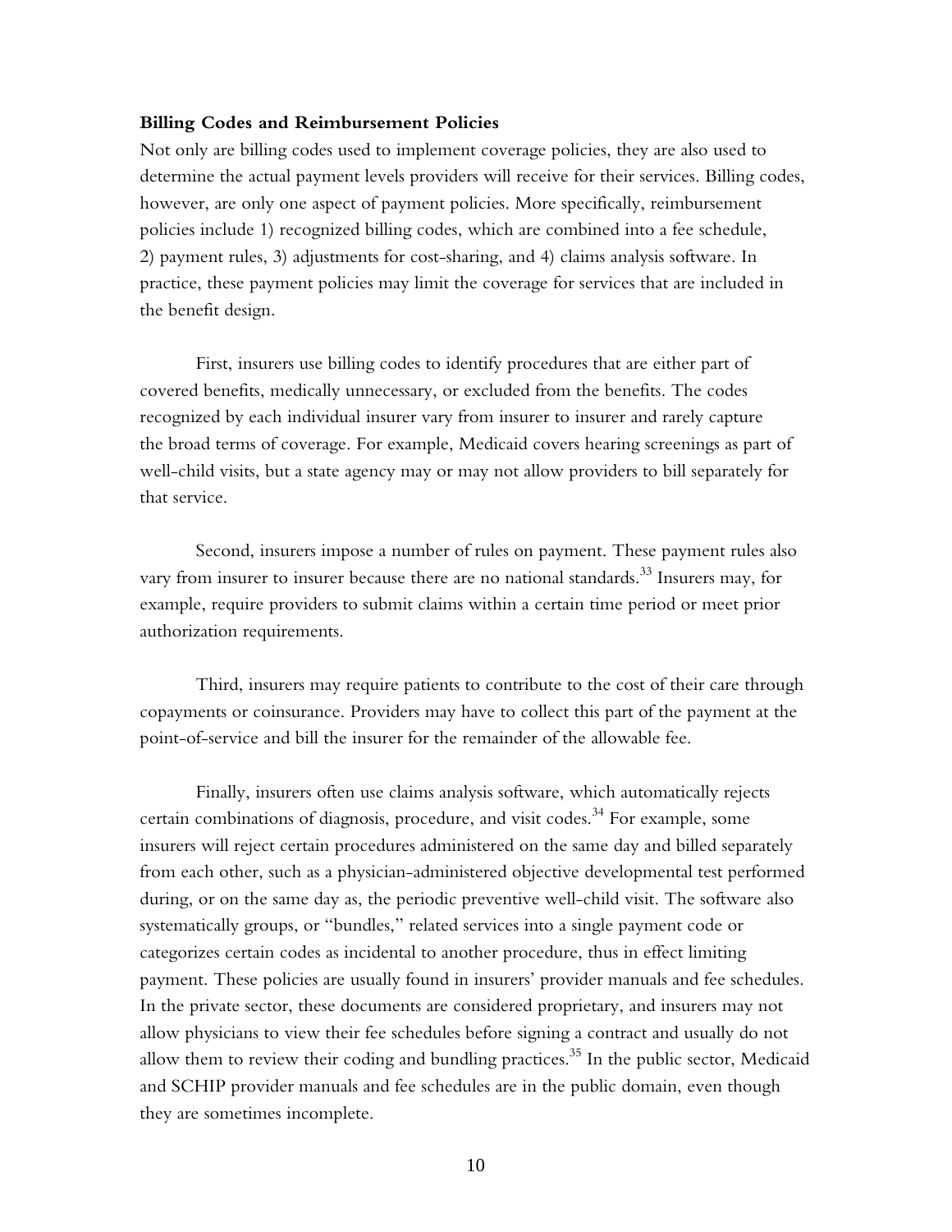**Billing Codes and Reimbursement Policies**

Not only are billing codes used to implement coverage policies, they are also used to determine the actual payment levels providers will receive for their services. Billing codes, however, are only one aspect of payment policies. More specifically, reimbursement policies include 1) recognized billing codes, which are combined into a fee schedule, 2) payment rules, 3) adjustments for cost-sharing, and 4) claims analysis software. In practice, these payment policies may limit the coverage for services that are included in the benefit design.

First, insurers use billing codes to identify procedures that are either part of covered benefits, medically unnecessary, or excluded from the benefits. The codes recognized by each individual insurer vary from insurer to insurer and rarely capture the broad terms of coverage. For example, Medicaid covers hearing screenings as part of well-child visits, but a state agency may or may not allow providers to bill separately for that service.

Second, insurers impose a number of rules on payment. These payment rules also vary from insurer to insurer because there are no national standards.[33] Insurers may, for example, require providers to submit claims within a certain time period or meet prior authorization requirements.

Third, insurers may require patients to contribute to the cost of their care through copayments or coinsurance. Providers may have to collect this part of the payment at the point-of-service and bill the insurer for the remainder of the allowable fee.

Finally, insurers often use claims analysis software, which automatically rejects certain combinations of diagnosis, procedure, and visit codes.[34] For example, some insurers will reject certain procedures administered on the same day and billed separately from each other, such as a physician-administered objective developmental test performed during, or on the same day as, the periodic preventive well-child visit. The software also systematically groups, or "bundles," related services into a single payment code or categorizes certain codes as incidental to another procedure, thus in effect limiting payment. These policies are usually found in insurers' provider manuals and fee schedules. In the private sector, these documents are considered proprietary, and insurers may not allow physicians to view their fee schedules before signing a contract and usually do not allow them to review their coding and bundling practices.[35] In the public sector, Medicaid and SCHIP provider manuals and fee schedules are in the public domain, even though they are sometimes incomplete.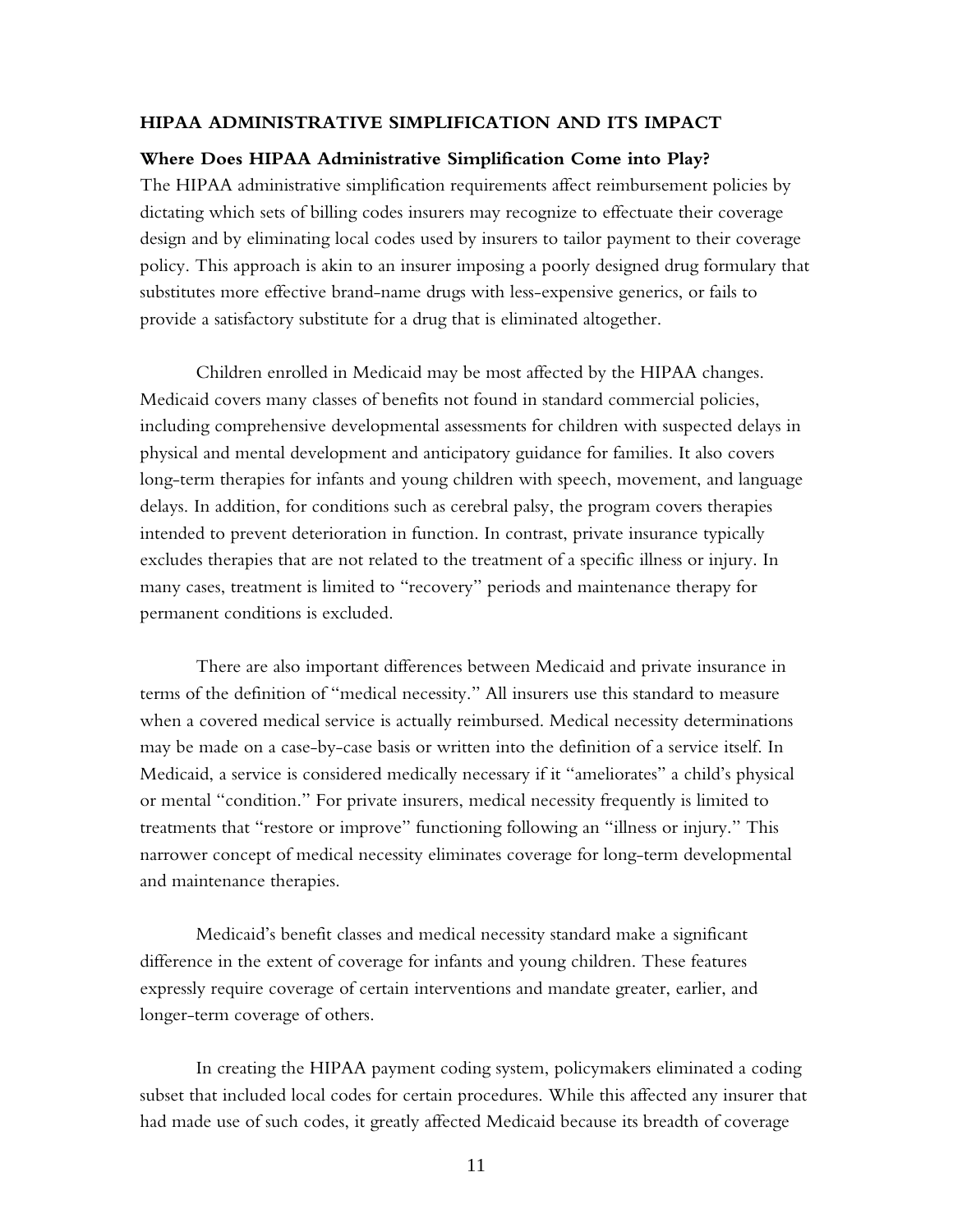## HIPAA ADMINISTRATIVE SIMPLIFICATION AND ITS IMPACT

### Where Does HIPAA Administrative Simplification Come into Play?

The HIPAA administrative simplification requirements affect reimbursement policies by dictating which sets of billing codes insurers may recognize to effectuate their coverage design and by eliminating local codes used by insurers to tailor payment to their coverage policy. This approach is akin to an insurer imposing a poorly designed drug formulary that substitutes more effective brand-name drugs with less-expensive generics, or fails to provide a satisfactory substitute for a drug that is eliminated altogether.

Children enrolled in Medicaid may be most affected by the HIPAA changes. Medicaid covers many classes of benefits not found in standard commercial policies, including comprehensive developmental assessments for children with suspected delays in physical and mental development and anticipatory guidance for families. It also covers long-term therapies for infants and young children with speech, movement, and language delays. In addition, for conditions such as cerebral palsy, the program covers therapies intended to prevent deterioration in function. In contrast, private insurance typically excludes therapies that are not related to the treatment of a specific illness or injury. In many cases, treatment is limited to "recovery" periods and maintenance therapy for permanent conditions is excluded.

There are also important differences between Medicaid and private insurance in terms of the definition of "medical necessity." All insurers use this standard to measure when a covered medical service is actually reimbursed. Medical necessity determinations may be made on a case-by-case basis or written into the definition of a service itself. In Medicaid, a service is considered medically necessary if it "ameliorates" a child's physical or mental "condition." For private insurers, medical necessity frequently is limited to treatments that "restore or improve" functioning following an "illness or injury." This narrower concept of medical necessity eliminates coverage for long-term developmental and maintenance therapies.

Medicaid's benefit classes and medical necessity standard make a significant difference in the extent of coverage for infants and young children. These features expressly require coverage of certain interventions and mandate greater, earlier, and longer-term coverage of others.

In creating the HIPAA payment coding system, policymakers eliminated a coding subset that included local codes for certain procedures. While this affected any insurer that had made use of such codes, it greatly affected Medicaid because its breadth of coverage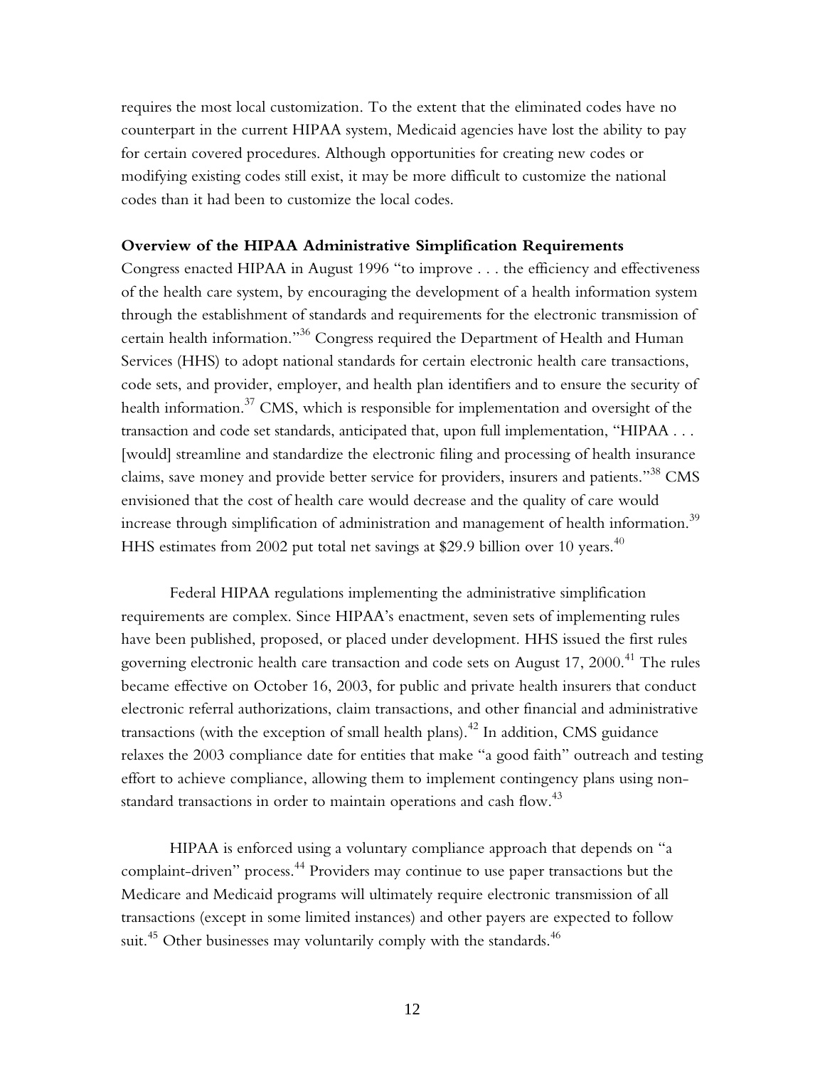requires the most local customization. To the extent that the eliminated codes have no counterpart in the current HIPAA system, Medicaid agencies have lost the ability to pay for certain covered procedures. Although opportunities for creating new codes or modifying existing codes still exist, it may be more difficult to customize the national codes than it had been to customize the local codes.

**Overview of the HIPAA Administrative Simplification Requirements**

Congress enacted HIPAA in August 1996 "to improve . . . the efficiency and effectiveness of the health care system, by encouraging the development of a health information system through the establishment of standards and requirements for the electronic transmission of certain health information."[36] Congress required the Department of Health and Human Services (HHS) to adopt national standards for certain electronic health care transactions, code sets, and provider, employer, and health plan identifiers and to ensure the security of health information.[37] CMS, which is responsible for implementation and oversight of the transaction and code set standards, anticipated that, upon full implementation, "HIPAA . . . [would] streamline and standardize the electronic filing and processing of health insurance claims, save money and provide better service for providers, insurers and patients."[38] CMS envisioned that the cost of health care would decrease and the quality of care would increase through simplification of administration and management of health information.[39] HHS estimates from 2002 put total net savings at $29.9 billion over 10 years.[40]

Federal HIPAA regulations implementing the administrative simplification requirements are complex. Since HIPAA's enactment, seven sets of implementing rules have been published, proposed, or placed under development. HHS issued the first rules governing electronic health care transaction and code sets on August 17, 2000.[41] The rules became effective on October 16, 2003, for public and private health insurers that conduct electronic referral authorizations, claim transactions, and other financial and administrative transactions (with the exception of small health plans).[42] In addition, CMS guidance relaxes the 2003 compliance date for entities that make "a good faith" outreach and testing effort to achieve compliance, allowing them to implement contingency plans using non-standard transactions in order to maintain operations and cash flow.[43]

HIPAA is enforced using a voluntary compliance approach that depends on "a complaint-driven" process.[44] Providers may continue to use paper transactions but the Medicare and Medicaid programs will ultimately require electronic transmission of all transactions (except in some limited instances) and other payers are expected to follow suit.[45] Other businesses may voluntarily comply with the standards.[46]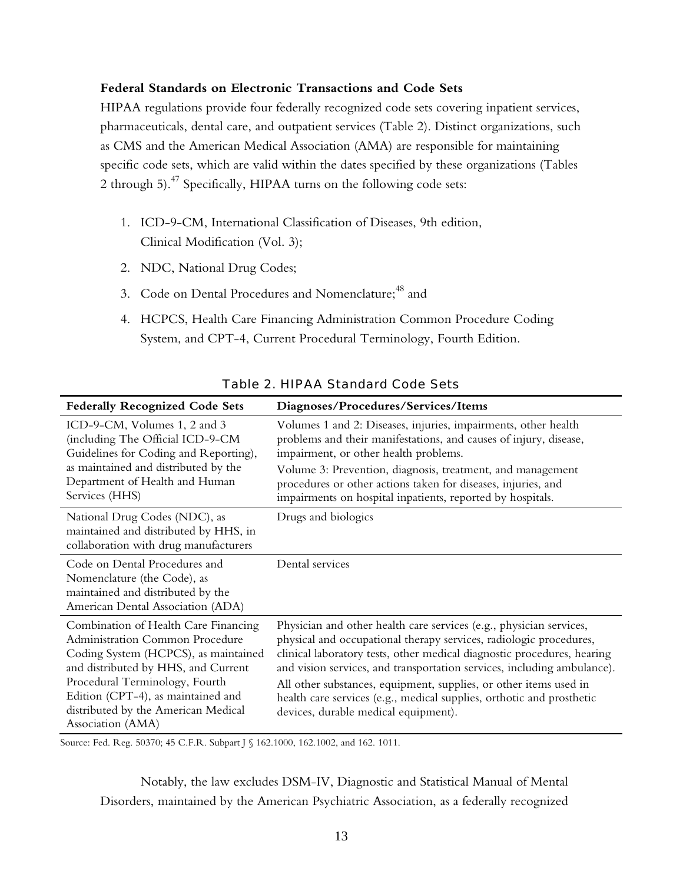### Federal Standards on Electronic Transactions and Code Sets

HIPAA regulations provide four federally recognized code sets covering inpatient services, pharmaceuticals, dental care, and outpatient services (Table 2). Distinct organizations, such as CMS and the American Medical Association (AMA) are responsible for maintaining specific code sets, which are valid within the dates specified by these organizations (Tables 2 through 5).[47] Specifically, HIPAA turns on the following code sets:

1. ICD-9-CM, International Classification of Diseases, 9th edition, Clinical Modification (Vol. 3);
2. NDC, National Drug Codes;
3. Code on Dental Procedures and Nomenclature;[48] and
4. HCPCS, Health Care Financing Administration Common Procedure Coding System, and CPT-4, Current Procedural Terminology, Fourth Edition.

Table 2. HIPAA Standard Code Sets

| Federally Recognized Code Sets | Diagnoses/Procedures/Services/Items |
|---|---|
| ICD-9-CM, Volumes 1, 2 and 3 (including The Official ICD-9-CM Guidelines for Coding and Reporting), as maintained and distributed by the Department of Health and Human Services (HHS) | Volumes 1 and 2: Diseases, injuries, impairments, other health problems and their manifestations, and causes of injury, disease, impairment, or other health problems. Volume 3: Prevention, diagnosis, treatment, and management procedures or other actions taken for diseases, injuries, and impairments on hospital inpatients, reported by hospitals. |
| National Drug Codes (NDC), as maintained and distributed by HHS, in collaboration with drug manufacturers | Drugs and biologics |
| Code on Dental Procedures and Nomenclature (the Code), as maintained and distributed by the American Dental Association (ADA) | Dental services |
| Combination of Health Care Financing Administration Common Procedure Coding System (HCPCS), as maintained and distributed by HHS, and Current Procedural Terminology, Fourth Edition (CPT-4), as maintained and distributed by the American Medical Association (AMA) | Physician and other health care services (e.g., physician services, physical and occupational therapy services, radiologic procedures, clinical laboratory tests, other medical diagnostic procedures, hearing and vision services, and transportation services, including ambulance). All other substances, equipment, supplies, or other items used in health care services (e.g., medical supplies, orthotic and prosthetic devices, durable medical equipment). |

Source: Fed. Reg. 50370; 45 C.F.R. Subpart J § 162.1000, 162.1002, and 162. 1011.

Notably, the law excludes DSM-IV, Diagnostic and Statistical Manual of Mental Disorders, maintained by the American Psychiatric Association, as a federally recognized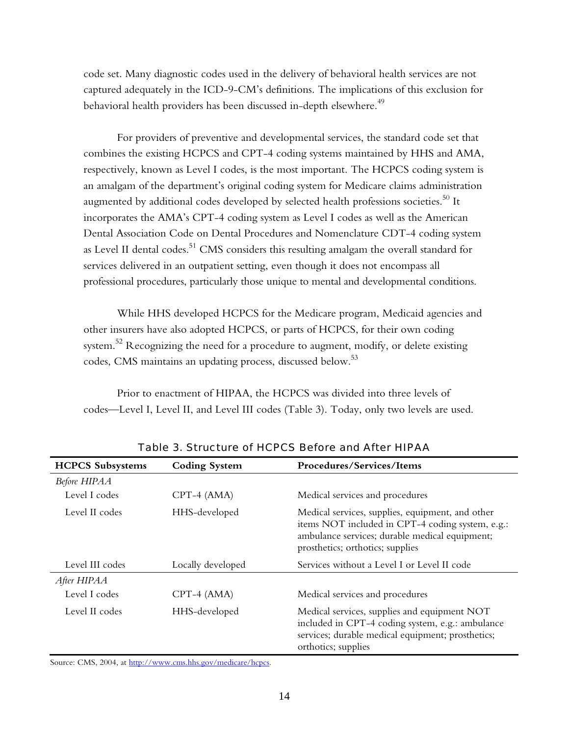code set. Many diagnostic codes used in the delivery of behavioral health services are not captured adequately in the ICD-9-CM's definitions. The implications of this exclusion for behavioral health providers has been discussed in-depth elsewhere.[49]

For providers of preventive and developmental services, the standard code set that combines the existing HCPCS and CPT-4 coding systems maintained by HHS and AMA, respectively, known as Level I codes, is the most important. The HCPCS coding system is an amalgam of the department's original coding system for Medicare claims administration augmented by additional codes developed by selected health professions societies.[50] It incorporates the AMA's CPT-4 coding system as Level I codes as well as the American Dental Association Code on Dental Procedures and Nomenclature CDT-4 coding system as Level II dental codes.[51] CMS considers this resulting amalgam the overall standard for services delivered in an outpatient setting, even though it does not encompass all professional procedures, particularly those unique to mental and developmental conditions.

While HHS developed HCPCS for the Medicare program, Medicaid agencies and other insurers have also adopted HCPCS, or parts of HCPCS, for their own coding system.[52] Recognizing the need for a procedure to augment, modify, or delete existing codes, CMS maintains an updating process, discussed below.[53]

Prior to enactment of HIPAA, the HCPCS was divided into three levels of codes—Level I, Level II, and Level III codes (Table 3). Today, only two levels are used.

**Table 3. Structure of HCPCS Before and After HIPAA**

| HCPCS Subsystems | Coding System | Procedures/Services/Items |
|---|---|---|
| *Before HIPAA* | | |
| Level I codes | CPT-4 (AMA) | Medical services and procedures |
| Level II codes | HHS-developed | Medical services, supplies, equipment, and other items NOT included in CPT-4 coding system, e.g.: ambulance services; durable medical equipment; prosthetics; orthotics; supplies |
| Level III codes | Locally developed | Services without a Level I or Level II code |
| *After HIPAA* | | |
| Level I codes | CPT-4 (AMA) | Medical services and procedures |
| Level II codes | HHS-developed | Medical services, supplies and equipment NOT included in CPT-4 coding system, e.g.: ambulance services; durable medical equipment; prosthetics; orthotics; supplies |

Source: CMS, 2004, at http://www.cms.hhs.gov/medicare/hcpcs.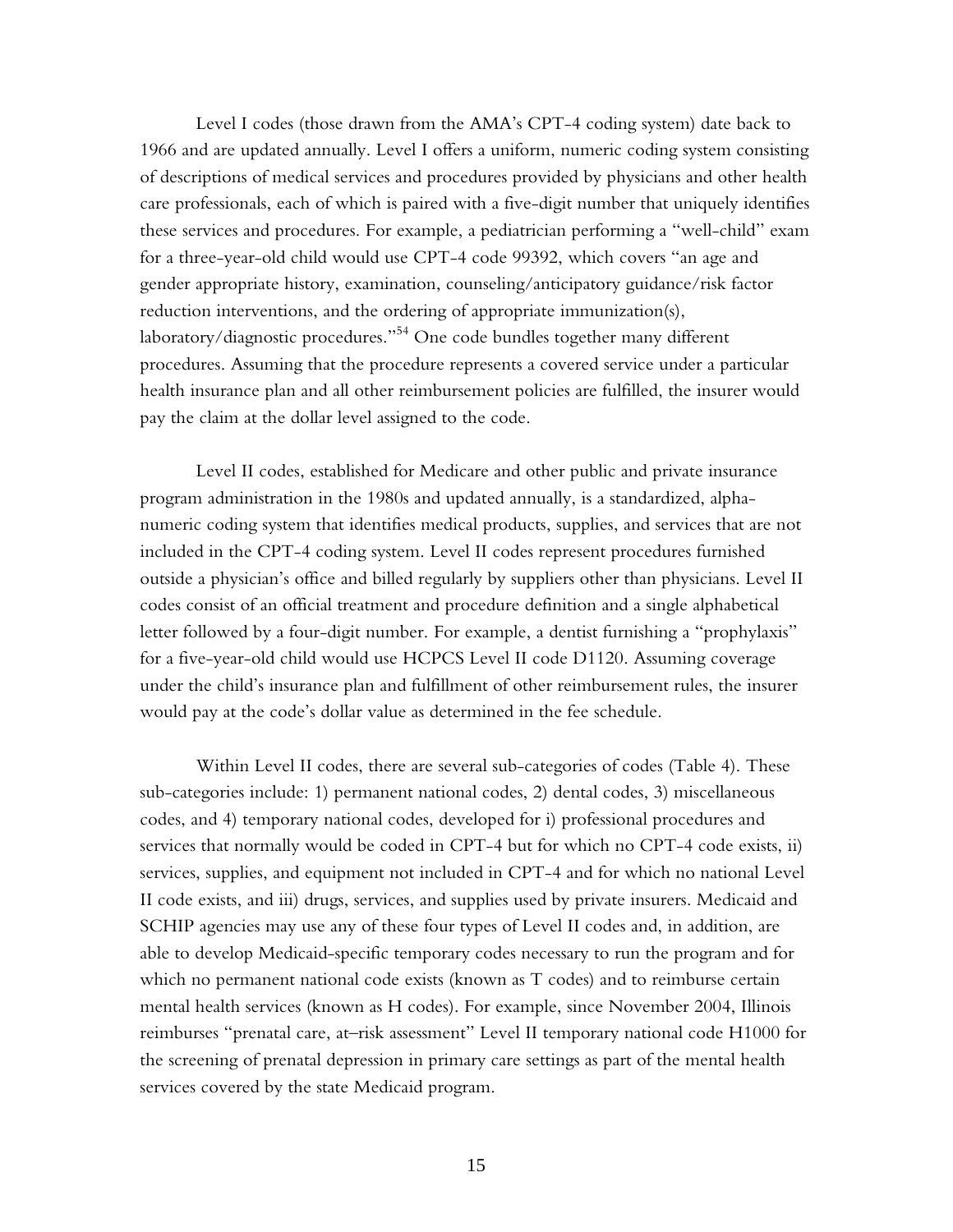Level I codes (those drawn from the AMA's CPT-4 coding system) date back to 1966 and are updated annually. Level I offers a uniform, numeric coding system consisting of descriptions of medical services and procedures provided by physicians and other health care professionals, each of which is paired with a five-digit number that uniquely identifies these services and procedures. For example, a pediatrician performing a "well-child" exam for a three-year-old child would use CPT-4 code 99392, which covers "an age and gender appropriate history, examination, counseling/anticipatory guidance/risk factor reduction interventions, and the ordering of appropriate immunization(s), laboratory/diagnostic procedures."[54] One code bundles together many different procedures. Assuming that the procedure represents a covered service under a particular health insurance plan and all other reimbursement policies are fulfilled, the insurer would pay the claim at the dollar level assigned to the code.

Level II codes, established for Medicare and other public and private insurance program administration in the 1980s and updated annually, is a standardized, alpha-numeric coding system that identifies medical products, supplies, and services that are not included in the CPT-4 coding system. Level II codes represent procedures furnished outside a physician's office and billed regularly by suppliers other than physicians. Level II codes consist of an official treatment and procedure definition and a single alphabetical letter followed by a four-digit number. For example, a dentist furnishing a "prophylaxis" for a five-year-old child would use HCPCS Level II code D1120. Assuming coverage under the child's insurance plan and fulfillment of other reimbursement rules, the insurer would pay at the code's dollar value as determined in the fee schedule.

Within Level II codes, there are several sub-categories of codes (Table 4). These sub-categories include: 1) permanent national codes, 2) dental codes, 3) miscellaneous codes, and 4) temporary national codes, developed for i) professional procedures and services that normally would be coded in CPT-4 but for which no CPT-4 code exists, ii) services, supplies, and equipment not included in CPT-4 and for which no national Level II code exists, and iii) drugs, services, and supplies used by private insurers. Medicaid and SCHIP agencies may use any of these four types of Level II codes and, in addition, are able to develop Medicaid-specific temporary codes necessary to run the program and for which no permanent national code exists (known as T codes) and to reimburse certain mental health services (known as H codes). For example, since November 2004, Illinois reimburses "prenatal care, at–risk assessment" Level II temporary national code H1000 for the screening of prenatal depression in primary care settings as part of the mental health services covered by the state Medicaid program.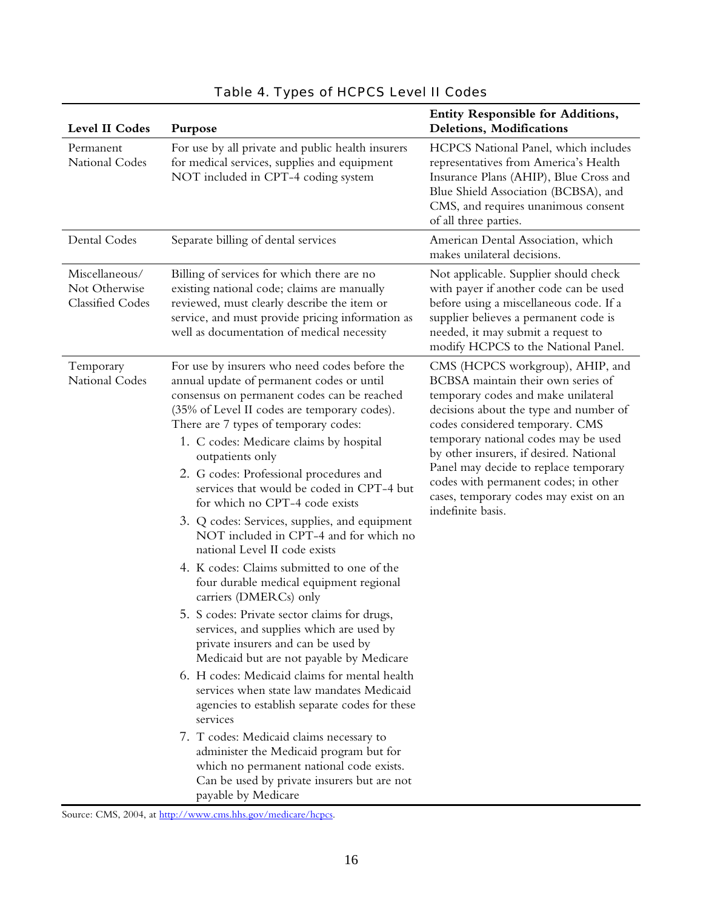Table 4. Types of HCPCS Level II Codes

| Level II Codes | Purpose | Entity Responsible for Additions, Deletions, Modifications |
|---|---|---|
| Permanent National Codes | For use by all private and public health insurers for medical services, supplies and equipment NOT included in CPT-4 coding system | HCPCS National Panel, which includes representatives from America's Health Insurance Plans (AHIP), Blue Cross and Blue Shield Association (BCBSA), and CMS, and requires unanimous consent of all three parties. |
| Dental Codes | Separate billing of dental services | American Dental Association, which makes unilateral decisions. |
| Miscellaneous/ Not Otherwise Classified Codes | Billing of services for which there are no existing national code; claims are manually reviewed, must clearly describe the item or service, and must provide pricing information as well as documentation of medical necessity | Not applicable. Supplier should check with payer if another code can be used before using a miscellaneous code. If a supplier believes a permanent code is needed, it may submit a request to modify HCPCS to the National Panel. |
| Temporary National Codes | For use by insurers who need codes before the annual update of permanent codes or until consensus on permanent codes can be reached (35% of Level II codes are temporary codes). There are 7 types of temporary codes: 1. C codes: Medicare claims by hospital outpatients only 2. G codes: Professional procedures and services that would be coded in CPT-4 but for which no CPT-4 code exists 3. Q codes: Services, supplies, and equipment NOT included in CPT-4 and for which no national Level II code exists 4. K codes: Claims submitted to one of the four durable medical equipment regional carriers (DMERCs) only 5. S codes: Private sector claims for drugs, services, and supplies which are used by private insurers and can be used by Medicaid but are not payable by Medicare 6. H codes: Medicaid claims for mental health services when state law mandates Medicaid agencies to establish separate codes for these services 7. T codes: Medicaid claims necessary to administer the Medicaid program but for which no permanent national code exists. Can be used by private insurers but are not payable by Medicare | CMS (HCPCS workgroup), AHIP, and BCBSA maintain their own series of temporary codes and make unilateral decisions about the type and number of codes considered temporary. CMS temporary national codes may be used by other insurers, if desired. National Panel may decide to replace temporary codes with permanent codes; in other cases, temporary codes may exist on an indefinite basis. |

Source: CMS, 2004, at http://www.cms.hhs.gov/medicare/hcpcs.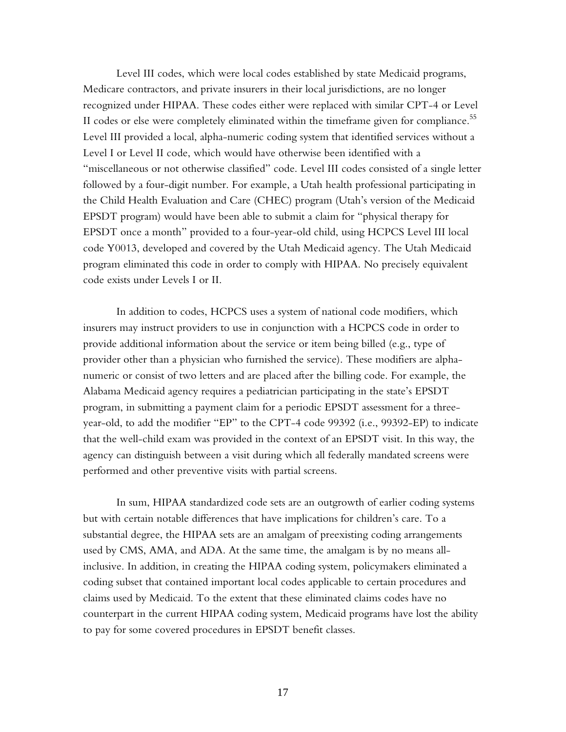Level III codes, which were local codes established by state Medicaid programs, Medicare contractors, and private insurers in their local jurisdictions, are no longer recognized under HIPAA. These codes either were replaced with similar CPT-4 or Level II codes or else were completely eliminated within the timeframe given for compliance.[55] Level III provided a local, alpha-numeric coding system that identified services without a Level I or Level II code, which would have otherwise been identified with a "miscellaneous or not otherwise classified" code. Level III codes consisted of a single letter followed by a four-digit number. For example, a Utah health professional participating in the Child Health Evaluation and Care (CHEC) program (Utah's version of the Medicaid EPSDT program) would have been able to submit a claim for "physical therapy for EPSDT once a month" provided to a four-year-old child, using HCPCS Level III local code Y0013, developed and covered by the Utah Medicaid agency. The Utah Medicaid program eliminated this code in order to comply with HIPAA. No precisely equivalent code exists under Levels I or II.

In addition to codes, HCPCS uses a system of national code modifiers, which insurers may instruct providers to use in conjunction with a HCPCS code in order to provide additional information about the service or item being billed (e.g., type of provider other than a physician who furnished the service). These modifiers are alpha-numeric or consist of two letters and are placed after the billing code. For example, the Alabama Medicaid agency requires a pediatrician participating in the state's EPSDT program, in submitting a payment claim for a periodic EPSDT assessment for a three-year-old, to add the modifier "EP" to the CPT-4 code 99392 (i.e., 99392-EP) to indicate that the well-child exam was provided in the context of an EPSDT visit. In this way, the agency can distinguish between a visit during which all federally mandated screens were performed and other preventive visits with partial screens.

In sum, HIPAA standardized code sets are an outgrowth of earlier coding systems but with certain notable differences that have implications for children's care. To a substantial degree, the HIPAA sets are an amalgam of preexisting coding arrangements used by CMS, AMA, and ADA. At the same time, the amalgam is by no means all-inclusive. In addition, in creating the HIPAA coding system, policymakers eliminated a coding subset that contained important local codes applicable to certain procedures and claims used by Medicaid. To the extent that these eliminated claims codes have no counterpart in the current HIPAA coding system, Medicaid programs have lost the ability to pay for some covered procedures in EPSDT benefit classes.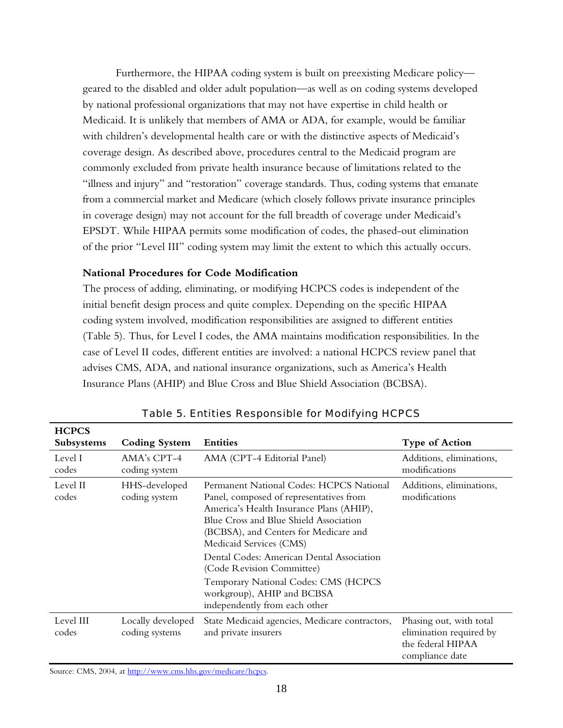Furthermore, the HIPAA coding system is built on preexisting Medicare policy—geared to the disabled and older adult population—as well as on coding systems developed by national professional organizations that may not have expertise in child health or Medicaid. It is unlikely that members of AMA or ADA, for example, would be familiar with children's developmental health care or with the distinctive aspects of Medicaid's coverage design. As described above, procedures central to the Medicaid program are commonly excluded from private health insurance because of limitations related to the "illness and injury" and "restoration" coverage standards. Thus, coding systems that emanate from a commercial market and Medicare (which closely follows private insurance principles in coverage design) may not account for the full breadth of coverage under Medicaid's EPSDT. While HIPAA permits some modification of codes, the phased-out elimination of the prior "Level III" coding system may limit the extent to which this actually occurs.

### National Procedures for Code Modification

The process of adding, eliminating, or modifying HCPCS codes is independent of the initial benefit design process and quite complex. Depending on the specific HIPAA coding system involved, modification responsibilities are assigned to different entities (Table 5). Thus, for Level I codes, the AMA maintains modification responsibilities. In the case of Level II codes, different entities are involved: a national HCPCS review panel that advises CMS, ADA, and national insurance organizations, such as America's Health Insurance Plans (AHIP) and Blue Cross and Blue Shield Association (BCBSA).

Table 5. Entities Responsible for Modifying HCPCS

| HCPCS Subsystems | Coding System | Entities | Type of Action |
|---|---|---|---|
| Level I codes | AMA's CPT-4 coding system | AMA (CPT-4 Editorial Panel) | Additions, eliminations, modifications |
| Level II codes | HHS-developed coding system | Permanent National Codes: HCPCS National Panel, composed of representatives from America's Health Insurance Plans (AHIP), Blue Cross and Blue Shield Association (BCBSA), and Centers for Medicare and Medicaid Services (CMS)<br>Dental Codes: American Dental Association (Code Revision Committee)<br>Temporary National Codes: CMS (HCPCS workgroup), AHIP and BCBSA independently from each other | Additions, eliminations, modifications |
| Level III codes | Locally developed coding systems | State Medicaid agencies, Medicare contractors, and private insurers | Phasing out, with total elimination required by the federal HIPAA compliance date |

Source: CMS, 2004, at http://www.cms.hhs.gov/medicare/hcpcs.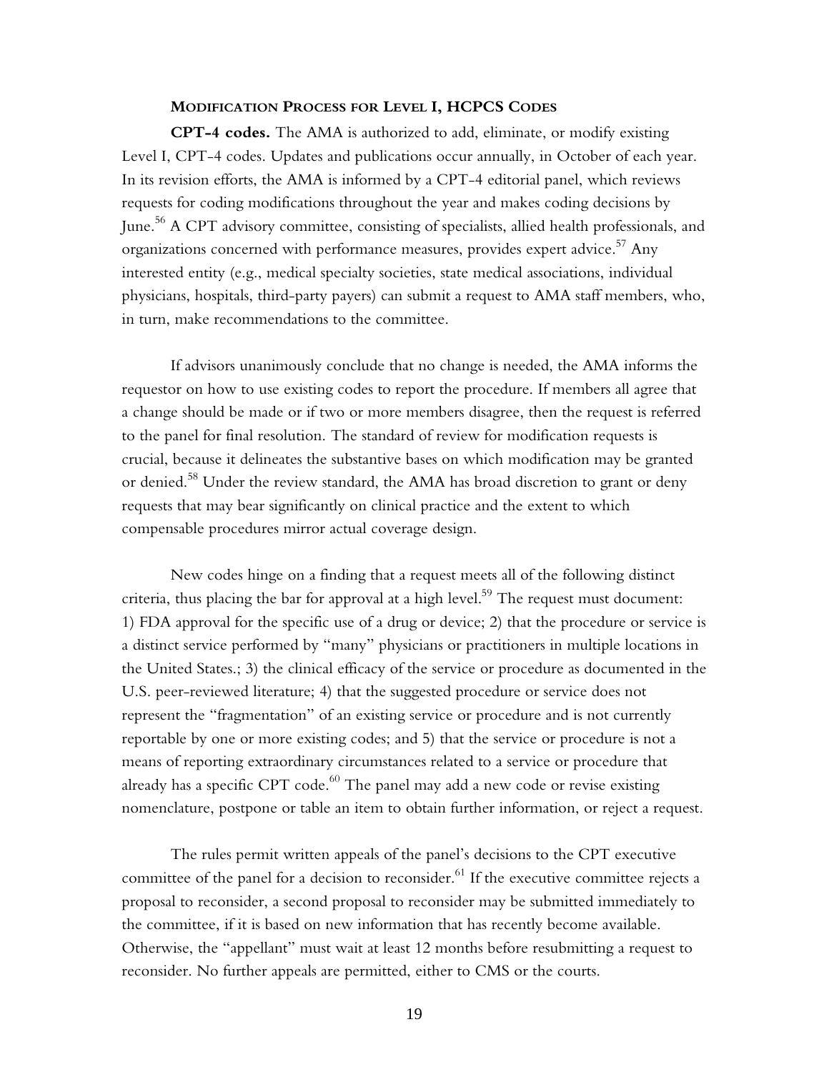### MODIFICATION PROCESS FOR LEVEL I, HCPCS CODES

**CPT-4 codes.** The AMA is authorized to add, eliminate, or modify existing Level I, CPT-4 codes. Updates and publications occur annually, in October of each year. In its revision efforts, the AMA is informed by a CPT-4 editorial panel, which reviews requests for coding modifications throughout the year and makes coding decisions by June.[56] A CPT advisory committee, consisting of specialists, allied health professionals, and organizations concerned with performance measures, provides expert advice.[57] Any interested entity (e.g., medical specialty societies, state medical associations, individual physicians, hospitals, third-party payers) can submit a request to AMA staff members, who, in turn, make recommendations to the committee.

If advisors unanimously conclude that no change is needed, the AMA informs the requestor on how to use existing codes to report the procedure. If members all agree that a change should be made or if two or more members disagree, then the request is referred to the panel for final resolution. The standard of review for modification requests is crucial, because it delineates the substantive bases on which modification may be granted or denied.[58] Under the review standard, the AMA has broad discretion to grant or deny requests that may bear significantly on clinical practice and the extent to which compensable procedures mirror actual coverage design.

New codes hinge on a finding that a request meets all of the following distinct criteria, thus placing the bar for approval at a high level.[59] The request must document: 1) FDA approval for the specific use of a drug or device; 2) that the procedure or service is a distinct service performed by "many" physicians or practitioners in multiple locations in the United States.; 3) the clinical efficacy of the service or procedure as documented in the U.S. peer-reviewed literature; 4) that the suggested procedure or service does not represent the "fragmentation" of an existing service or procedure and is not currently reportable by one or more existing codes; and 5) that the service or procedure is not a means of reporting extraordinary circumstances related to a service or procedure that already has a specific CPT code.[60] The panel may add a new code or revise existing nomenclature, postpone or table an item to obtain further information, or reject a request.

The rules permit written appeals of the panel's decisions to the CPT executive committee of the panel for a decision to reconsider.[61] If the executive committee rejects a proposal to reconsider, a second proposal to reconsider may be submitted immediately to the committee, if it is based on new information that has recently become available. Otherwise, the "appellant" must wait at least 12 months before resubmitting a request to reconsider. No further appeals are permitted, either to CMS or the courts.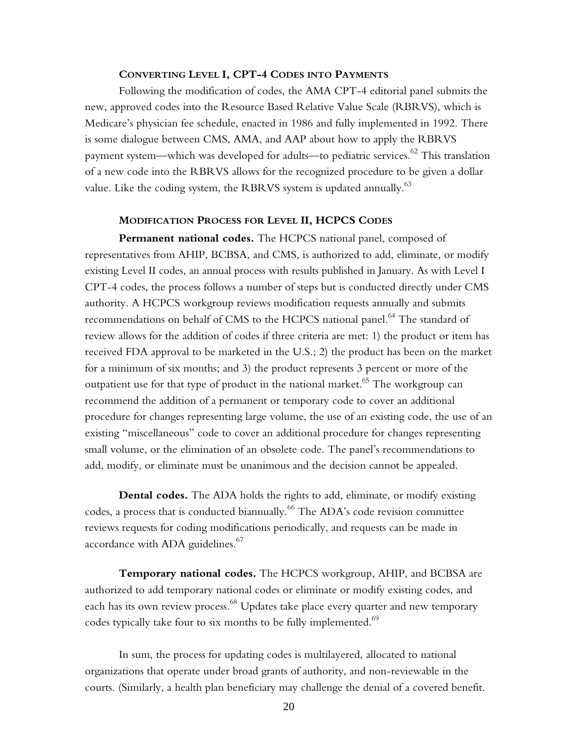### Converting Level I, CPT-4 Codes into Payments

Following the modification of codes, the AMA CPT-4 editorial panel submits the new, approved codes into the Resource Based Relative Value Scale (RBRVS), which is Medicare's physician fee schedule, enacted in 1986 and fully implemented in 1992. There is some dialogue between CMS, AMA, and AAP about how to apply the RBRVS payment system—which was developed for adults—to pediatric services.[62] This translation of a new code into the RBRVS allows for the recognized procedure to be given a dollar value. Like the coding system, the RBRVS system is updated annually.[63]

### Modification Process for Level II, HCPCS Codes

**Permanent national codes.** The HCPCS national panel, composed of representatives from AHIP, BCBSA, and CMS, is authorized to add, eliminate, or modify existing Level II codes, an annual process with results published in January. As with Level I CPT-4 codes, the process follows a number of steps but is conducted directly under CMS authority. A HCPCS workgroup reviews modification requests annually and submits recommendations on behalf of CMS to the HCPCS national panel.[64] The standard of review allows for the addition of codes if three criteria are met: 1) the product or item has received FDA approval to be marketed in the U.S.; 2) the product has been on the market for a minimum of six months; and 3) the product represents 3 percent or more of the outpatient use for that type of product in the national market.[65] The workgroup can recommend the addition of a permanent or temporary code to cover an additional procedure for changes representing large volume, the use of an existing code, the use of an existing "miscellaneous" code to cover an additional procedure for changes representing small volume, or the elimination of an obsolete code. The panel's recommendations to add, modify, or eliminate must be unanimous and the decision cannot be appealed.

**Dental codes.** The ADA holds the rights to add, eliminate, or modify existing codes, a process that is conducted biannually.[66] The ADA's code revision committee reviews requests for coding modifications periodically, and requests can be made in accordance with ADA guidelines.[67]

**Temporary national codes.** The HCPCS workgroup, AHIP, and BCBSA are authorized to add temporary national codes or eliminate or modify existing codes, and each has its own review process.[68] Updates take place every quarter and new temporary codes typically take four to six months to be fully implemented.[69]

In sum, the process for updating codes is multilayered, allocated to national organizations that operate under broad grants of authority, and non-reviewable in the courts. (Similarly, a health plan beneficiary may challenge the denial of a covered benefit.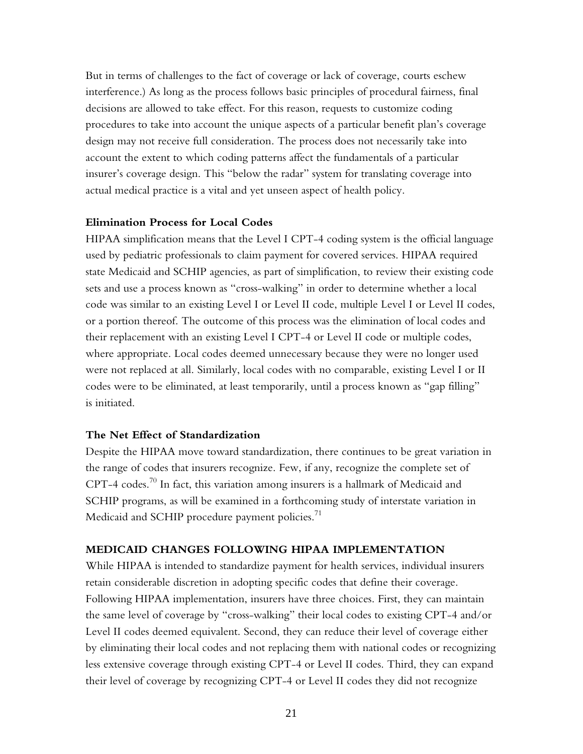But in terms of challenges to the fact of coverage or lack of coverage, courts eschew interference.) As long as the process follows basic principles of procedural fairness, final decisions are allowed to take effect. For this reason, requests to customize coding procedures to take into account the unique aspects of a particular benefit plan's coverage design may not receive full consideration. The process does not necessarily take into account the extent to which coding patterns affect the fundamentals of a particular insurer's coverage design. This "below the radar" system for translating coverage into actual medical practice is a vital and yet unseen aspect of health policy.

### Elimination Process for Local Codes

HIPAA simplification means that the Level I CPT-4 coding system is the official language used by pediatric professionals to claim payment for covered services. HIPAA required state Medicaid and SCHIP agencies, as part of simplification, to review their existing code sets and use a process known as "cross-walking" in order to determine whether a local code was similar to an existing Level I or Level II code, multiple Level I or Level II codes, or a portion thereof. The outcome of this process was the elimination of local codes and their replacement with an existing Level I CPT-4 or Level II code or multiple codes, where appropriate. Local codes deemed unnecessary because they were no longer used were not replaced at all. Similarly, local codes with no comparable, existing Level I or II codes were to be eliminated, at least temporarily, until a process known as "gap filling" is initiated.

### The Net Effect of Standardization

Despite the HIPAA move toward standardization, there continues to be great variation in the range of codes that insurers recognize. Few, if any, recognize the complete set of CPT-4 codes.[70] In fact, this variation among insurers is a hallmark of Medicaid and SCHIP programs, as will be examined in a forthcoming study of interstate variation in Medicaid and SCHIP procedure payment policies.[71]

## MEDICAID CHANGES FOLLOWING HIPAA IMPLEMENTATION

While HIPAA is intended to standardize payment for health services, individual insurers retain considerable discretion in adopting specific codes that define their coverage. Following HIPAA implementation, insurers have three choices. First, they can maintain the same level of coverage by "cross-walking" their local codes to existing CPT-4 and/or Level II codes deemed equivalent. Second, they can reduce their level of coverage either by eliminating their local codes and not replacing them with national codes or recognizing less extensive coverage through existing CPT-4 or Level II codes. Third, they can expand their level of coverage by recognizing CPT-4 or Level II codes they did not recognize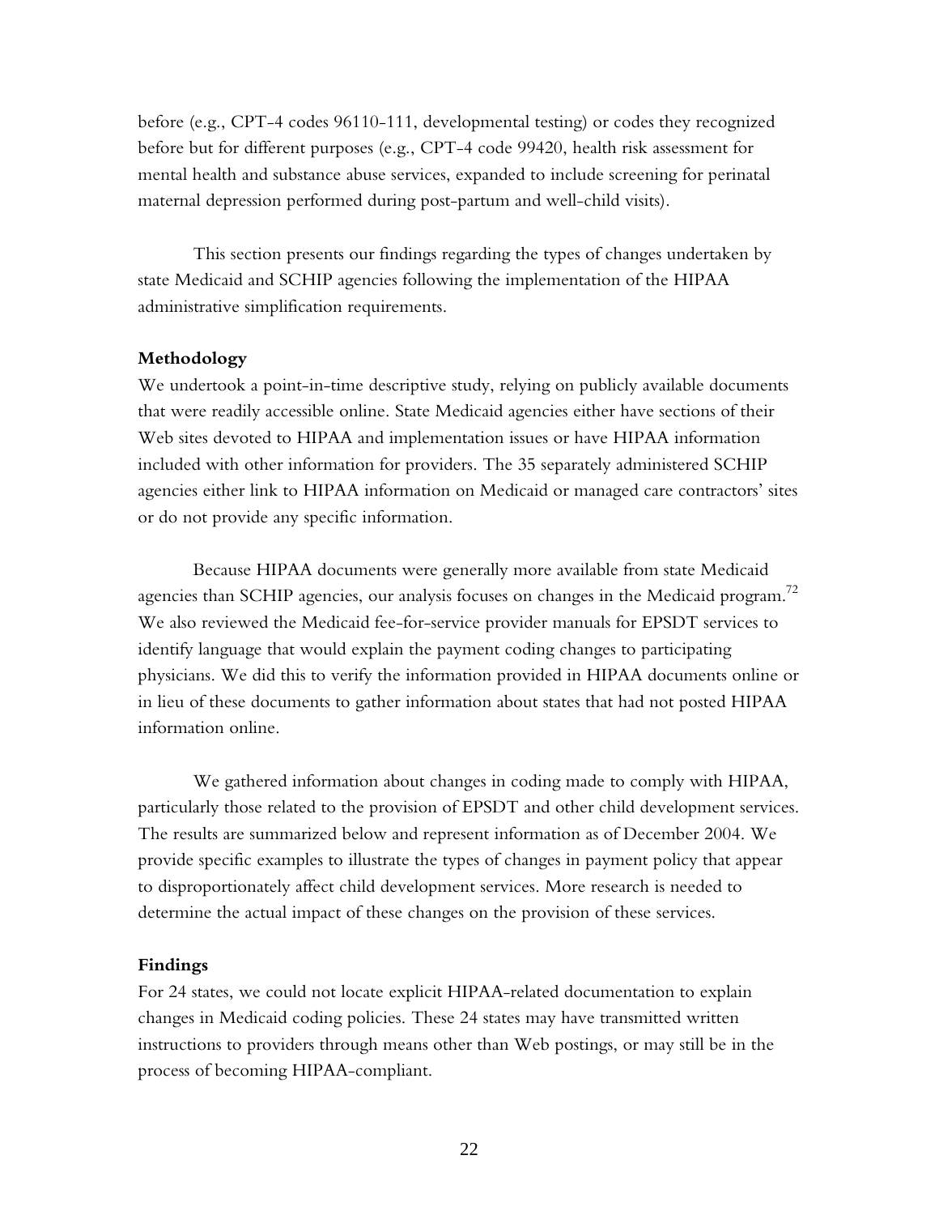before (e.g., CPT-4 codes 96110-111, developmental testing) or codes they recognized before but for different purposes (e.g., CPT-4 code 99420, health risk assessment for mental health and substance abuse services, expanded to include screening for perinatal maternal depression performed during post-partum and well-child visits).

This section presents our findings regarding the types of changes undertaken by state Medicaid and SCHIP agencies following the implementation of the HIPAA administrative simplification requirements.

**Methodology**

We undertook a point-in-time descriptive study, relying on publicly available documents that were readily accessible online. State Medicaid agencies either have sections of their Web sites devoted to HIPAA and implementation issues or have HIPAA information included with other information for providers. The 35 separately administered SCHIP agencies either link to HIPAA information on Medicaid or managed care contractors' sites or do not provide any specific information.

Because HIPAA documents were generally more available from state Medicaid agencies than SCHIP agencies, our analysis focuses on changes in the Medicaid program.[72] We also reviewed the Medicaid fee-for-service provider manuals for EPSDT services to identify language that would explain the payment coding changes to participating physicians. We did this to verify the information provided in HIPAA documents online or in lieu of these documents to gather information about states that had not posted HIPAA information online.

We gathered information about changes in coding made to comply with HIPAA, particularly those related to the provision of EPSDT and other child development services. The results are summarized below and represent information as of December 2004. We provide specific examples to illustrate the types of changes in payment policy that appear to disproportionately affect child development services. More research is needed to determine the actual impact of these changes on the provision of these services.

**Findings**

For 24 states, we could not locate explicit HIPAA-related documentation to explain changes in Medicaid coding policies. These 24 states may have transmitted written instructions to providers through means other than Web postings, or may still be in the process of becoming HIPAA-compliant.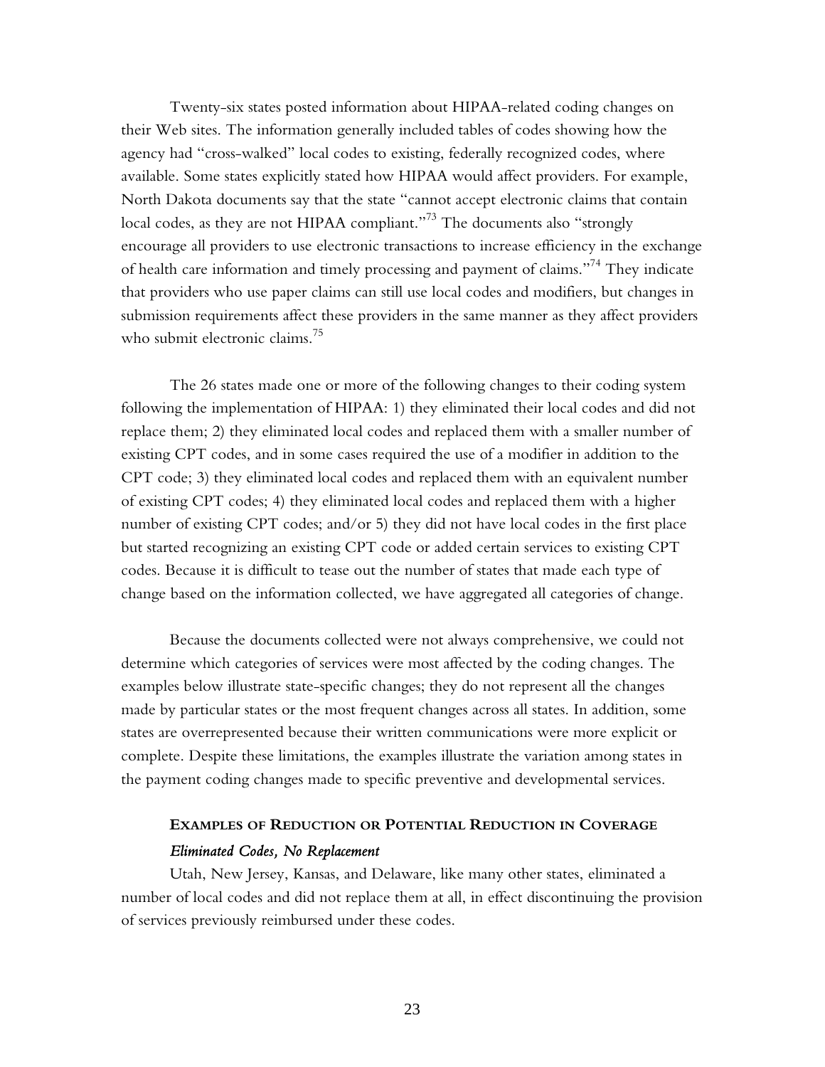Twenty-six states posted information about HIPAA-related coding changes on their Web sites. The information generally included tables of codes showing how the agency had "cross-walked" local codes to existing, federally recognized codes, where available. Some states explicitly stated how HIPAA would affect providers. For example, North Dakota documents say that the state "cannot accept electronic claims that contain local codes, as they are not HIPAA compliant."[73] The documents also "strongly encourage all providers to use electronic transactions to increase efficiency in the exchange of health care information and timely processing and payment of claims."[74] They indicate that providers who use paper claims can still use local codes and modifiers, but changes in submission requirements affect these providers in the same manner as they affect providers who submit electronic claims.[75]

The 26 states made one or more of the following changes to their coding system following the implementation of HIPAA: 1) they eliminated their local codes and did not replace them; 2) they eliminated local codes and replaced them with a smaller number of existing CPT codes, and in some cases required the use of a modifier in addition to the CPT code; 3) they eliminated local codes and replaced them with an equivalent number of existing CPT codes; 4) they eliminated local codes and replaced them with a higher number of existing CPT codes; and/or 5) they did not have local codes in the first place but started recognizing an existing CPT code or added certain services to existing CPT codes. Because it is difficult to tease out the number of states that made each type of change based on the information collected, we have aggregated all categories of change.

Because the documents collected were not always comprehensive, we could not determine which categories of services were most affected by the coding changes. The examples below illustrate state-specific changes; they do not represent all the changes made by particular states or the most frequent changes across all states. In addition, some states are overrepresented because their written communications were more explicit or complete. Despite these limitations, the examples illustrate the variation among states in the payment coding changes made to specific preventive and developmental services.

### EXAMPLES OF REDUCTION OR POTENTIAL REDUCTION IN COVERAGE

#### *Eliminated Codes, No Replacement*

Utah, New Jersey, Kansas, and Delaware, like many other states, eliminated a number of local codes and did not replace them at all, in effect discontinuing the provision of services previously reimbursed under these codes.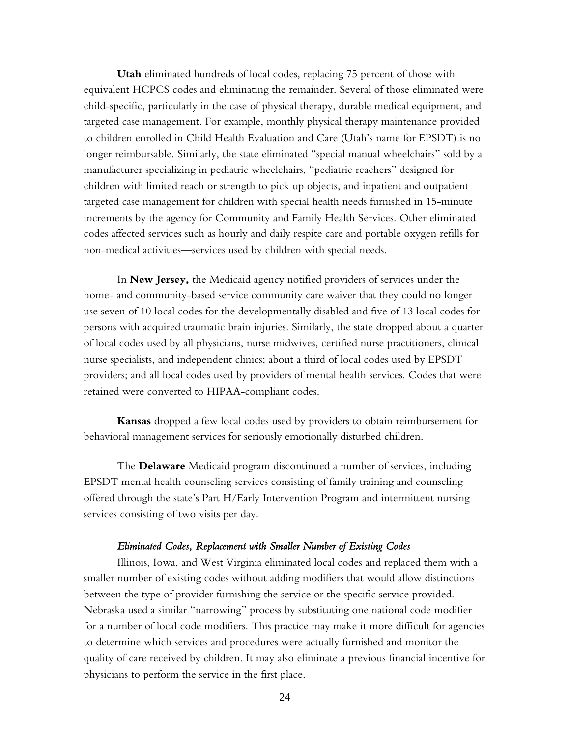**Utah** eliminated hundreds of local codes, replacing 75 percent of those with equivalent HCPCS codes and eliminating the remainder. Several of those eliminated were child-specific, particularly in the case of physical therapy, durable medical equipment, and targeted case management. For example, monthly physical therapy maintenance provided to children enrolled in Child Health Evaluation and Care (Utah's name for EPSDT) is no longer reimbursable. Similarly, the state eliminated "special manual wheelchairs" sold by a manufacturer specializing in pediatric wheelchairs, "pediatric reachers" designed for children with limited reach or strength to pick up objects, and inpatient and outpatient targeted case management for children with special health needs furnished in 15-minute increments by the agency for Community and Family Health Services. Other eliminated codes affected services such as hourly and daily respite care and portable oxygen refills for non-medical activities—services used by children with special needs.

In **New Jersey,** the Medicaid agency notified providers of services under the home- and community-based service community care waiver that they could no longer use seven of 10 local codes for the developmentally disabled and five of 13 local codes for persons with acquired traumatic brain injuries. Similarly, the state dropped about a quarter of local codes used by all physicians, nurse midwives, certified nurse practitioners, clinical nurse specialists, and independent clinics; about a third of local codes used by EPSDT providers; and all local codes used by providers of mental health services. Codes that were retained were converted to HIPAA-compliant codes.

**Kansas** dropped a few local codes used by providers to obtain reimbursement for behavioral management services for seriously emotionally disturbed children.

The **Delaware** Medicaid program discontinued a number of services, including EPSDT mental health counseling services consisting of family training and counseling offered through the state's Part H/Early Intervention Program and intermittent nursing services consisting of two visits per day.

#### *Eliminated Codes, Replacement with Smaller Number of Existing Codes*

Illinois, Iowa, and West Virginia eliminated local codes and replaced them with a smaller number of existing codes without adding modifiers that would allow distinctions between the type of provider furnishing the service or the specific service provided. Nebraska used a similar "narrowing" process by substituting one national code modifier for a number of local code modifiers. This practice may make it more difficult for agencies to determine which services and procedures were actually furnished and monitor the quality of care received by children. It may also eliminate a previous financial incentive for physicians to perform the service in the first place.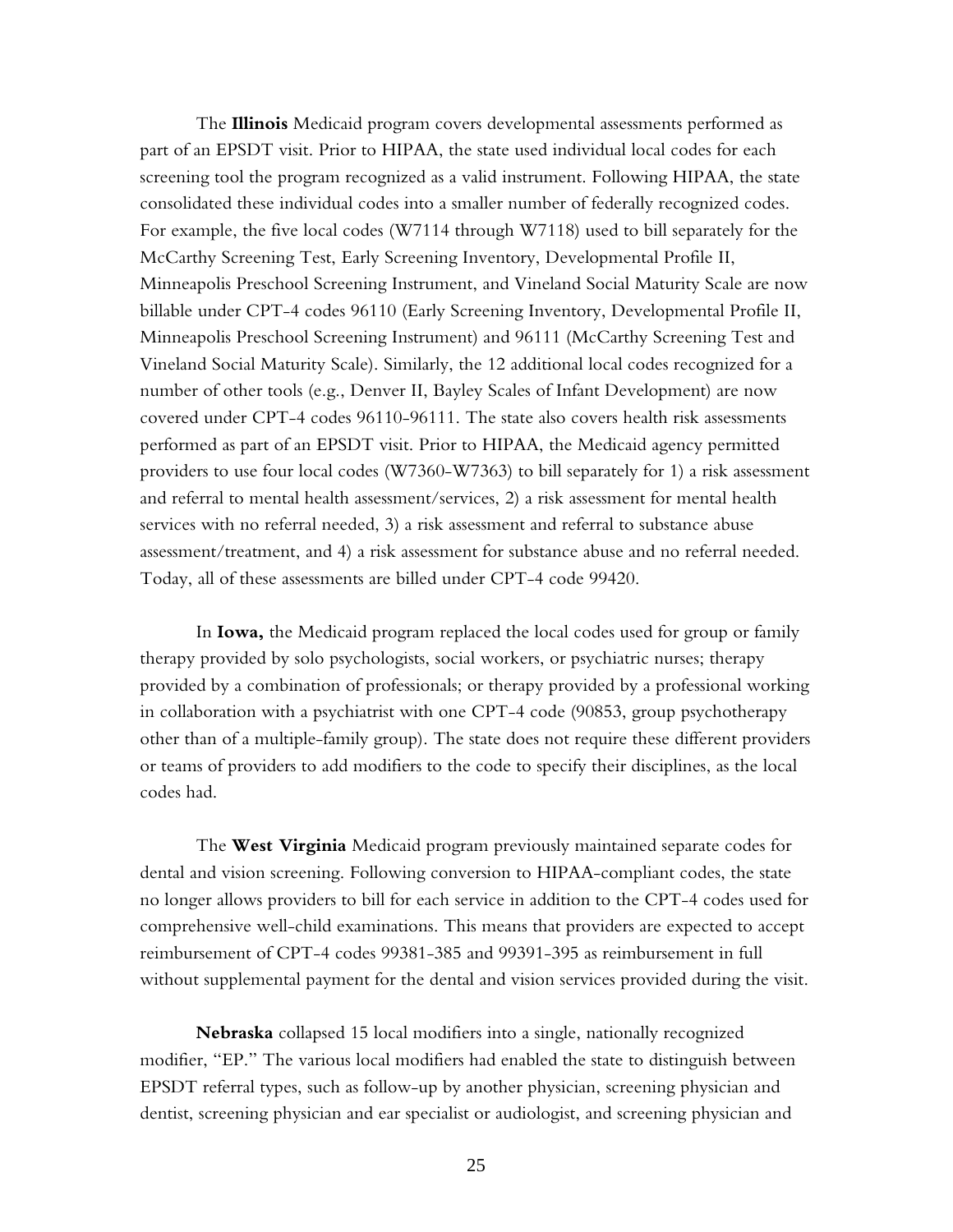The **Illinois** Medicaid program covers developmental assessments performed as part of an EPSDT visit. Prior to HIPAA, the state used individual local codes for each screening tool the program recognized as a valid instrument. Following HIPAA, the state consolidated these individual codes into a smaller number of federally recognized codes. For example, the five local codes (W7114 through W7118) used to bill separately for the McCarthy Screening Test, Early Screening Inventory, Developmental Profile II, Minneapolis Preschool Screening Instrument, and Vineland Social Maturity Scale are now billable under CPT-4 codes 96110 (Early Screening Inventory, Developmental Profile II, Minneapolis Preschool Screening Instrument) and 96111 (McCarthy Screening Test and Vineland Social Maturity Scale). Similarly, the 12 additional local codes recognized for a number of other tools (e.g., Denver II, Bayley Scales of Infant Development) are now covered under CPT-4 codes 96110-96111. The state also covers health risk assessments performed as part of an EPSDT visit. Prior to HIPAA, the Medicaid agency permitted providers to use four local codes (W7360-W7363) to bill separately for 1) a risk assessment and referral to mental health assessment/services, 2) a risk assessment for mental health services with no referral needed, 3) a risk assessment and referral to substance abuse assessment/treatment, and 4) a risk assessment for substance abuse and no referral needed. Today, all of these assessments are billed under CPT-4 code 99420.

In **Iowa,** the Medicaid program replaced the local codes used for group or family therapy provided by solo psychologists, social workers, or psychiatric nurses; therapy provided by a combination of professionals; or therapy provided by a professional working in collaboration with a psychiatrist with one CPT-4 code (90853, group psychotherapy other than of a multiple-family group). The state does not require these different providers or teams of providers to add modifiers to the code to specify their disciplines, as the local codes had.

The **West Virginia** Medicaid program previously maintained separate codes for dental and vision screening. Following conversion to HIPAA-compliant codes, the state no longer allows providers to bill for each service in addition to the CPT-4 codes used for comprehensive well-child examinations. This means that providers are expected to accept reimbursement of CPT-4 codes 99381-385 and 99391-395 as reimbursement in full without supplemental payment for the dental and vision services provided during the visit.

**Nebraska** collapsed 15 local modifiers into a single, nationally recognized modifier, "EP." The various local modifiers had enabled the state to distinguish between EPSDT referral types, such as follow-up by another physician, screening physician and dentist, screening physician and ear specialist or audiologist, and screening physician and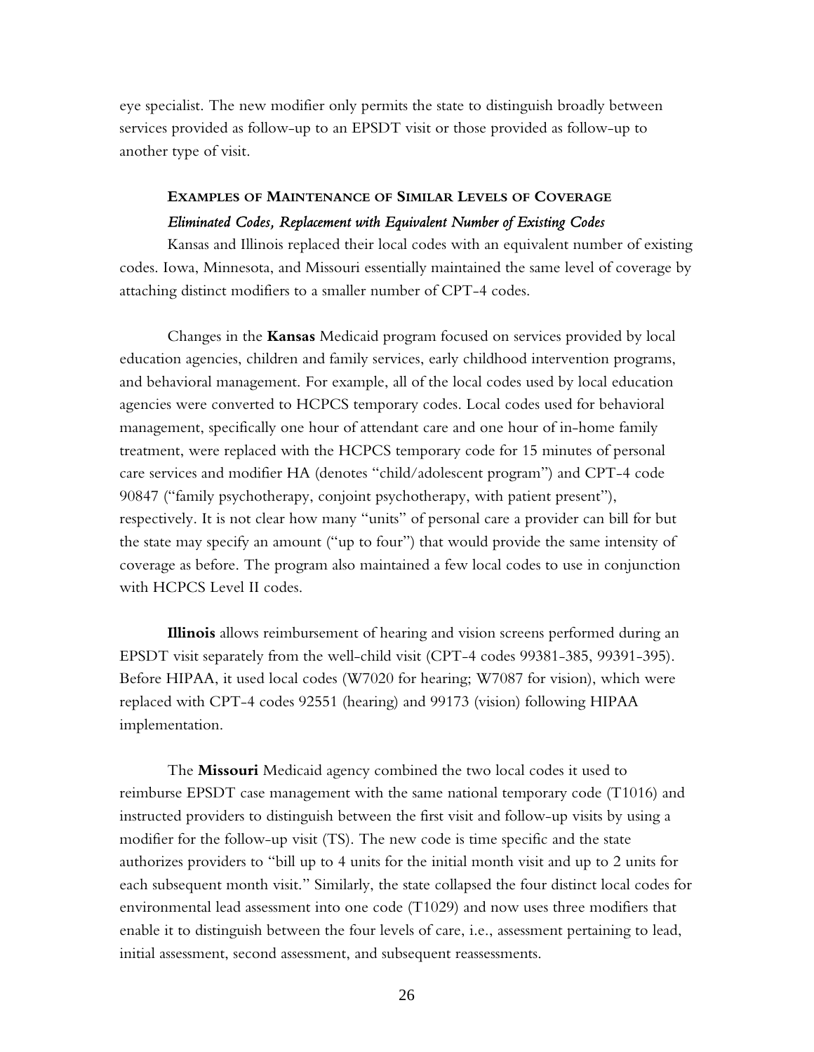eye specialist. The new modifier only permits the state to distinguish broadly between services provided as follow-up to an EPSDT visit or those provided as follow-up to another type of visit.

### EXAMPLES OF MAINTENANCE OF SIMILAR LEVELS OF COVERAGE

#### *Eliminated Codes, Replacement with Equivalent Number of Existing Codes*

Kansas and Illinois replaced their local codes with an equivalent number of existing codes. Iowa, Minnesota, and Missouri essentially maintained the same level of coverage by attaching distinct modifiers to a smaller number of CPT-4 codes.

Changes in the **Kansas** Medicaid program focused on services provided by local education agencies, children and family services, early childhood intervention programs, and behavioral management. For example, all of the local codes used by local education agencies were converted to HCPCS temporary codes. Local codes used for behavioral management, specifically one hour of attendant care and one hour of in-home family treatment, were replaced with the HCPCS temporary code for 15 minutes of personal care services and modifier HA (denotes "child/adolescent program") and CPT-4 code 90847 ("family psychotherapy, conjoint psychotherapy, with patient present"), respectively. It is not clear how many "units" of personal care a provider can bill for but the state may specify an amount ("up to four") that would provide the same intensity of coverage as before. The program also maintained a few local codes to use in conjunction with HCPCS Level II codes.

**Illinois** allows reimbursement of hearing and vision screens performed during an EPSDT visit separately from the well-child visit (CPT-4 codes 99381-385, 99391-395). Before HIPAA, it used local codes (W7020 for hearing; W7087 for vision), which were replaced with CPT-4 codes 92551 (hearing) and 99173 (vision) following HIPAA implementation.

The **Missouri** Medicaid agency combined the two local codes it used to reimburse EPSDT case management with the same national temporary code (T1016) and instructed providers to distinguish between the first visit and follow-up visits by using a modifier for the follow-up visit (TS). The new code is time specific and the state authorizes providers to "bill up to 4 units for the initial month visit and up to 2 units for each subsequent month visit." Similarly, the state collapsed the four distinct local codes for environmental lead assessment into one code (T1029) and now uses three modifiers that enable it to distinguish between the four levels of care, i.e., assessment pertaining to lead, initial assessment, second assessment, and subsequent reassessments.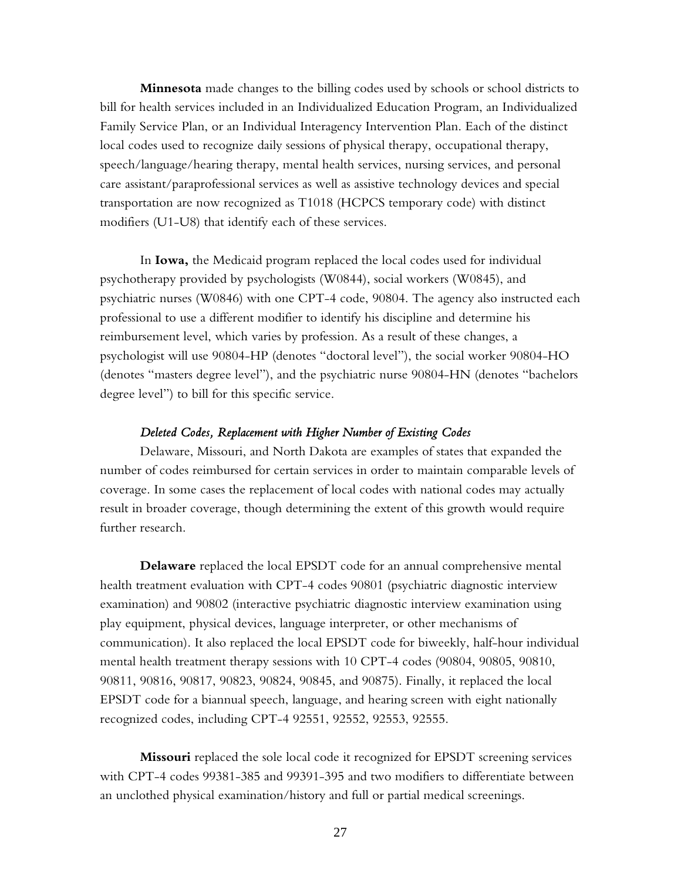**Minnesota** made changes to the billing codes used by schools or school districts to bill for health services included in an Individualized Education Program, an Individualized Family Service Plan, or an Individual Interagency Intervention Plan. Each of the distinct local codes used to recognize daily sessions of physical therapy, occupational therapy, speech/language/hearing therapy, mental health services, nursing services, and personal care assistant/paraprofessional services as well as assistive technology devices and special transportation are now recognized as T1018 (HCPCS temporary code) with distinct modifiers (U1-U8) that identify each of these services.

In **Iowa,** the Medicaid program replaced the local codes used for individual psychotherapy provided by psychologists (W0844), social workers (W0845), and psychiatric nurses (W0846) with one CPT-4 code, 90804. The agency also instructed each professional to use a different modifier to identify his discipline and determine his reimbursement level, which varies by profession. As a result of these changes, a psychologist will use 90804-HP (denotes "doctoral level"), the social worker 90804-HO (denotes "masters degree level"), and the psychiatric nurse 90804-HN (denotes "bachelors degree level") to bill for this specific service.

*Deleted Codes, Replacement with Higher Number of Existing Codes*

Delaware, Missouri, and North Dakota are examples of states that expanded the number of codes reimbursed for certain services in order to maintain comparable levels of coverage. In some cases the replacement of local codes with national codes may actually result in broader coverage, though determining the extent of this growth would require further research.

**Delaware** replaced the local EPSDT code for an annual comprehensive mental health treatment evaluation with CPT-4 codes 90801 (psychiatric diagnostic interview examination) and 90802 (interactive psychiatric diagnostic interview examination using play equipment, physical devices, language interpreter, or other mechanisms of communication). It also replaced the local EPSDT code for biweekly, half-hour individual mental health treatment therapy sessions with 10 CPT-4 codes (90804, 90805, 90810, 90811, 90816, 90817, 90823, 90824, 90845, and 90875). Finally, it replaced the local EPSDT code for a biannual speech, language, and hearing screen with eight nationally recognized codes, including CPT-4 92551, 92552, 92553, 92555.

**Missouri** replaced the sole local code it recognized for EPSDT screening services with CPT-4 codes 99381-385 and 99391-395 and two modifiers to differentiate between an unclothed physical examination/history and full or partial medical screenings.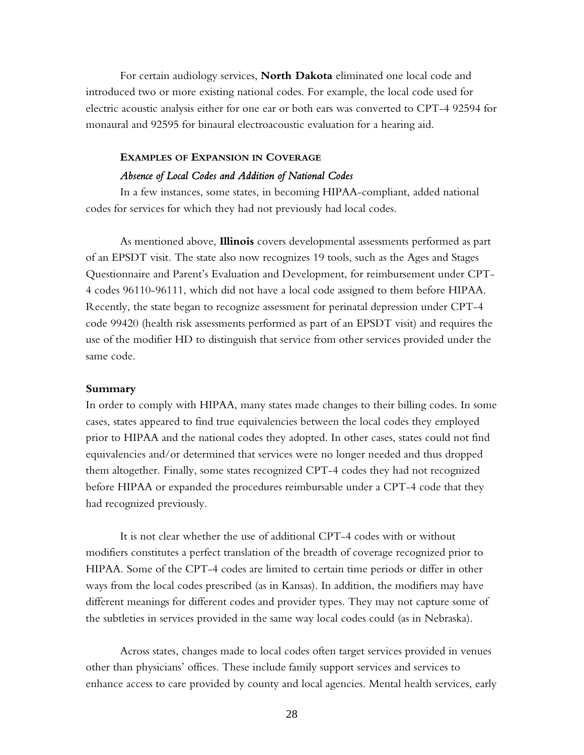For certain audiology services, **North Dakota** eliminated one local code and introduced two or more existing national codes. For example, the local code used for electric acoustic analysis either for one ear or both ears was converted to CPT-4 92594 for monaural and 92595 for binaural electroacoustic evaluation for a hearing aid.

#### EXAMPLES OF EXPANSION IN COVERAGE

##### *Absence of Local Codes and Addition of National Codes*

In a few instances, some states, in becoming HIPAA-compliant, added national codes for services for which they had not previously had local codes.

As mentioned above, **Illinois** covers developmental assessments performed as part of an EPSDT visit. The state also now recognizes 19 tools, such as the Ages and Stages Questionnaire and Parent's Evaluation and Development, for reimbursement under CPT-4 codes 96110-96111, which did not have a local code assigned to them before HIPAA. Recently, the state began to recognize assessment for perinatal depression under CPT-4 code 99420 (health risk assessments performed as part of an EPSDT visit) and requires the use of the modifier HD to distinguish that service from other services provided under the same code.

### Summary

In order to comply with HIPAA, many states made changes to their billing codes. In some cases, states appeared to find true equivalencies between the local codes they employed prior to HIPAA and the national codes they adopted. In other cases, states could not find equivalencies and/or determined that services were no longer needed and thus dropped them altogether. Finally, some states recognized CPT-4 codes they had not recognized before HIPAA or expanded the procedures reimbursable under a CPT-4 code that they had recognized previously.

It is not clear whether the use of additional CPT-4 codes with or without modifiers constitutes a perfect translation of the breadth of coverage recognized prior to HIPAA. Some of the CPT-4 codes are limited to certain time periods or differ in other ways from the local codes prescribed (as in Kansas). In addition, the modifiers may have different meanings for different codes and provider types. They may not capture some of the subtleties in services provided in the same way local codes could (as in Nebraska).

Across states, changes made to local codes often target services provided in venues other than physicians' offices. These include family support services and services to enhance access to care provided by county and local agencies. Mental health services, early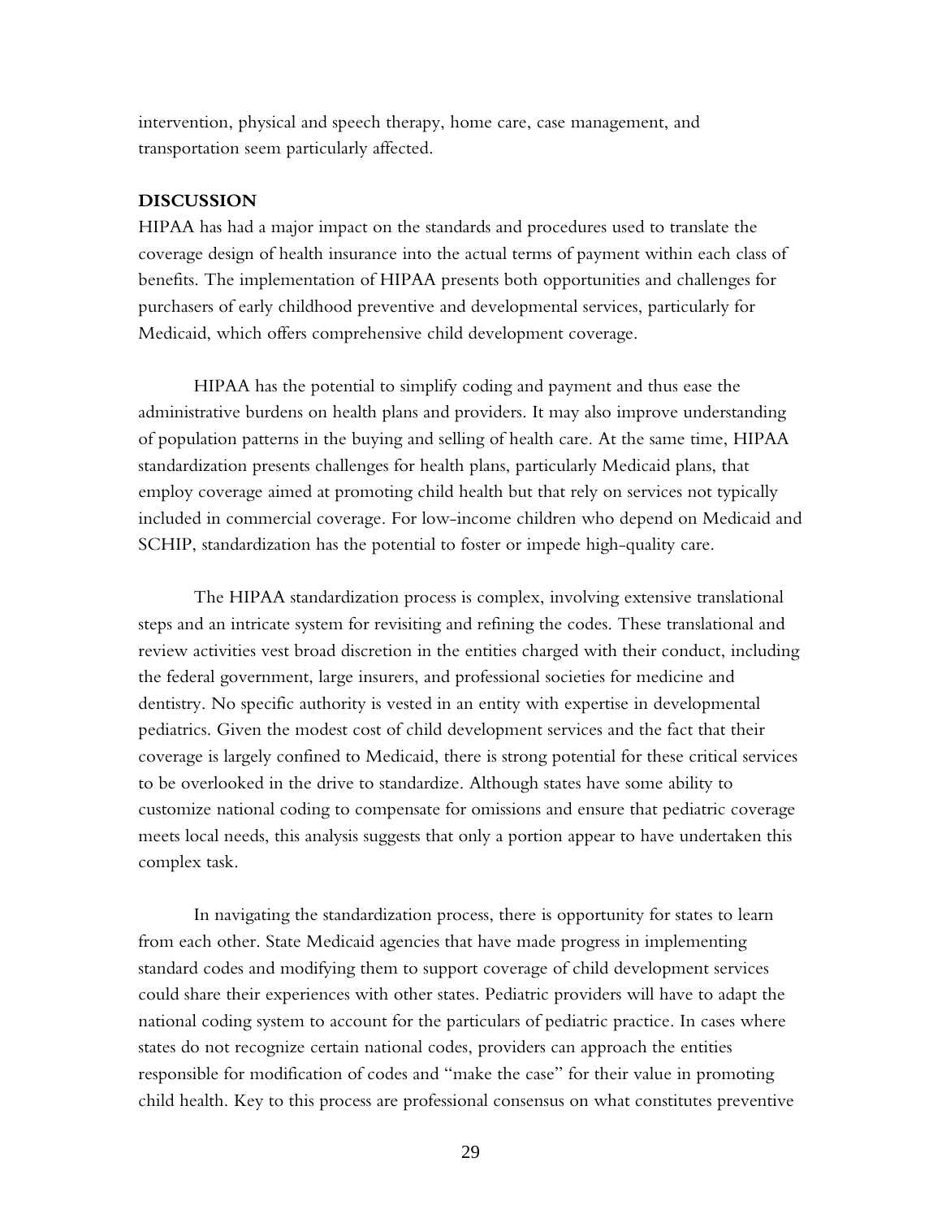intervention, physical and speech therapy, home care, case management, and transportation seem particularly affected.

## DISCUSSION

HIPAA has had a major impact on the standards and procedures used to translate the coverage design of health insurance into the actual terms of payment within each class of benefits. The implementation of HIPAA presents both opportunities and challenges for purchasers of early childhood preventive and developmental services, particularly for Medicaid, which offers comprehensive child development coverage.

HIPAA has the potential to simplify coding and payment and thus ease the administrative burdens on health plans and providers. It may also improve understanding of population patterns in the buying and selling of health care. At the same time, HIPAA standardization presents challenges for health plans, particularly Medicaid plans, that employ coverage aimed at promoting child health but that rely on services not typically included in commercial coverage. For low-income children who depend on Medicaid and SCHIP, standardization has the potential to foster or impede high-quality care.

The HIPAA standardization process is complex, involving extensive translational steps and an intricate system for revisiting and refining the codes. These translational and review activities vest broad discretion in the entities charged with their conduct, including the federal government, large insurers, and professional societies for medicine and dentistry. No specific authority is vested in an entity with expertise in developmental pediatrics. Given the modest cost of child development services and the fact that their coverage is largely confined to Medicaid, there is strong potential for these critical services to be overlooked in the drive to standardize. Although states have some ability to customize national coding to compensate for omissions and ensure that pediatric coverage meets local needs, this analysis suggests that only a portion appear to have undertaken this complex task.

In navigating the standardization process, there is opportunity for states to learn from each other. State Medicaid agencies that have made progress in implementing standard codes and modifying them to support coverage of child development services could share their experiences with other states. Pediatric providers will have to adapt the national coding system to account for the particulars of pediatric practice. In cases where states do not recognize certain national codes, providers can approach the entities responsible for modification of codes and "make the case" for their value in promoting child health. Key to this process are professional consensus on what constitutes preventive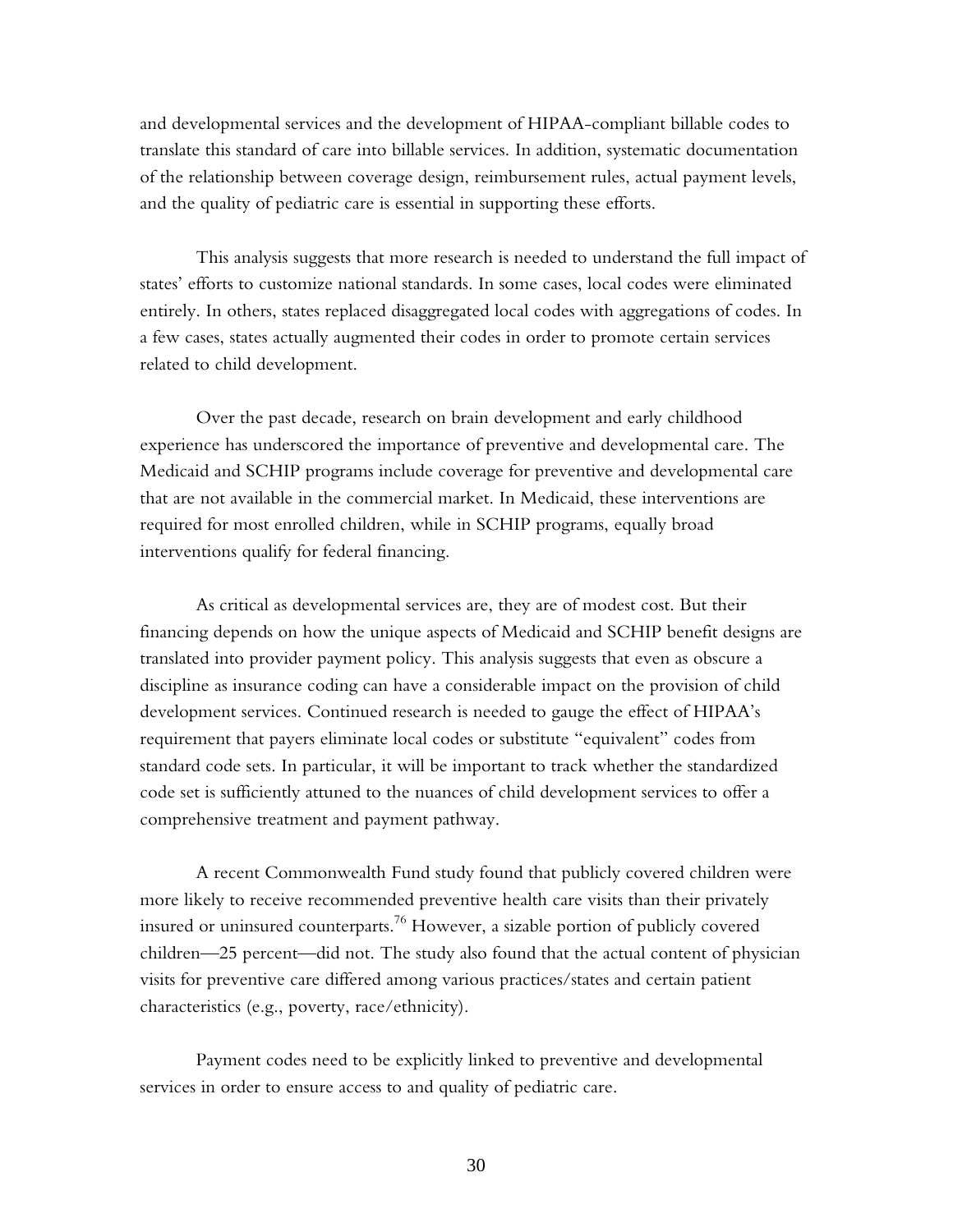and developmental services and the development of HIPAA-compliant billable codes to translate this standard of care into billable services. In addition, systematic documentation of the relationship between coverage design, reimbursement rules, actual payment levels, and the quality of pediatric care is essential in supporting these efforts.

This analysis suggests that more research is needed to understand the full impact of states' efforts to customize national standards. In some cases, local codes were eliminated entirely. In others, states replaced disaggregated local codes with aggregations of codes. In a few cases, states actually augmented their codes in order to promote certain services related to child development.

Over the past decade, research on brain development and early childhood experience has underscored the importance of preventive and developmental care. The Medicaid and SCHIP programs include coverage for preventive and developmental care that are not available in the commercial market. In Medicaid, these interventions are required for most enrolled children, while in SCHIP programs, equally broad interventions qualify for federal financing.

As critical as developmental services are, they are of modest cost. But their financing depends on how the unique aspects of Medicaid and SCHIP benefit designs are translated into provider payment policy. This analysis suggests that even as obscure a discipline as insurance coding can have a considerable impact on the provision of child development services. Continued research is needed to gauge the effect of HIPAA's requirement that payers eliminate local codes or substitute "equivalent" codes from standard code sets. In particular, it will be important to track whether the standardized code set is sufficiently attuned to the nuances of child development services to offer a comprehensive treatment and payment pathway.

A recent Commonwealth Fund study found that publicly covered children were more likely to receive recommended preventive health care visits than their privately insured or uninsured counterparts.[76] However, a sizable portion of publicly covered children—25 percent—did not. The study also found that the actual content of physician visits for preventive care differed among various practices/states and certain patient characteristics (e.g., poverty, race/ethnicity).

Payment codes need to be explicitly linked to preventive and developmental services in order to ensure access to and quality of pediatric care.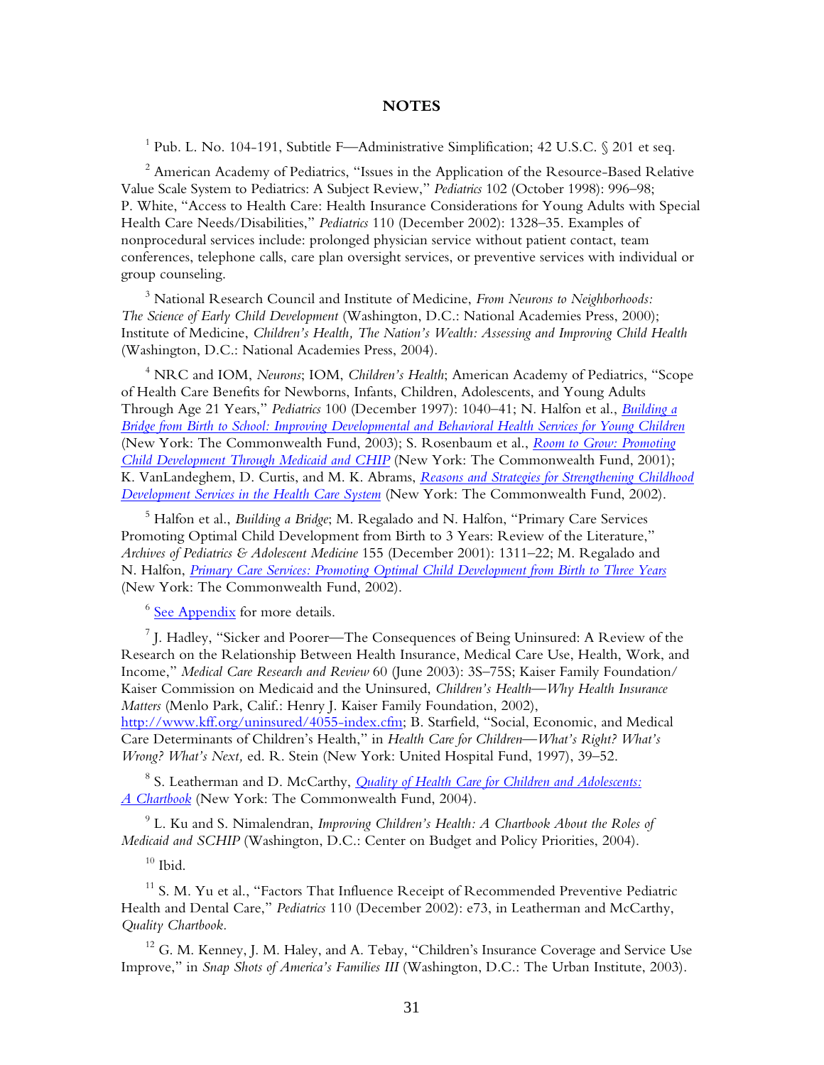## NOTES

[1] Pub. L. No. 104-191, Subtitle F—Administrative Simplification; 42 U.S.C. § 201 et seq.

[2] American Academy of Pediatrics, "Issues in the Application of the Resource-Based Relative Value Scale System to Pediatrics: A Subject Review," *Pediatrics* 102 (October 1998): 996–98; P. White, "Access to Health Care: Health Insurance Considerations for Young Adults with Special Health Care Needs/Disabilities," *Pediatrics* 110 (December 2002): 1328–35. Examples of nonprocedural services include: prolonged physician service without patient contact, team conferences, telephone calls, care plan oversight services, or preventive services with individual or group counseling.

[3] National Research Council and Institute of Medicine, *From Neurons to Neighborhoods: The Science of Early Child Development* (Washington, D.C.: National Academies Press, 2000); Institute of Medicine, *Children's Health, The Nation's Wealth: Assessing and Improving Child Health* (Washington, D.C.: National Academies Press, 2004).

[4] NRC and IOM, *Neurons*; IOM, *Children's Health*; American Academy of Pediatrics, "Scope of Health Care Benefits for Newborns, Infants, Children, Adolescents, and Young Adults Through Age 21 Years," *Pediatrics* 100 (December 1997): 1040–41; N. Halfon et al., *Building a Bridge from Birth to School: Improving Developmental and Behavioral Health Services for Young Children* (New York: The Commonwealth Fund, 2003); S. Rosenbaum et al., *Room to Grow: Promoting Child Development Through Medicaid and CHIP* (New York: The Commonwealth Fund, 2001); K. VanLandeghem, D. Curtis, and M. K. Abrams, *Reasons and Strategies for Strengthening Childhood Development Services in the Health Care System* (New York: The Commonwealth Fund, 2002).

[5] Halfon et al., *Building a Bridge*; M. Regalado and N. Halfon, "Primary Care Services Promoting Optimal Child Development from Birth to 3 Years: Review of the Literature," *Archives of Pediatrics & Adolescent Medicine* 155 (December 2001): 1311–22; M. Regalado and N. Halfon, *Primary Care Services: Promoting Optimal Child Development from Birth to Three Years* (New York: The Commonwealth Fund, 2002).

[6] See Appendix for more details.

[7] J. Hadley, "Sicker and Poorer—The Consequences of Being Uninsured: A Review of the Research on the Relationship Between Health Insurance, Medical Care Use, Health, Work, and Income," *Medical Care Research and Review* 60 (June 2003): 3S–75S; Kaiser Family Foundation/ Kaiser Commission on Medicaid and the Uninsured, *Children's Health—Why Health Insurance Matters* (Menlo Park, Calif.: Henry J. Kaiser Family Foundation, 2002), http://www.kff.org/uninsured/4055-index.cfm; B. Starfield, "Social, Economic, and Medical Care Determinants of Children's Health," in *Health Care for Children—What's Right? What's Wrong? What's Next,* ed. R. Stein (New York: United Hospital Fund, 1997), 39–52.

[8] S. Leatherman and D. McCarthy, *Quality of Health Care for Children and Adolescents: A Chartbook* (New York: The Commonwealth Fund, 2004).

[9] L. Ku and S. Nimalendran, *Improving Children's Health: A Chartbook About the Roles of Medicaid and SCHIP* (Washington, D.C.: Center on Budget and Policy Priorities, 2004).

[10] Ibid.

[11] S. M. Yu et al., "Factors That Influence Receipt of Recommended Preventive Pediatric Health and Dental Care," *Pediatrics* 110 (December 2002): e73, in Leatherman and McCarthy, *Quality Chartbook.*

[12] G. M. Kenney, J. M. Haley, and A. Tebay, "Children's Insurance Coverage and Service Use Improve," in *Snap Shots of America's Families III* (Washington, D.C.: The Urban Institute, 2003).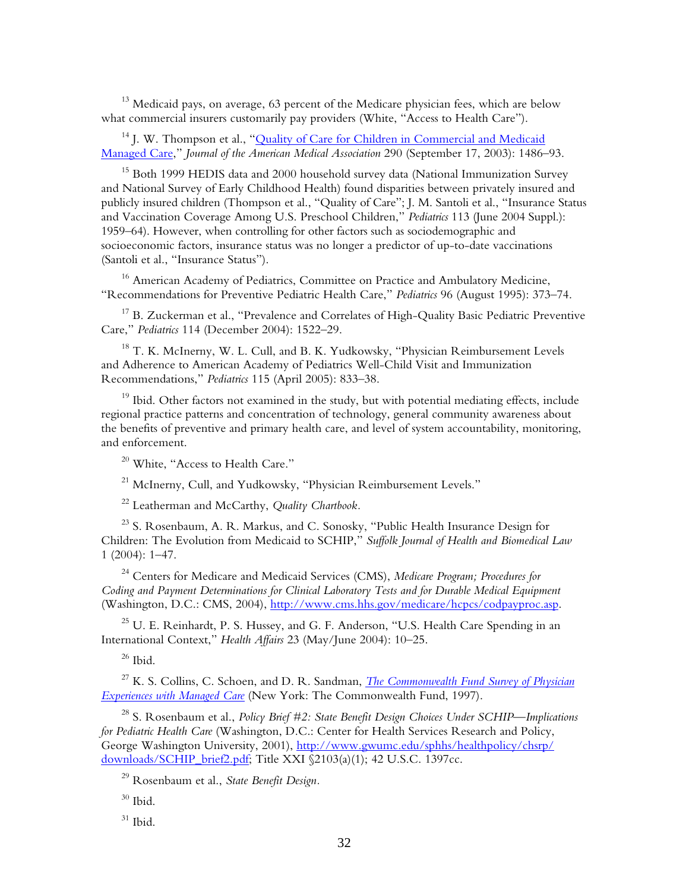[13] Medicaid pays, on average, 63 percent of the Medicare physician fees, which are below what commercial insurers customarily pay providers (White, "Access to Health Care").

[14] J. W. Thompson et al., "Quality of Care for Children in Commercial and Medicaid Managed Care," *Journal of the American Medical Association* 290 (September 17, 2003): 1486–93.

[15] Both 1999 HEDIS data and 2000 household survey data (National Immunization Survey and National Survey of Early Childhood Health) found disparities between privately insured and publicly insured children (Thompson et al., "Quality of Care"; J. M. Santoli et al., "Insurance Status and Vaccination Coverage Among U.S. Preschool Children," *Pediatrics* 113 (June 2004 Suppl.): 1959–64). However, when controlling for other factors such as sociodemographic and socioeconomic factors, insurance status was no longer a predictor of up-to-date vaccinations (Santoli et al., "Insurance Status").

[16] American Academy of Pediatrics, Committee on Practice and Ambulatory Medicine, "Recommendations for Preventive Pediatric Health Care," *Pediatrics* 96 (August 1995): 373–74.

[17] B. Zuckerman et al., "Prevalence and Correlates of High-Quality Basic Pediatric Preventive Care," *Pediatrics* 114 (December 2004): 1522–29.

[18] T. K. McInerny, W. L. Cull, and B. K. Yudkowsky, "Physician Reimbursement Levels and Adherence to American Academy of Pediatrics Well-Child Visit and Immunization Recommendations," *Pediatrics* 115 (April 2005): 833–38.

[19] Ibid. Other factors not examined in the study, but with potential mediating effects, include regional practice patterns and concentration of technology, general community awareness about the benefits of preventive and primary health care, and level of system accountability, monitoring, and enforcement.

[20] White, "Access to Health Care."

[21] McInerny, Cull, and Yudkowsky, "Physician Reimbursement Levels."

[22] Leatherman and McCarthy, *Quality Chartbook*.

[23] S. Rosenbaum, A. R. Markus, and C. Sonosky, "Public Health Insurance Design for Children: The Evolution from Medicaid to SCHIP," *Suffolk Journal of Health and Biomedical Law* 1 (2004): 1–47.

[24] Centers for Medicare and Medicaid Services (CMS), *Medicare Program; Procedures for Coding and Payment Determinations for Clinical Laboratory Tests and for Durable Medical Equipment* (Washington, D.C.: CMS, 2004), http://www.cms.hhs.gov/medicare/hcpcs/codpayproc.asp.

[25] U. E. Reinhardt, P. S. Hussey, and G. F. Anderson, "U.S. Health Care Spending in an International Context," *Health Affairs* 23 (May/June 2004): 10–25.

[26] Ibid.

[27] K. S. Collins, C. Schoen, and D. R. Sandman, *The Commonwealth Fund Survey of Physician Experiences with Managed Care* (New York: The Commonwealth Fund, 1997).

[28] S. Rosenbaum et al., *Policy Brief #2: State Benefit Design Choices Under SCHIP—Implications for Pediatric Health Care* (Washington, D.C.: Center for Health Services Research and Policy, George Washington University, 2001), http://www.gwumc.edu/sphhs/healthpolicy/chsrp/downloads/SCHIP_brief2.pdf; Title XXI §2103(a)(1); 42 U.S.C. 1397cc.

[29] Rosenbaum et al., *State Benefit Design*.

[30] Ibid.

[31] Ibid.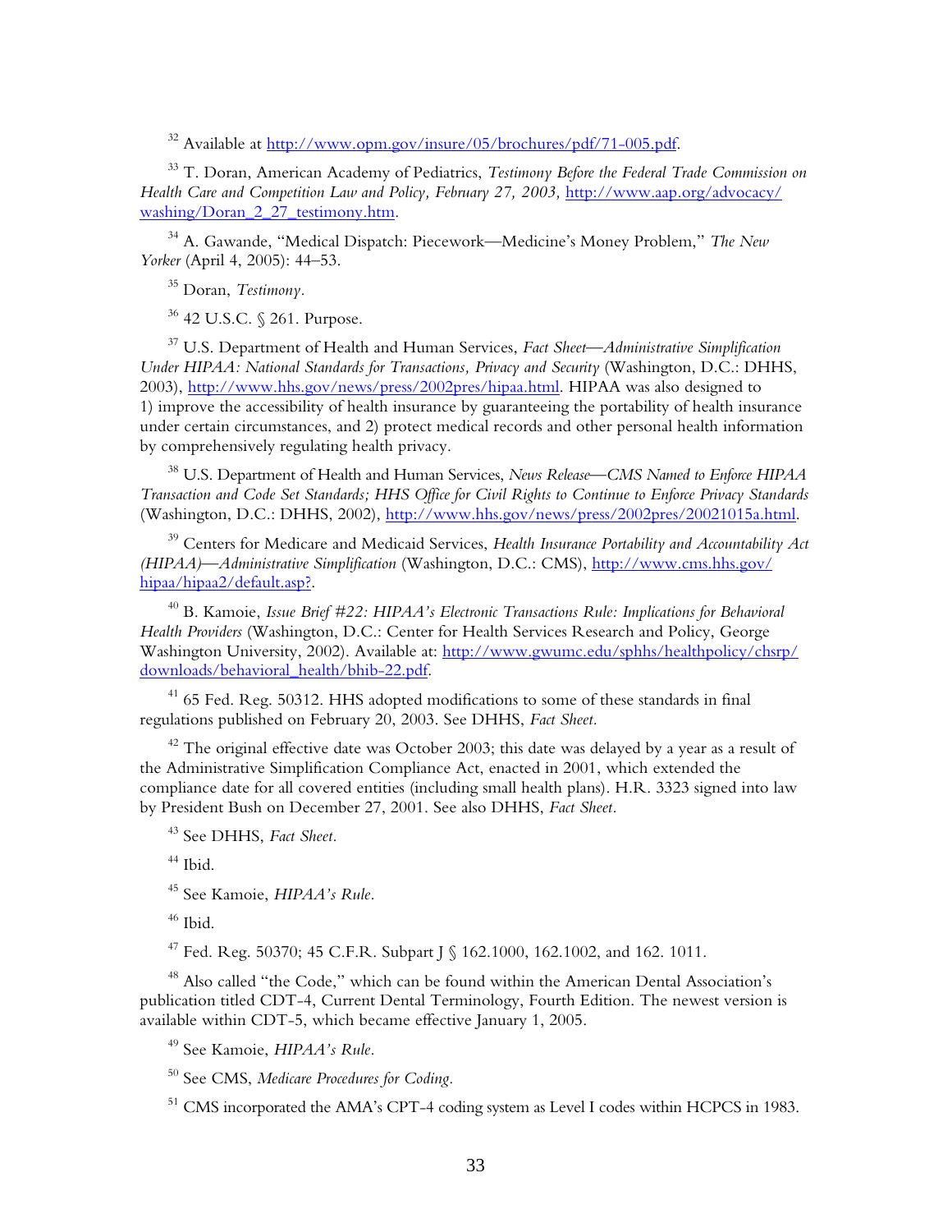[32] Available at http://www.opm.gov/insure/05/brochures/pdf/71-005.pdf.

[33] T. Doran, American Academy of Pediatrics, *Testimony Before the Federal Trade Commission on Health Care and Competition Law and Policy, February 27, 2003,* http://www.aap.org/advocacy/washing/Doran_2_27_testimony.htm.

[34] A. Gawande, "Medical Dispatch: Piecework—Medicine's Money Problem," *The New Yorker* (April 4, 2005): 44–53.

[35] Doran, *Testimony.*

[36] 42 U.S.C. § 261. Purpose.

[37] U.S. Department of Health and Human Services, *Fact Sheet—Administrative Simplification Under HIPAA: National Standards for Transactions, Privacy and Security* (Washington, D.C.: DHHS, 2003), http://www.hhs.gov/news/press/2002pres/hipaa.html. HIPAA was also designed to 1) improve the accessibility of health insurance by guaranteeing the portability of health insurance under certain circumstances, and 2) protect medical records and other personal health information by comprehensively regulating health privacy.

[38] U.S. Department of Health and Human Services, *News Release—CMS Named to Enforce HIPAA Transaction and Code Set Standards; HHS Office for Civil Rights to Continue to Enforce Privacy Standards* (Washington, D.C.: DHHS, 2002), http://www.hhs.gov/news/press/2002pres/20021015a.html.

[39] Centers for Medicare and Medicaid Services, *Health Insurance Portability and Accountability Act (HIPAA)—Administrative Simplification* (Washington, D.C.: CMS), http://www.cms.hhs.gov/hipaa/hipaa2/default.asp?.

[40] B. Kamoie, *Issue Brief #22: HIPAA's Electronic Transactions Rule: Implications for Behavioral Health Providers* (Washington, D.C.: Center for Health Services Research and Policy, George Washington University, 2002). Available at: http://www.gwumc.edu/sphhs/healthpolicy/chsrp/downloads/behavioral_health/bhib-22.pdf.

[41] 65 Fed. Reg. 50312. HHS adopted modifications to some of these standards in final regulations published on February 20, 2003. See DHHS, *Fact Sheet.*

[42] The original effective date was October 2003; this date was delayed by a year as a result of the Administrative Simplification Compliance Act, enacted in 2001, which extended the compliance date for all covered entities (including small health plans). H.R. 3323 signed into law by President Bush on December 27, 2001. See also DHHS, *Fact Sheet.*

[43] See DHHS, *Fact Sheet.*

[44] Ibid.

[45] See Kamoie, *HIPAA's Rule.*

[46] Ibid.

[47] Fed. Reg. 50370; 45 C.F.R. Subpart J § 162.1000, 162.1002, and 162. 1011.

[48] Also called "the Code," which can be found within the American Dental Association's publication titled CDT-4, Current Dental Terminology, Fourth Edition. The newest version is available within CDT-5, which became effective January 1, 2005.

[49] See Kamoie, *HIPAA's Rule.*

[50] See CMS, *Medicare Procedures for Coding.*

[51] CMS incorporated the AMA's CPT-4 coding system as Level I codes within HCPCS in 1983.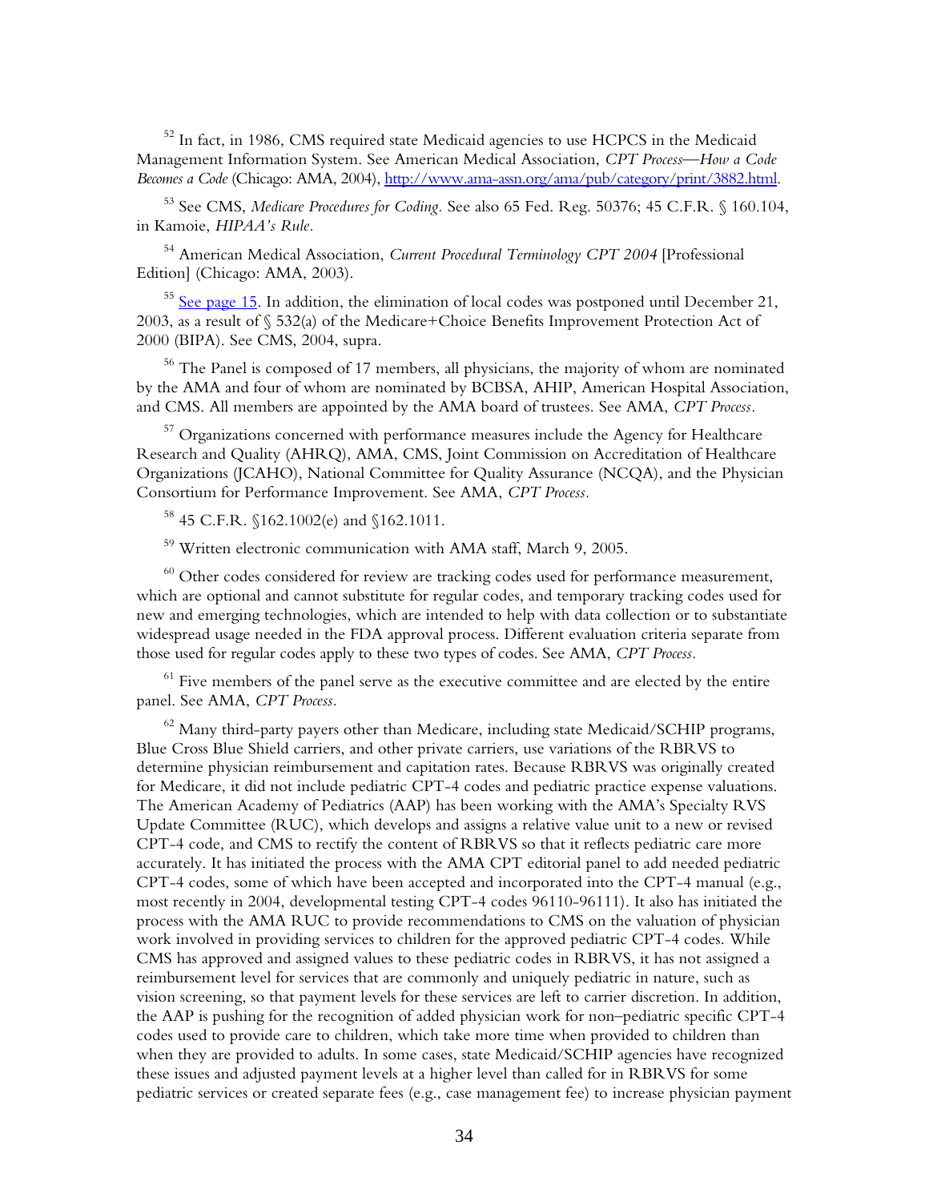[52] In fact, in 1986, CMS required state Medicaid agencies to use HCPCS in the Medicaid Management Information System. See American Medical Association, *CPT Process—How a Code Becomes a Code* (Chicago: AMA, 2004), http://www.ama-assn.org/ama/pub/category/print/3882.html.

[53] See CMS, *Medicare Procedures for Coding*. See also 65 Fed. Reg. 50376; 45 C.F.R. § 160.104, in Kamoie, *HIPAA's Rule*.

[54] American Medical Association, *Current Procedural Terminology CPT 2004* [Professional Edition] (Chicago: AMA, 2003).

[55] See page 15. In addition, the elimination of local codes was postponed until December 21, 2003, as a result of § 532(a) of the Medicare+Choice Benefits Improvement Protection Act of 2000 (BIPA). See CMS, 2004, supra.

[56] The Panel is composed of 17 members, all physicians, the majority of whom are nominated by the AMA and four of whom are nominated by BCBSA, AHIP, American Hospital Association, and CMS. All members are appointed by the AMA board of trustees. See AMA, *CPT Process*.

[57] Organizations concerned with performance measures include the Agency for Healthcare Research and Quality (AHRQ), AMA, CMS, Joint Commission on Accreditation of Healthcare Organizations (JCAHO), National Committee for Quality Assurance (NCQA), and the Physician Consortium for Performance Improvement. See AMA, *CPT Process*.

[58] 45 C.F.R. §162.1002(e) and §162.1011.

[59] Written electronic communication with AMA staff, March 9, 2005.

[60] Other codes considered for review are tracking codes used for performance measurement, which are optional and cannot substitute for regular codes, and temporary tracking codes used for new and emerging technologies, which are intended to help with data collection or to substantiate widespread usage needed in the FDA approval process. Different evaluation criteria separate from those used for regular codes apply to these two types of codes. See AMA, *CPT Process*.

[61] Five members of the panel serve as the executive committee and are elected by the entire panel. See AMA, *CPT Process*.

[62] Many third-party payers other than Medicare, including state Medicaid/SCHIP programs, Blue Cross Blue Shield carriers, and other private carriers, use variations of the RBRVS to determine physician reimbursement and capitation rates. Because RBRVS was originally created for Medicare, it did not include pediatric CPT-4 codes and pediatric practice expense valuations. The American Academy of Pediatrics (AAP) has been working with the AMA's Specialty RVS Update Committee (RUC), which develops and assigns a relative value unit to a new or revised CPT-4 code, and CMS to rectify the content of RBRVS so that it reflects pediatric care more accurately. It has initiated the process with the AMA CPT editorial panel to add needed pediatric CPT-4 codes, some of which have been accepted and incorporated into the CPT-4 manual (e.g., most recently in 2004, developmental testing CPT-4 codes 96110-96111). It also has initiated the process with the AMA RUC to provide recommendations to CMS on the valuation of physician work involved in providing services to children for the approved pediatric CPT-4 codes. While CMS has approved and assigned values to these pediatric codes in RBRVS, it has not assigned a reimbursement level for services that are commonly and uniquely pediatric in nature, such as vision screening, so that payment levels for these services are left to carrier discretion. In addition, the AAP is pushing for the recognition of added physician work for non–pediatric specific CPT-4 codes used to provide care to children, which take more time when provided to children than when they are provided to adults. In some cases, state Medicaid/SCHIP agencies have recognized these issues and adjusted payment levels at a higher level than called for in RBRVS for some pediatric services or created separate fees (e.g., case management fee) to increase physician payment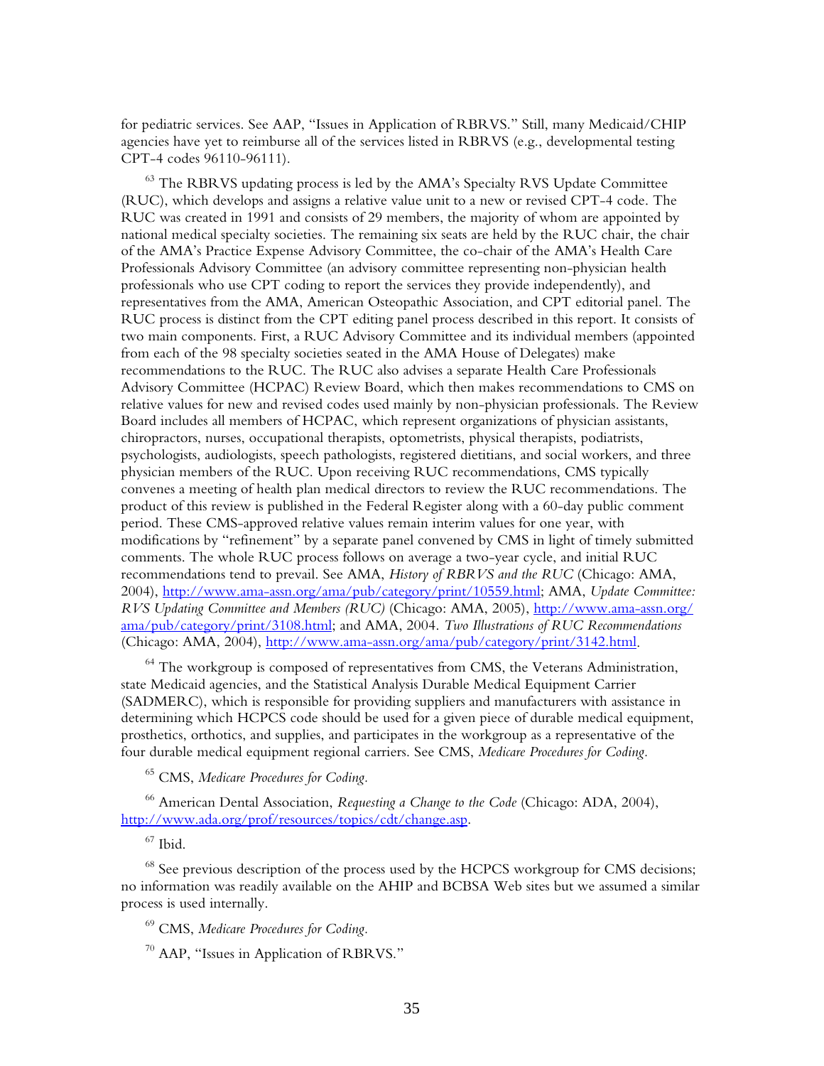for pediatric services. See AAP, "Issues in Application of RBRVS." Still, many Medicaid/CHIP agencies have yet to reimburse all of the services listed in RBRVS (e.g., developmental testing CPT-4 codes 96110-96111).

[63] The RBRVS updating process is led by the AMA's Specialty RVS Update Committee (RUC), which develops and assigns a relative value unit to a new or revised CPT-4 code. The RUC was created in 1991 and consists of 29 members, the majority of whom are appointed by national medical specialty societies. The remaining six seats are held by the RUC chair, the chair of the AMA's Practice Expense Advisory Committee, the co-chair of the AMA's Health Care Professionals Advisory Committee (an advisory committee representing non-physician health professionals who use CPT coding to report the services they provide independently), and representatives from the AMA, American Osteopathic Association, and CPT editorial panel. The RUC process is distinct from the CPT editing panel process described in this report. It consists of two main components. First, a RUC Advisory Committee and its individual members (appointed from each of the 98 specialty societies seated in the AMA House of Delegates) make recommendations to the RUC. The RUC also advises a separate Health Care Professionals Advisory Committee (HCPAC) Review Board, which then makes recommendations to CMS on relative values for new and revised codes used mainly by non-physician professionals. The Review Board includes all members of HCPAC, which represent organizations of physician assistants, chiropractors, nurses, occupational therapists, optometrists, physical therapists, podiatrists, psychologists, audiologists, speech pathologists, registered dietitians, and social workers, and three physician members of the RUC. Upon receiving RUC recommendations, CMS typically convenes a meeting of health plan medical directors to review the RUC recommendations. The product of this review is published in the Federal Register along with a 60-day public comment period. These CMS-approved relative values remain interim values for one year, with modifications by "refinement" by a separate panel convened by CMS in light of timely submitted comments. The whole RUC process follows on average a two-year cycle, and initial RUC recommendations tend to prevail. See AMA, *History of RBRVS and the RUC* (Chicago: AMA, 2004), http://www.ama-assn.org/ama/pub/category/print/10559.html; AMA, *Update Committee: RVS Updating Committee and Members (RUC)* (Chicago: AMA, 2005), http://www.ama-assn.org/ama/pub/category/print/3108.html; and AMA, 2004. *Two Illustrations of RUC Recommendations* (Chicago: AMA, 2004), http://www.ama-assn.org/ama/pub/category/print/3142.html.

[64] The workgroup is composed of representatives from CMS, the Veterans Administration, state Medicaid agencies, and the Statistical Analysis Durable Medical Equipment Carrier (SADMERC), which is responsible for providing suppliers and manufacturers with assistance in determining which HCPCS code should be used for a given piece of durable medical equipment, prosthetics, orthotics, and supplies, and participates in the workgroup as a representative of the four durable medical equipment regional carriers. See CMS, *Medicare Procedures for Coding*.

[65] CMS, *Medicare Procedures for Coding*.

[66] American Dental Association, *Requesting a Change to the Code* (Chicago: ADA, 2004), http://www.ada.org/prof/resources/topics/cdt/change.asp.

[67] Ibid.

[68] See previous description of the process used by the HCPCS workgroup for CMS decisions; no information was readily available on the AHIP and BCBSA Web sites but we assumed a similar process is used internally.

[69] CMS, *Medicare Procedures for Coding*.

[70] AAP, "Issues in Application of RBRVS."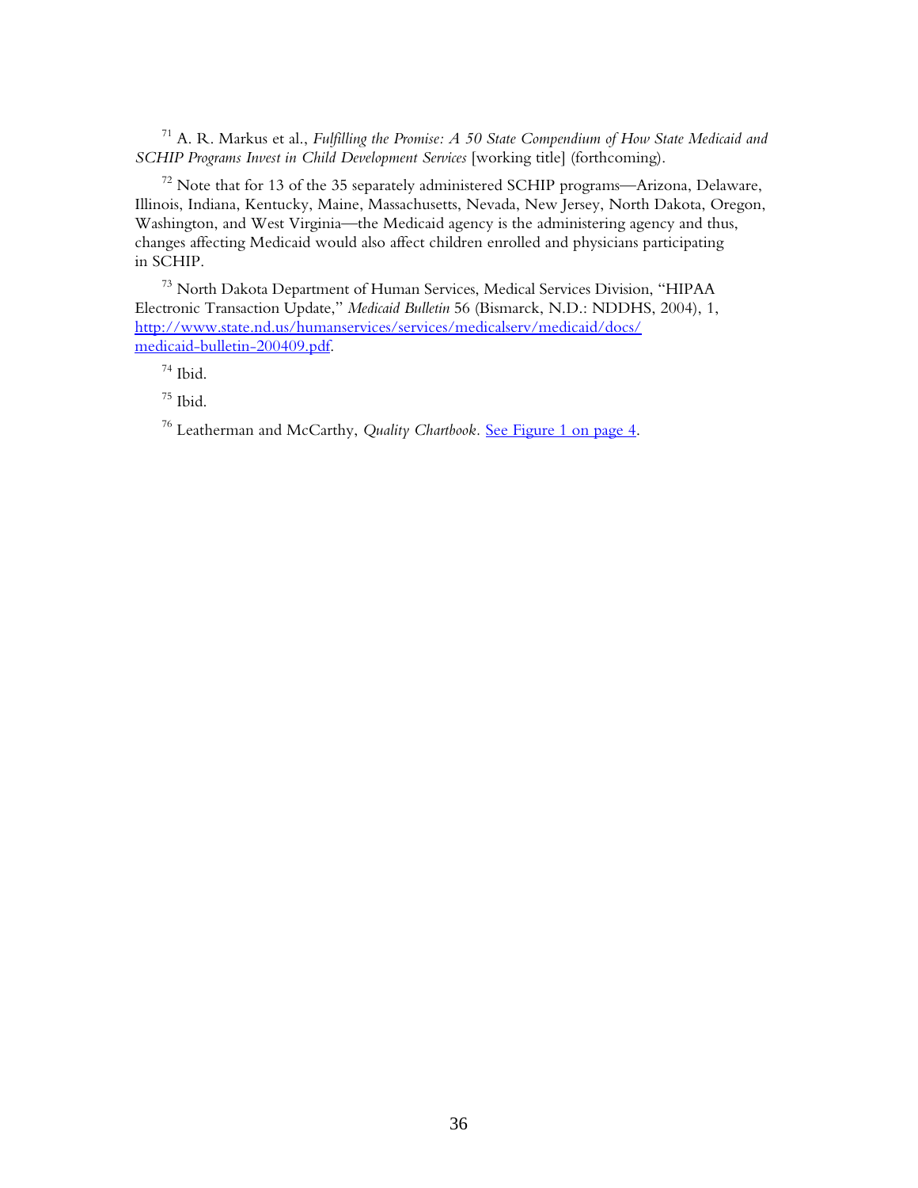[71] A. R. Markus et al., *Fulfilling the Promise: A 50 State Compendium of How State Medicaid and SCHIP Programs Invest in Child Development Services* [working title] (forthcoming).

[72] Note that for 13 of the 35 separately administered SCHIP programs—Arizona, Delaware, Illinois, Indiana, Kentucky, Maine, Massachusetts, Nevada, New Jersey, North Dakota, Oregon, Washington, and West Virginia—the Medicaid agency is the administering agency and thus, changes affecting Medicaid would also affect children enrolled and physicians participating in SCHIP.

[73] North Dakota Department of Human Services, Medical Services Division, "HIPAA Electronic Transaction Update," *Medicaid Bulletin* 56 (Bismarck, N.D.: NDDHS, 2004), 1, http://www.state.nd.us/humanservices/services/medicalserv/medicaid/docs/medicaid-bulletin-200409.pdf.

[74] Ibid.

[75] Ibid.

[76] Leatherman and McCarthy, *Quality Chartbook*. See Figure 1 on page 4.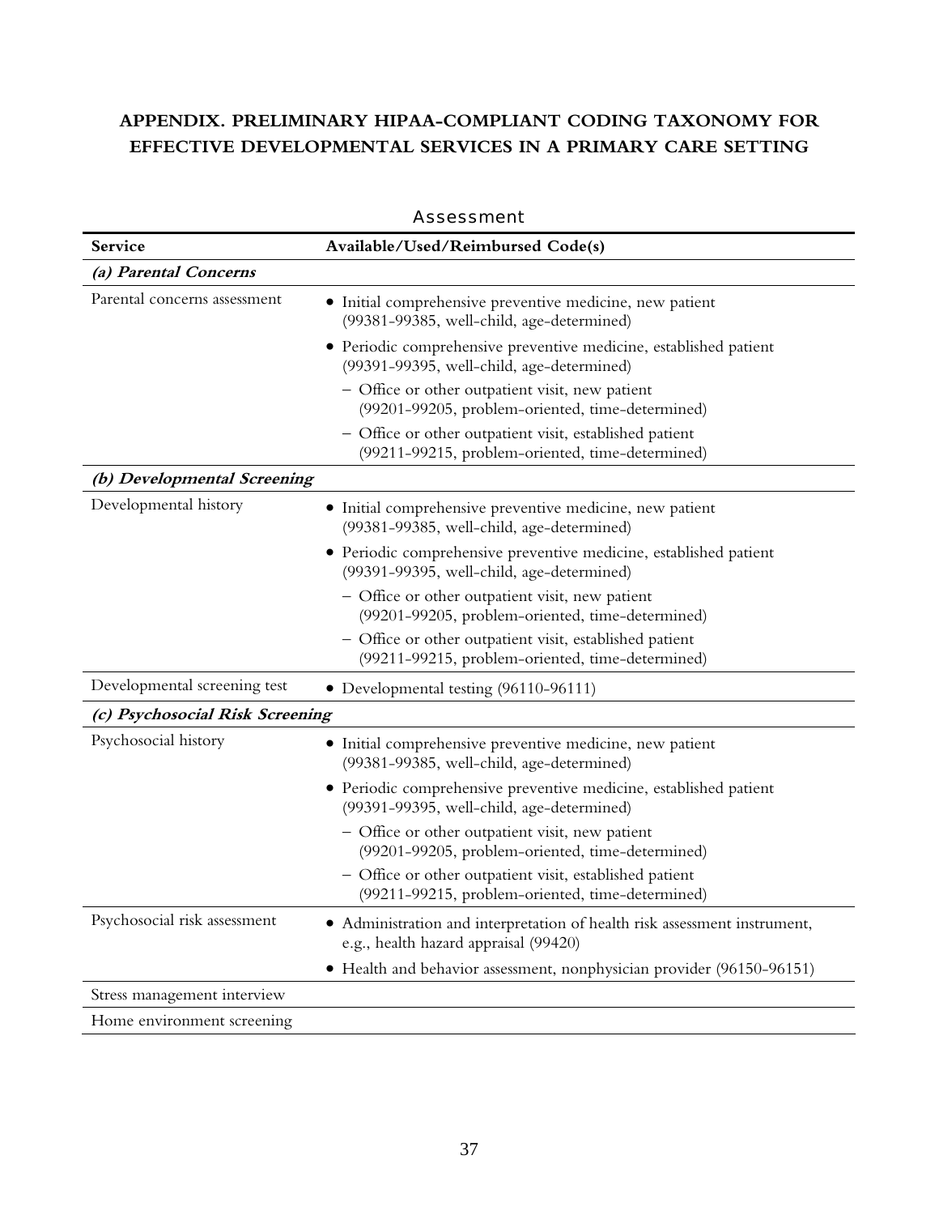## APPENDIX. PRELIMINARY HIPAA-COMPLIANT CODING TAXONOMY FOR EFFECTIVE DEVELOPMENTAL SERVICES IN A PRIMARY CARE SETTING

Assessment

| Service | Available/Used/Reimbursed Code(s) |
|---|---|
| ***(a) Parental Concerns*** | |
| Parental concerns assessment | • Initial comprehensive preventive medicine, new patient (99381-99385, well-child, age-determined) |
| | • Periodic comprehensive preventive medicine, established patient (99391-99395, well-child, age-determined) |
| | – Office or other outpatient visit, new patient (99201-99205, problem-oriented, time-determined) |
| | – Office or other outpatient visit, established patient (99211-99215, problem-oriented, time-determined) |
| ***(b) Developmental Screening*** | |
| Developmental history | • Initial comprehensive preventive medicine, new patient (99381-99385, well-child, age-determined) |
| | • Periodic comprehensive preventive medicine, established patient (99391-99395, well-child, age-determined) |
| | – Office or other outpatient visit, new patient (99201-99205, problem-oriented, time-determined) |
| | – Office or other outpatient visit, established patient (99211-99215, problem-oriented, time-determined) |
| Developmental screening test | • Developmental testing (96110-96111) |
| ***(c) Psychosocial Risk Screening*** | |
| Psychosocial history | • Initial comprehensive preventive medicine, new patient (99381-99385, well-child, age-determined) |
| | • Periodic comprehensive preventive medicine, established patient (99391-99395, well-child, age-determined) |
| | – Office or other outpatient visit, new patient (99201-99205, problem-oriented, time-determined) |
| | – Office or other outpatient visit, established patient (99211-99215, problem-oriented, time-determined) |
| Psychosocial risk assessment | • Administration and interpretation of health risk assessment instrument, e.g., health hazard appraisal (99420) |
| | • Health and behavior assessment, nonphysician provider (96150-96151) |
| Stress management interview | |
| Home environment screening | |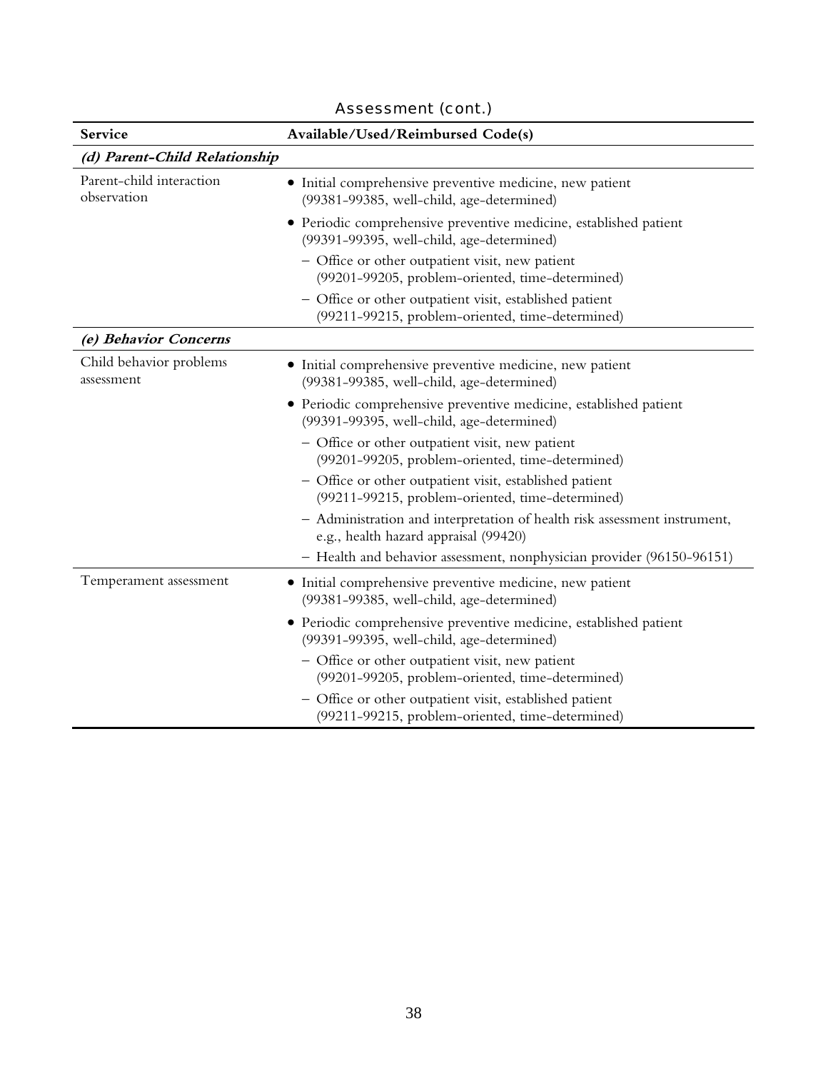Assessment (cont.)

| Service | Available/Used/Reimbursed Code(s) |
| --- | --- |
| ***(d) Parent-Child Relationship*** | |
| Parent-child interaction observation | • Initial comprehensive preventive medicine, new patient (99381-99385, well-child, age-determined) |
| | • Periodic comprehensive preventive medicine, established patient (99391-99395, well-child, age-determined) |
| | – Office or other outpatient visit, new patient (99201-99205, problem-oriented, time-determined) |
| | – Office or other outpatient visit, established patient (99211-99215, problem-oriented, time-determined) |
| ***(e) Behavior Concerns*** | |
| Child behavior problems assessment | • Initial comprehensive preventive medicine, new patient (99381-99385, well-child, age-determined) |
| | • Periodic comprehensive preventive medicine, established patient (99391-99395, well-child, age-determined) |
| | – Office or other outpatient visit, new patient (99201-99205, problem-oriented, time-determined) |
| | – Office or other outpatient visit, established patient (99211-99215, problem-oriented, time-determined) |
| | – Administration and interpretation of health risk assessment instrument, e.g., health hazard appraisal (99420) |
| | – Health and behavior assessment, nonphysician provider (96150-96151) |
| Temperament assessment | • Initial comprehensive preventive medicine, new patient (99381-99385, well-child, age-determined) |
| | • Periodic comprehensive preventive medicine, established patient (99391-99395, well-child, age-determined) |
| | – Office or other outpatient visit, new patient (99201-99205, problem-oriented, time-determined) |
| | – Office or other outpatient visit, established patient (99211-99215, problem-oriented, time-determined) |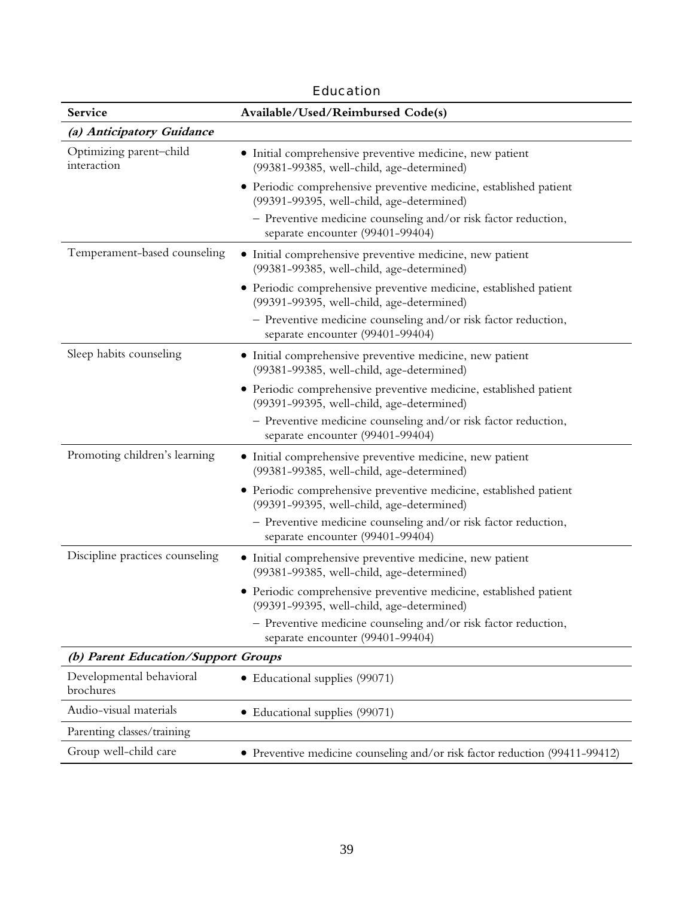## Education

| Service | Available/Used/Reimbursed Code(s) |
|---|---|
| ***(a) Anticipatory Guidance*** | |
| Optimizing parent–child interaction | • Initial comprehensive preventive medicine, new patient (99381-99385, well-child, age-determined)<br>• Periodic comprehensive preventive medicine, established patient (99391-99395, well-child, age-determined)<br>– Preventive medicine counseling and/or risk factor reduction, separate encounter (99401-99404) |
| Temperament-based counseling | • Initial comprehensive preventive medicine, new patient (99381-99385, well-child, age-determined)<br>• Periodic comprehensive preventive medicine, established patient (99391-99395, well-child, age-determined)<br>– Preventive medicine counseling and/or risk factor reduction, separate encounter (99401-99404) |
| Sleep habits counseling | • Initial comprehensive preventive medicine, new patient (99381-99385, well-child, age-determined)<br>• Periodic comprehensive preventive medicine, established patient (99391-99395, well-child, age-determined)<br>– Preventive medicine counseling and/or risk factor reduction, separate encounter (99401-99404) |
| Promoting children's learning | • Initial comprehensive preventive medicine, new patient (99381-99385, well-child, age-determined)<br>• Periodic comprehensive preventive medicine, established patient (99391-99395, well-child, age-determined)<br>– Preventive medicine counseling and/or risk factor reduction, separate encounter (99401-99404) |
| Discipline practices counseling | • Initial comprehensive preventive medicine, new patient (99381-99385, well-child, age-determined)<br>• Periodic comprehensive preventive medicine, established patient (99391-99395, well-child, age-determined)<br>– Preventive medicine counseling and/or risk factor reduction, separate encounter (99401-99404) |
| ***(b) Parent Education/Support Groups*** | |
| Developmental behavioral brochures | • Educational supplies (99071) |
| Audio-visual materials | • Educational supplies (99071) |
| Parenting classes/training | |
| Group well-child care | • Preventive medicine counseling and/or risk factor reduction (99411-99412) |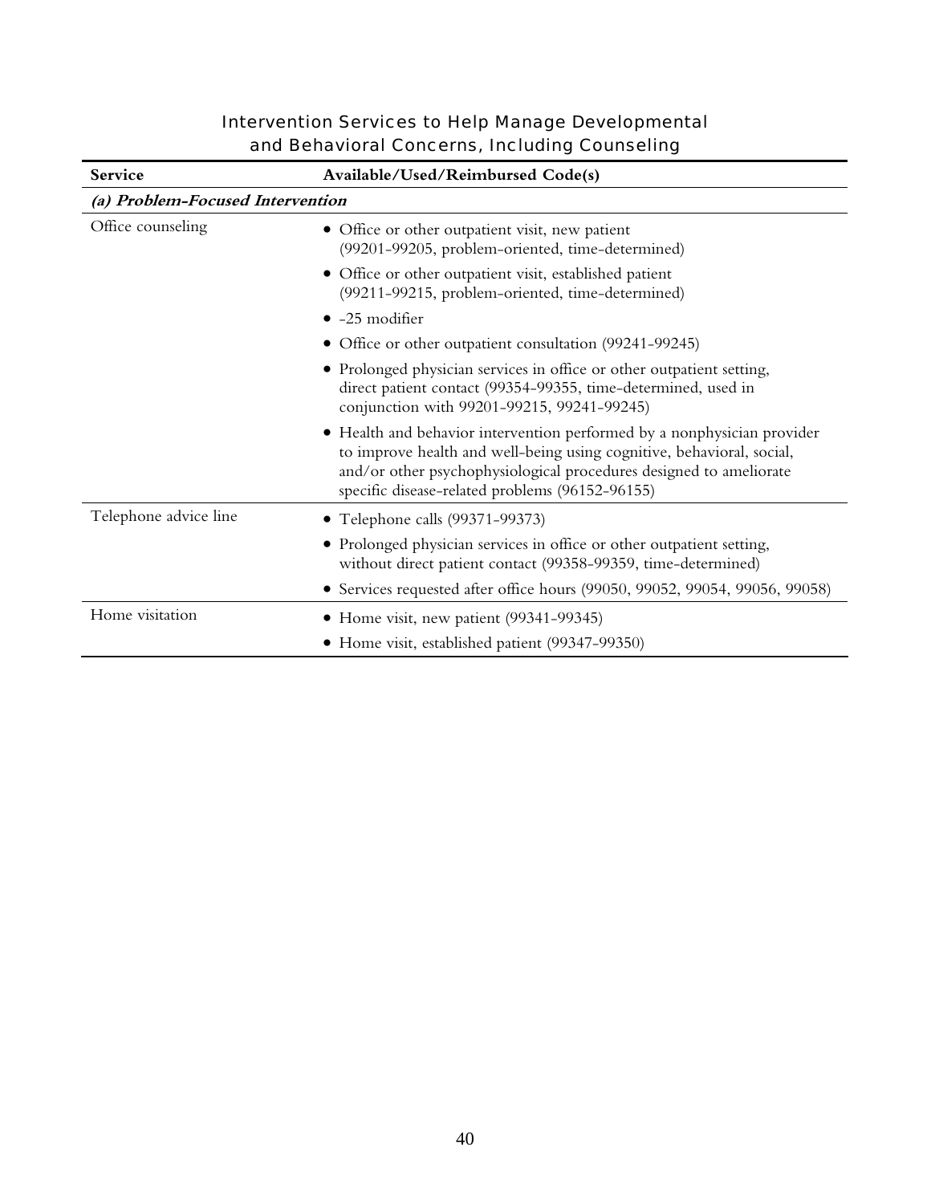## Intervention Services to Help Manage Developmental and Behavioral Concerns, Including Counseling

| Service | Available/Used/Reimbursed Code(s) |
|---|---|
| ***(a) Problem-Focused Intervention*** | |
| Office counseling | • Office or other outpatient visit, new patient (99201-99205, problem-oriented, time-determined)<br>• Office or other outpatient visit, established patient (99211-99215, problem-oriented, time-determined)<br>• -25 modifier<br>• Office or other outpatient consultation (99241-99245)<br>• Prolonged physician services in office or other outpatient setting, direct patient contact (99354-99355, time-determined, used in conjunction with 99201-99215, 99241-99245)<br>• Health and behavior intervention performed by a nonphysician provider to improve health and well-being using cognitive, behavioral, social, and/or other psychophysiological procedures designed to ameliorate specific disease-related problems (96152-96155) |
| Telephone advice line | • Telephone calls (99371-99373)<br>• Prolonged physician services in office or other outpatient setting, without direct patient contact (99358-99359, time-determined)<br>• Services requested after office hours (99050, 99052, 99054, 99056, 99058) |
| Home visitation | • Home visit, new patient (99341-99345)<br>• Home visit, established patient (99347-99350) |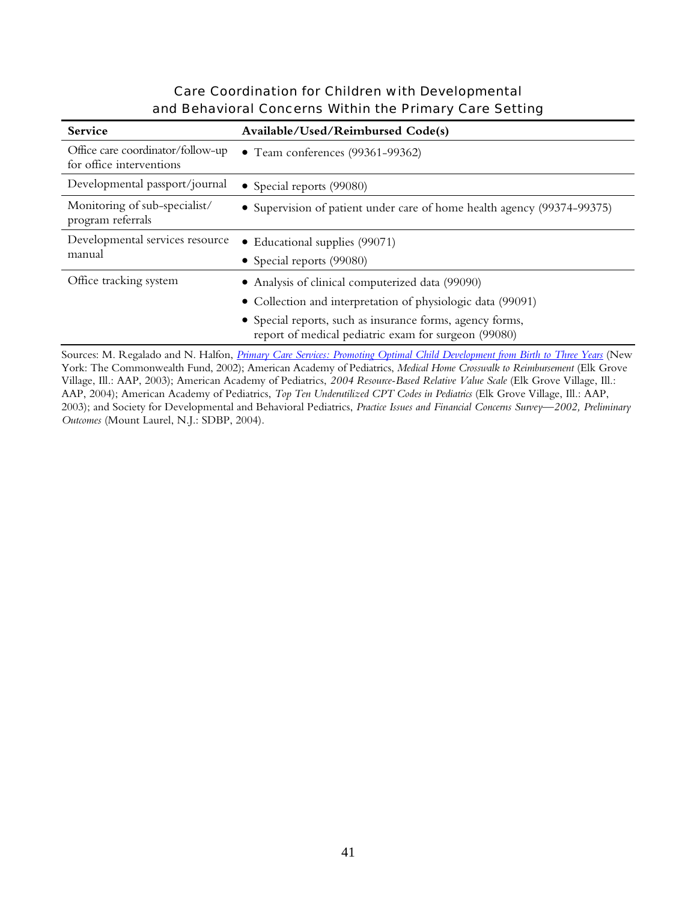### Care Coordination for Children with Developmental and Behavioral Concerns Within the Primary Care Setting

| Service | Available/Used/Reimbursed Code(s) |
|---|---|
| Office care coordinator/follow-up for office interventions | • Team conferences (99361-99362) |
| Developmental passport/journal | • Special reports (99080) |
| Monitoring of sub-specialist/ program referrals | • Supervision of patient under care of home health agency (99374-99375) |
| Developmental services resource manual | • Educational supplies (99071)<br>• Special reports (99080) |
| Office tracking system | • Analysis of clinical computerized data (99090)<br>• Collection and interpretation of physiologic data (99091)<br>• Special reports, such as insurance forms, agency forms, report of medical pediatric exam for surgeon (99080) |

Sources: M. Regalado and N. Halfon, *Primary Care Services: Promoting Optimal Child Development from Birth to Three Years* (New York: The Commonwealth Fund, 2002); American Academy of Pediatrics, *Medical Home Crosswalk to Reimbursement* (Elk Grove Village, Ill.: AAP, 2003); American Academy of Pediatrics, *2004 Resource-Based Relative Value Scale* (Elk Grove Village, Ill.: AAP, 2004); American Academy of Pediatrics, *Top Ten Underutilized CPT Codes in Pediatrics* (Elk Grove Village, Ill.: AAP, 2003); and Society for Developmental and Behavioral Pediatrics, *Practice Issues and Financial Concerns Survey—2002, Preliminary Outcomes* (Mount Laurel, N.J.: SDBP, 2004).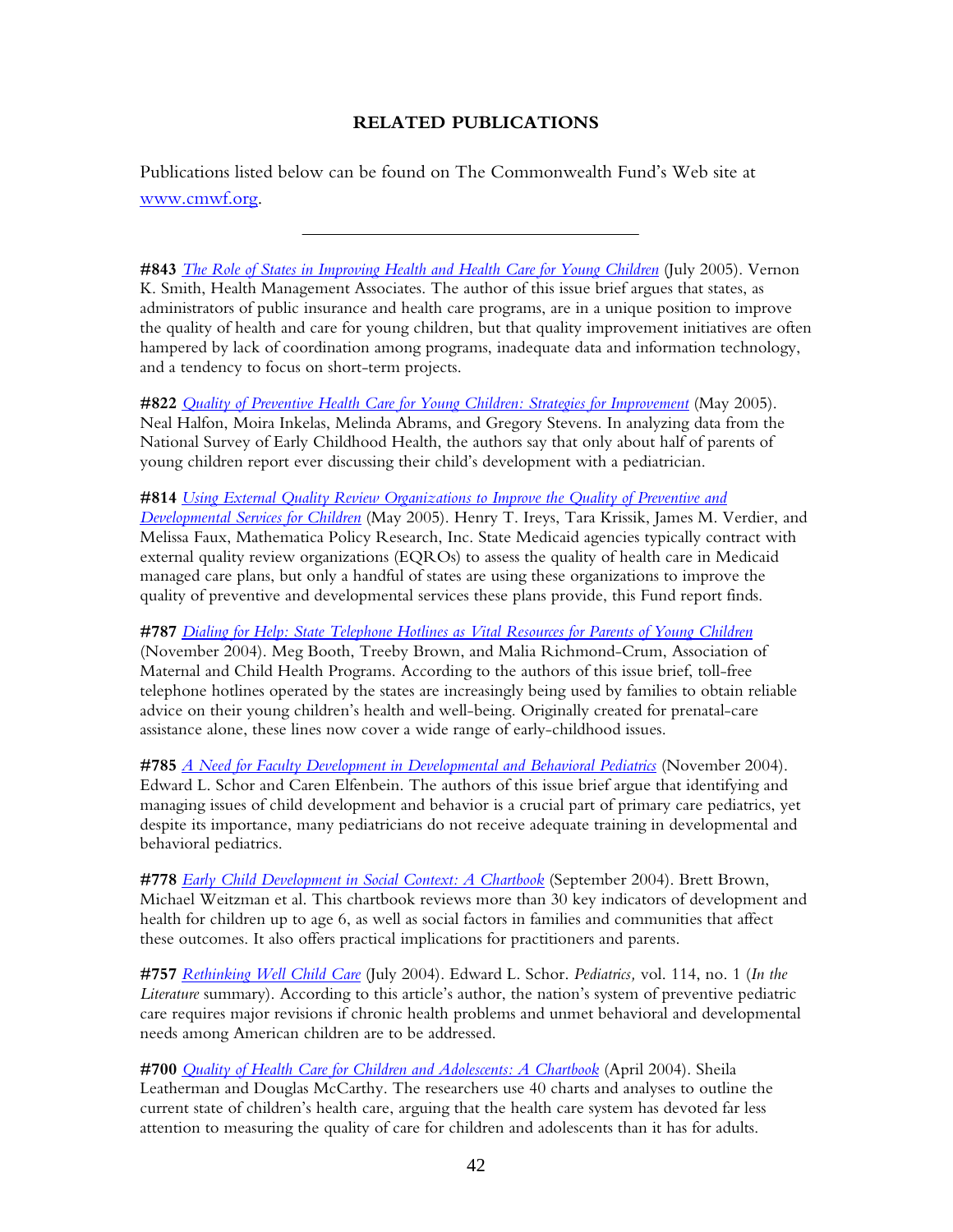## RELATED PUBLICATIONS

Publications listed below can be found on The Commonwealth Fund's Web site at [www.cmwf.org](http://www.cmwf.org).

---

**#843** *The Role of States in Improving Health and Health Care for Young Children* (July 2005). Vernon K. Smith, Health Management Associates. The author of this issue brief argues that states, as administrators of public insurance and health care programs, are in a unique position to improve the quality of health and care for young children, but that quality improvement initiatives are often hampered by lack of coordination among programs, inadequate data and information technology, and a tendency to focus on short-term projects.

**#822** *Quality of Preventive Health Care for Young Children: Strategies for Improvement* (May 2005). Neal Halfon, Moira Inkelas, Melinda Abrams, and Gregory Stevens. In analyzing data from the National Survey of Early Childhood Health, the authors say that only about half of parents of young children report ever discussing their child's development with a pediatrician.

**#814** *Using External Quality Review Organizations to Improve the Quality of Preventive and Developmental Services for Children* (May 2005). Henry T. Ireys, Tara Krissik, James M. Verdier, and Melissa Faux, Mathematica Policy Research, Inc. State Medicaid agencies typically contract with external quality review organizations (EQROs) to assess the quality of health care in Medicaid managed care plans, but only a handful of states are using these organizations to improve the quality of preventive and developmental services these plans provide, this Fund report finds.

**#787** *Dialing for Help: State Telephone Hotlines as Vital Resources for Parents of Young Children* (November 2004). Meg Booth, Treeby Brown, and Malia Richmond-Crum, Association of Maternal and Child Health Programs. According to the authors of this issue brief, toll-free telephone hotlines operated by the states are increasingly being used by families to obtain reliable advice on their young children's health and well-being. Originally created for prenatal-care assistance alone, these lines now cover a wide range of early-childhood issues.

**#785** *A Need for Faculty Development in Developmental and Behavioral Pediatrics* (November 2004). Edward L. Schor and Caren Elfenbein. The authors of this issue brief argue that identifying and managing issues of child development and behavior is a crucial part of primary care pediatrics, yet despite its importance, many pediatricians do not receive adequate training in developmental and behavioral pediatrics.

**#778** *Early Child Development in Social Context: A Chartbook* (September 2004). Brett Brown, Michael Weitzman et al. This chartbook reviews more than 30 key indicators of development and health for children up to age 6, as well as social factors in families and communities that affect these outcomes. It also offers practical implications for practitioners and parents.

**#757** *Rethinking Well Child Care* (July 2004). Edward L. Schor. *Pediatrics,* vol. 114, no. 1 (*In the Literature* summary). According to this article's author, the nation's system of preventive pediatric care requires major revisions if chronic health problems and unmet behavioral and developmental needs among American children are to be addressed.

**#700** *Quality of Health Care for Children and Adolescents: A Chartbook* (April 2004). Sheila Leatherman and Douglas McCarthy. The researchers use 40 charts and analyses to outline the current state of children's health care, arguing that the health care system has devoted far less attention to measuring the quality of care for children and adolescents than it has for adults.